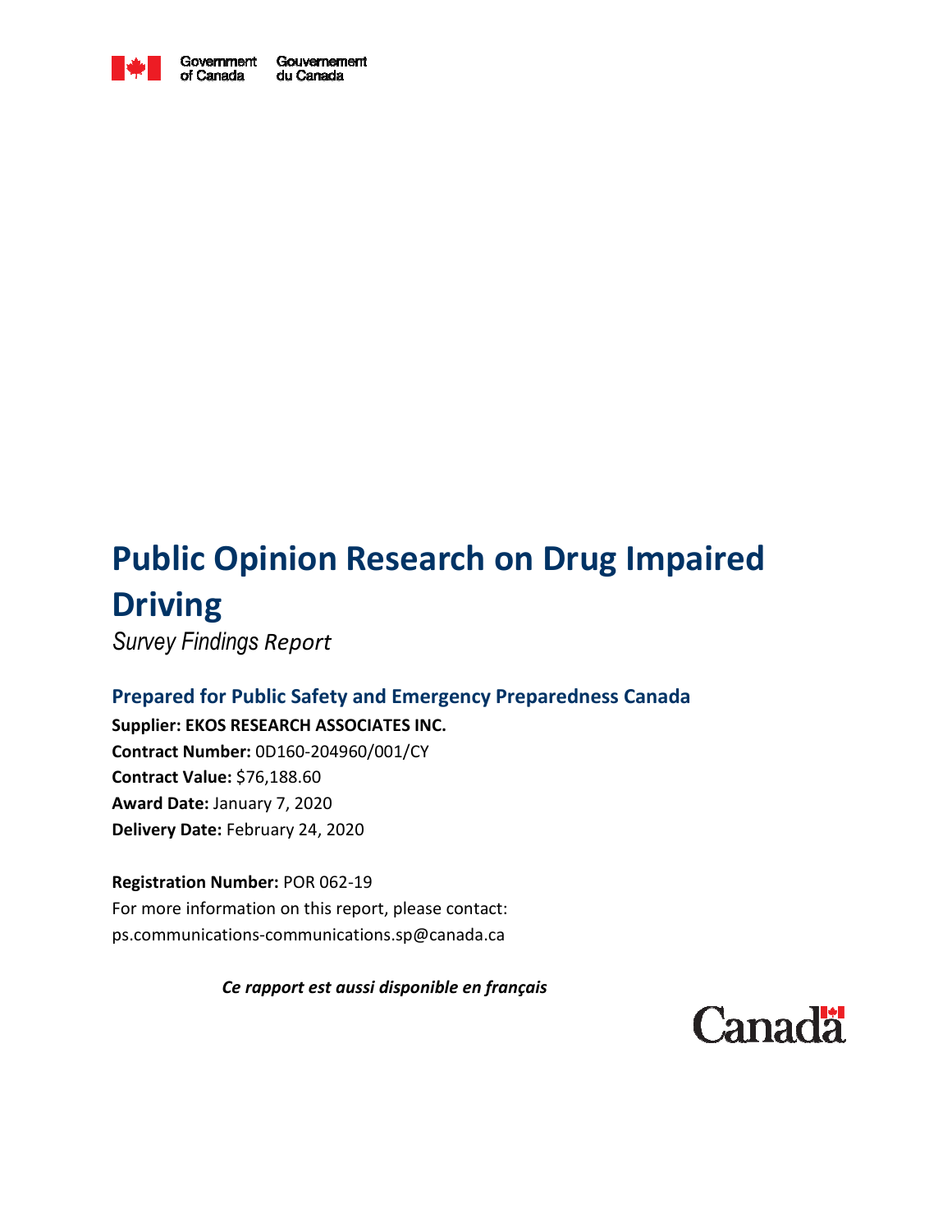Government of Canada Gouvernement du Canada

# Public Opinion Research on Drug Impaired Driving

*Survey Findings Report*

## Prepared for Public Safety and Emergency Preparedness Canada

**Supplier: EKOS RESEARCH ASSOCIATES INC.**
**Contract Number:** 0D160-204960/001/CY
**Contract Value:** $76,188.60
**Award Date:** January 7, 2020
**Delivery Date:** February 24, 2020

**Registration Number:** POR 062-19
For more information on this report, please contact:
ps.communications-communications.sp@canada.ca

***Ce rapport est aussi disponible en français***

Canada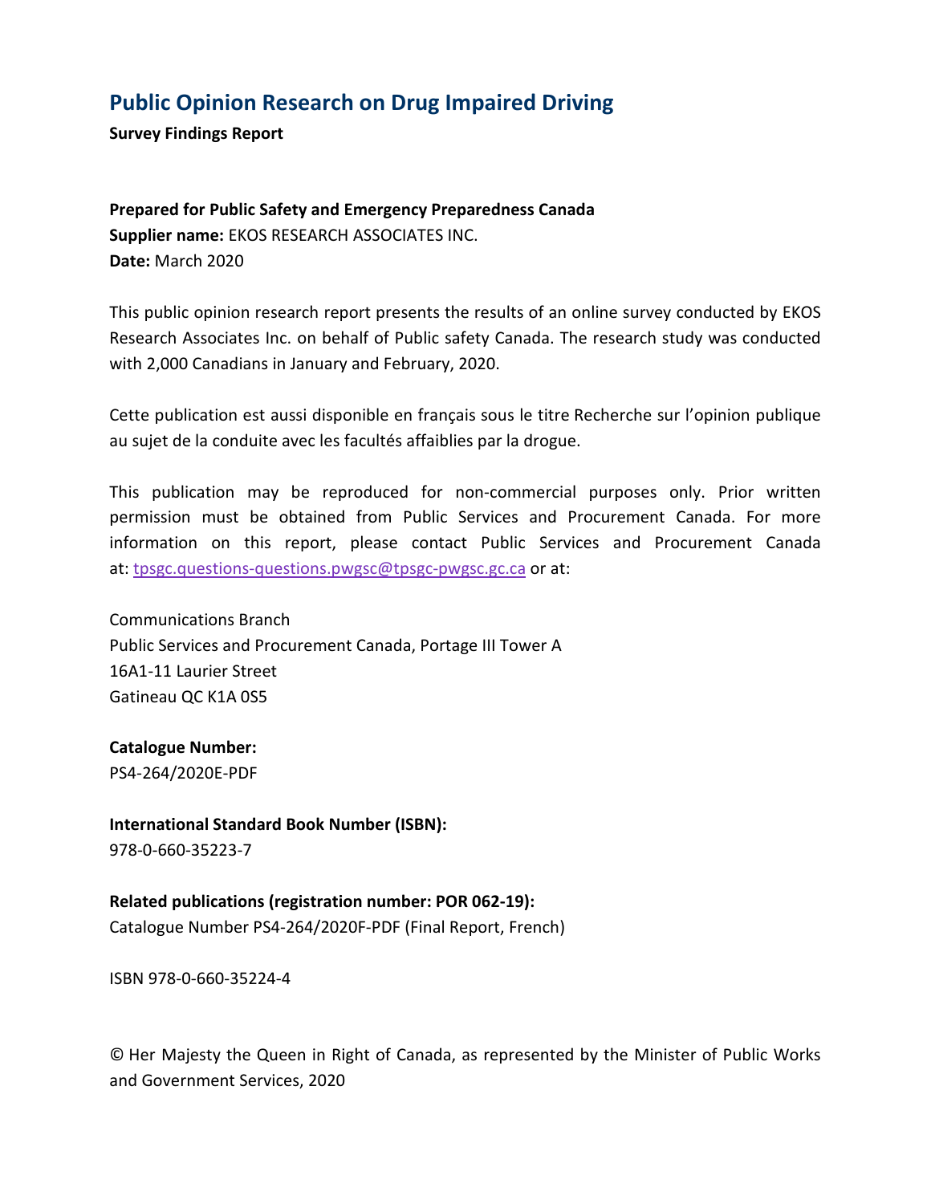## Public Opinion Research on Drug Impaired Driving

**Survey Findings Report**

**Prepared for Public Safety and Emergency Preparedness Canada**
**Supplier name:** EKOS RESEARCH ASSOCIATES INC.
**Date:** March 2020

This public opinion research report presents the results of an online survey conducted by EKOS Research Associates Inc. on behalf of Public safety Canada. The research study was conducted with 2,000 Canadians in January and February, 2020.

Cette publication est aussi disponible en français sous le titre Recherche sur l'opinion publique au sujet de la conduite avec les facultés affaiblies par la drogue.

This publication may be reproduced for non-commercial purposes only. Prior written permission must be obtained from Public Services and Procurement Canada. For more information on this report, please contact Public Services and Procurement Canada at: tpsgc.questions-questions.pwgsc@tpsgc-pwgsc.gc.ca or at:

Communications Branch
Public Services and Procurement Canada, Portage III Tower A
16A1-11 Laurier Street
Gatineau QC K1A 0S5

**Catalogue Number:**
PS4-264/2020E-PDF

**International Standard Book Number (ISBN):**
978-0-660-35223-7

**Related publications (registration number: POR 062-19):**
Catalogue Number PS4-264/2020F-PDF (Final Report, French)

ISBN 978-0-660-35224-4

© Her Majesty the Queen in Right of Canada, as represented by the Minister of Public Works and Government Services, 2020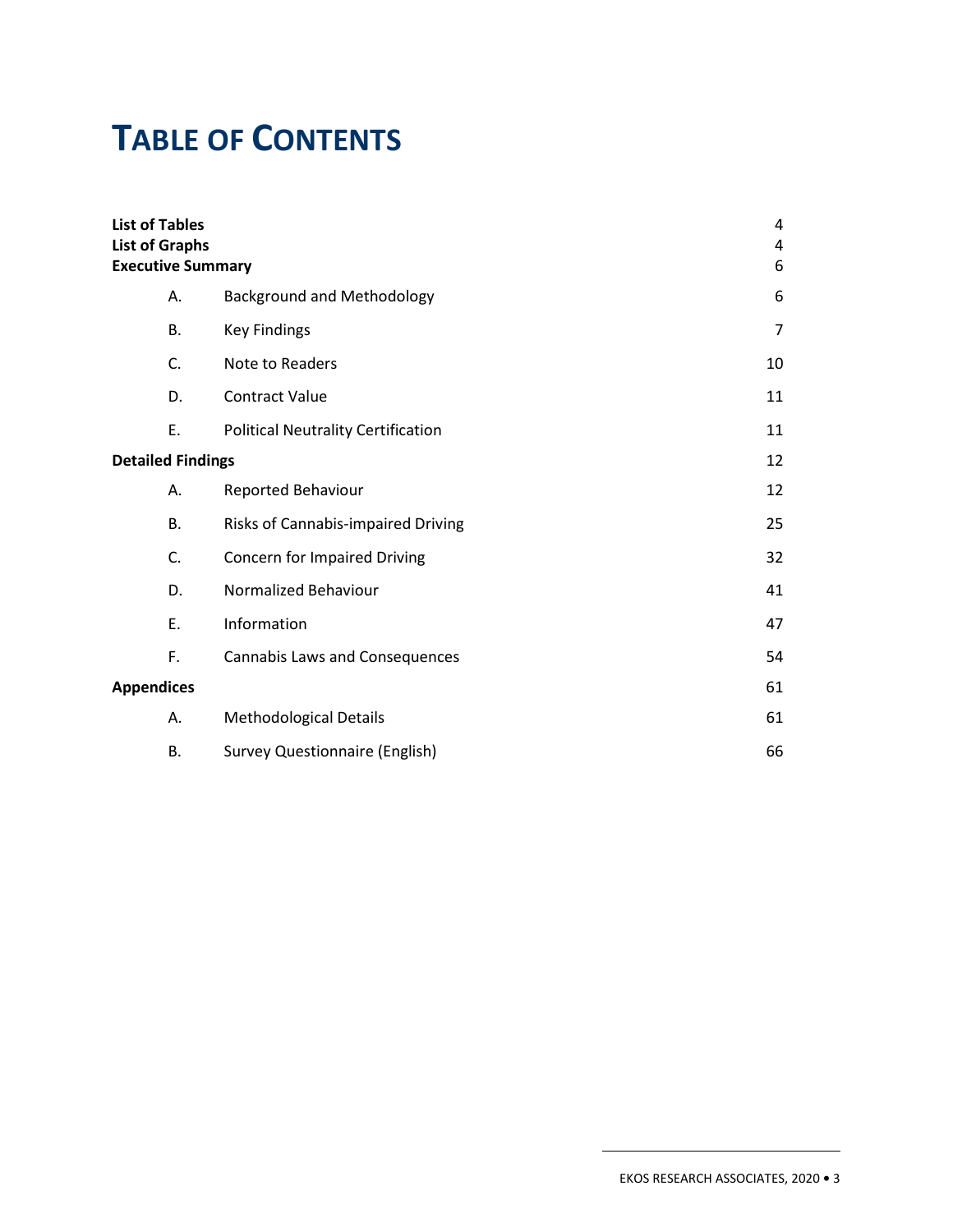# TABLE OF CONTENTS

| | | |
|---|---|---|
| **List of Tables** | | 4 |
| **List of Graphs** | | 4 |
| **Executive Summary** | | 6 |
| A. | Background and Methodology | 6 |
| B. | Key Findings | 7 |
| C. | Note to Readers | 10 |
| D. | Contract Value | 11 |
| E. | Political Neutrality Certification | 11 |
| **Detailed Findings** | | 12 |
| A. | Reported Behaviour | 12 |
| B. | Risks of Cannabis-impaired Driving | 25 |
| C. | Concern for Impaired Driving | 32 |
| D. | Normalized Behaviour | 41 |
| E. | Information | 47 |
| F. | Cannabis Laws and Consequences | 54 |
| **Appendices** | | 61 |
| A. | Methodological Details | 61 |
| B. | Survey Questionnaire (English) | 66 |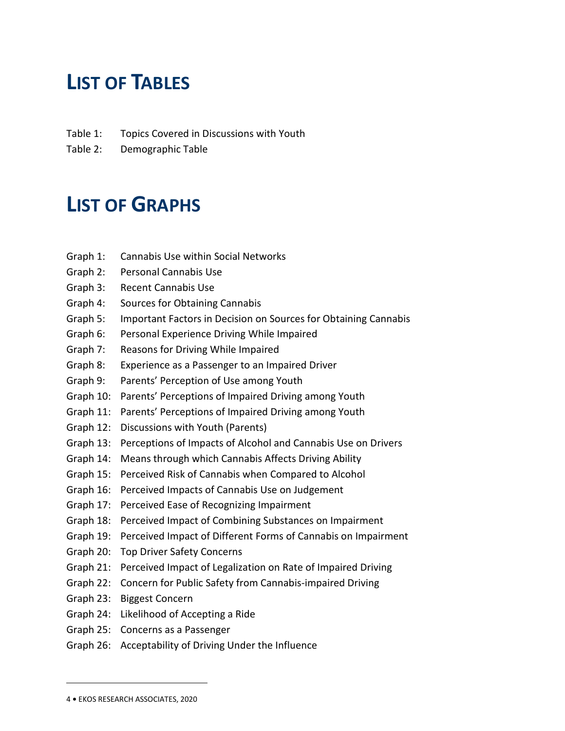# LIST OF TABLES

Table 1: Topics Covered in Discussions with Youth

Table 2: Demographic Table

# LIST OF GRAPHS

Graph 1: Cannabis Use within Social Networks

Graph 2: Personal Cannabis Use

Graph 3: Recent Cannabis Use

Graph 4: Sources for Obtaining Cannabis

Graph 5: Important Factors in Decision on Sources for Obtaining Cannabis

Graph 6: Personal Experience Driving While Impaired

Graph 7: Reasons for Driving While Impaired

Graph 8: Experience as a Passenger to an Impaired Driver

Graph 9: Parents' Perception of Use among Youth

Graph 10: Parents' Perceptions of Impaired Driving among Youth

Graph 11: Parents' Perceptions of Impaired Driving among Youth

Graph 12: Discussions with Youth (Parents)

Graph 13: Perceptions of Impacts of Alcohol and Cannabis Use on Drivers

Graph 14: Means through which Cannabis Affects Driving Ability

Graph 15: Perceived Risk of Cannabis when Compared to Alcohol

Graph 16: Perceived Impacts of Cannabis Use on Judgement

Graph 17: Perceived Ease of Recognizing Impairment

Graph 18: Perceived Impact of Combining Substances on Impairment

Graph 19: Perceived Impact of Different Forms of Cannabis on Impairment

Graph 20: Top Driver Safety Concerns

Graph 21: Perceived Impact of Legalization on Rate of Impaired Driving

Graph 22: Concern for Public Safety from Cannabis-impaired Driving

Graph 23: Biggest Concern

Graph 24: Likelihood of Accepting a Ride

Graph 25: Concerns as a Passenger

Graph 26: Acceptability of Driving Under the Influence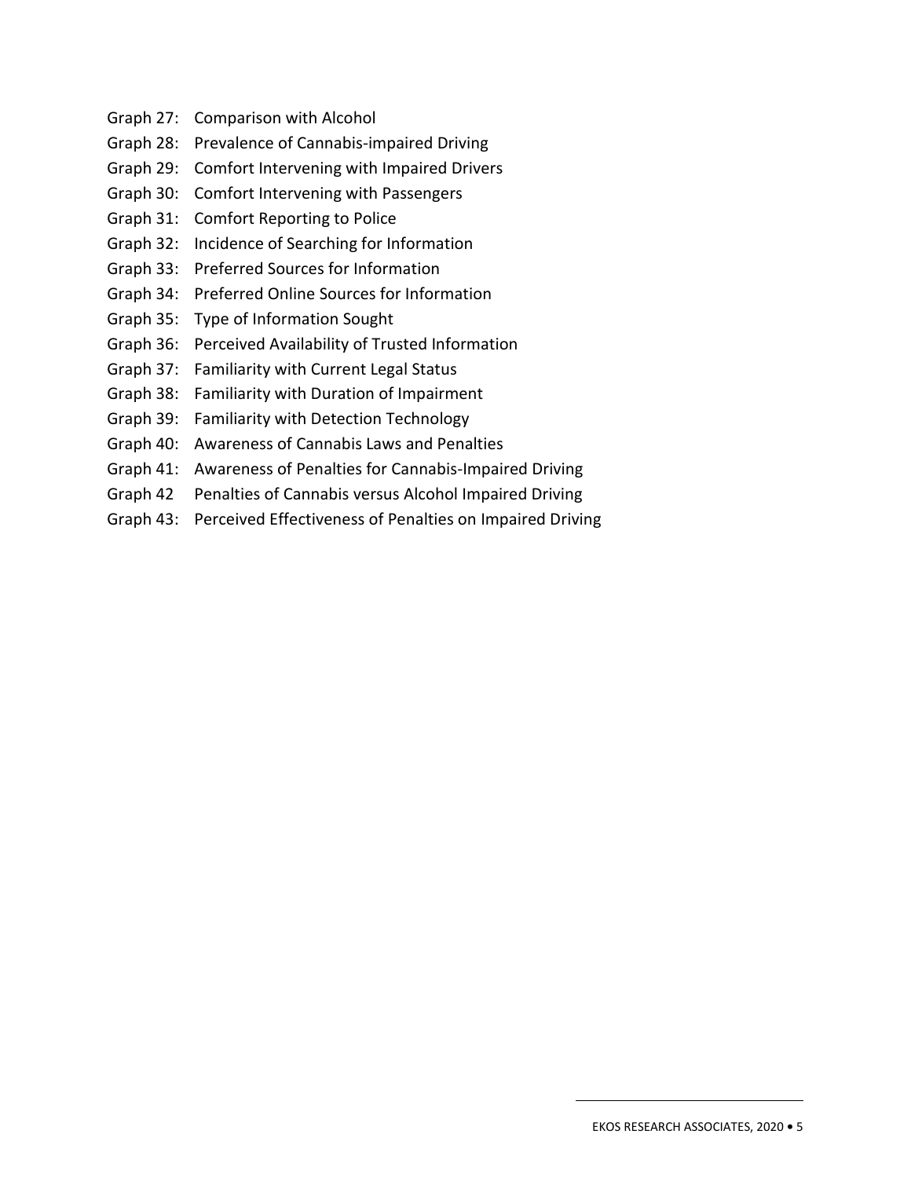Graph 27: Comparison with Alcohol
Graph 28: Prevalence of Cannabis-impaired Driving
Graph 29: Comfort Intervening with Impaired Drivers
Graph 30: Comfort Intervening with Passengers
Graph 31: Comfort Reporting to Police
Graph 32: Incidence of Searching for Information
Graph 33: Preferred Sources for Information
Graph 34: Preferred Online Sources for Information
Graph 35: Type of Information Sought
Graph 36: Perceived Availability of Trusted Information
Graph 37: Familiarity with Current Legal Status
Graph 38: Familiarity with Duration of Impairment
Graph 39: Familiarity with Detection Technology
Graph 40: Awareness of Cannabis Laws and Penalties
Graph 41: Awareness of Penalties for Cannabis-Impaired Driving
Graph 42 Penalties of Cannabis versus Alcohol Impaired Driving
Graph 43: Perceived Effectiveness of Penalties on Impaired Driving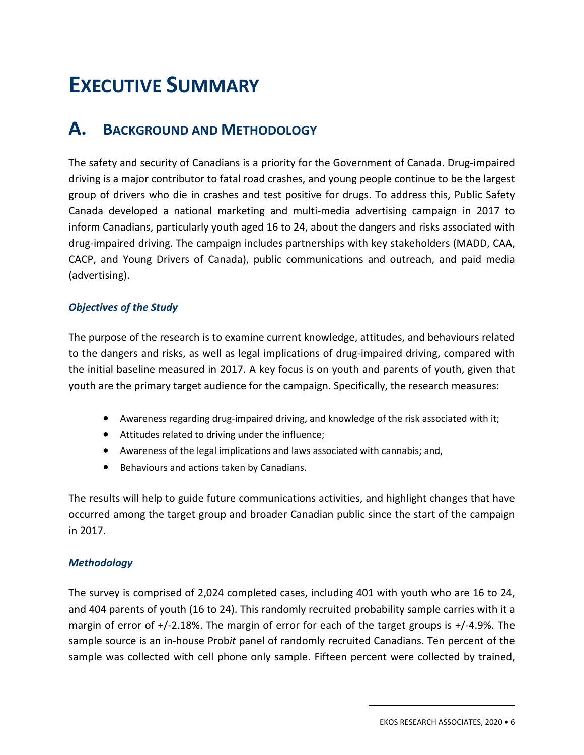# EXECUTIVE SUMMARY

## A. BACKGROUND AND METHODOLOGY

The safety and security of Canadians is a priority for the Government of Canada. Drug-impaired driving is a major contributor to fatal road crashes, and young people continue to be the largest group of drivers who die in crashes and test positive for drugs. To address this, Public Safety Canada developed a national marketing and multi-media advertising campaign in 2017 to inform Canadians, particularly youth aged 16 to 24, about the dangers and risks associated with drug-impaired driving. The campaign includes partnerships with key stakeholders (MADD, CAA, CACP, and Young Drivers of Canada), public communications and outreach, and paid media (advertising).

### *Objectives of the Study*

The purpose of the research is to examine current knowledge, attitudes, and behaviours related to the dangers and risks, as well as legal implications of drug-impaired driving, compared with the initial baseline measured in 2017. A key focus is on youth and parents of youth, given that youth are the primary target audience for the campaign. Specifically, the research measures:

- Awareness regarding drug-impaired driving, and knowledge of the risk associated with it;
- Attitudes related to driving under the influence;
- Awareness of the legal implications and laws associated with cannabis; and,
- Behaviours and actions taken by Canadians.

The results will help to guide future communications activities, and highlight changes that have occurred among the target group and broader Canadian public since the start of the campaign in 2017.

### *Methodology*

The survey is comprised of 2,024 completed cases, including 401 with youth who are 16 to 24, and 404 parents of youth (16 to 24). This randomly recruited probability sample carries with it a margin of error of +/-2.18%. The margin of error for each of the target groups is +/-4.9%. The sample source is an in-house Prob*it* panel of randomly recruited Canadians. Ten percent of the sample was collected with cell phone only sample. Fifteen percent were collected by trained,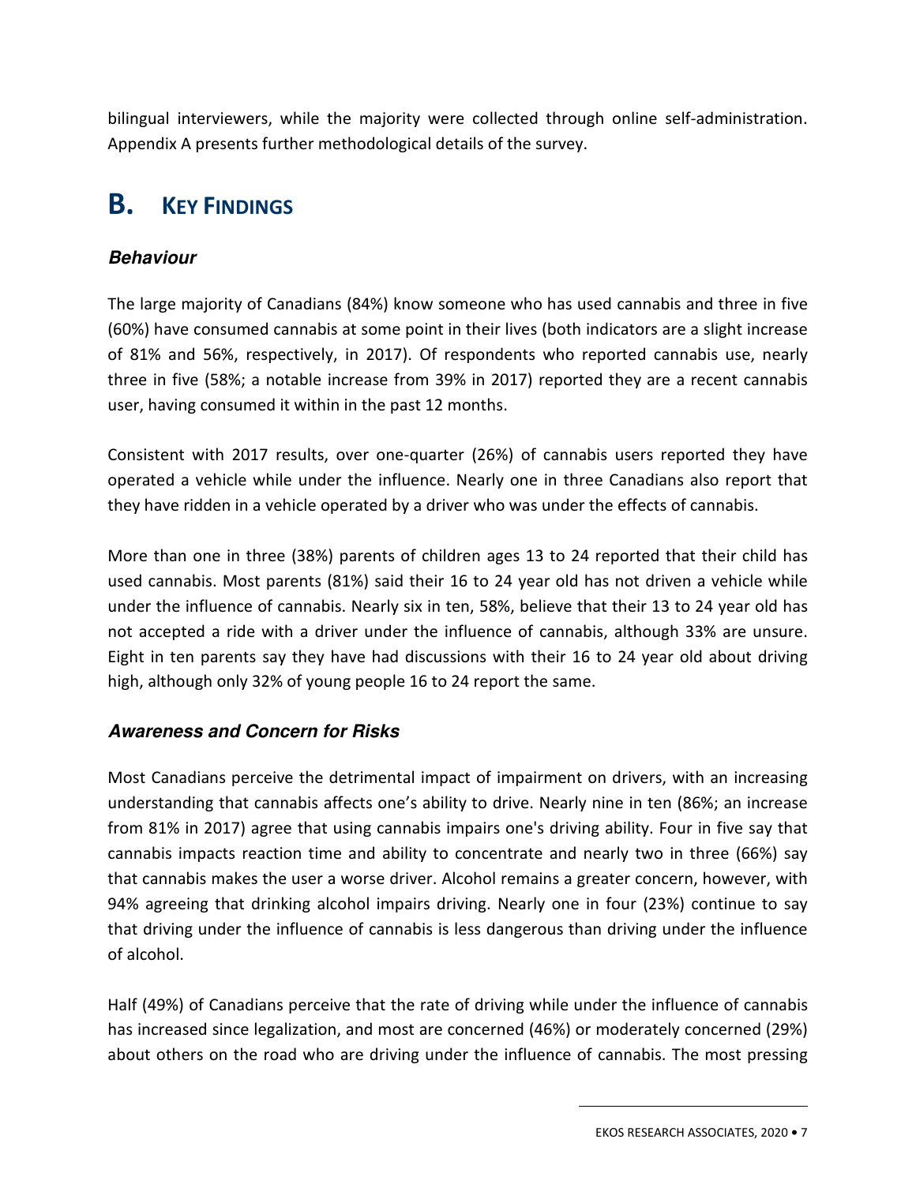bilingual interviewers, while the majority were collected through online self-administration. Appendix A presents further methodological details of the survey.

# B. KEY FINDINGS

### *Behaviour*

The large majority of Canadians (84%) know someone who has used cannabis and three in five (60%) have consumed cannabis at some point in their lives (both indicators are a slight increase of 81% and 56%, respectively, in 2017). Of respondents who reported cannabis use, nearly three in five (58%; a notable increase from 39% in 2017) reported they are a recent cannabis user, having consumed it within in the past 12 months.

Consistent with 2017 results, over one-quarter (26%) of cannabis users reported they have operated a vehicle while under the influence. Nearly one in three Canadians also report that they have ridden in a vehicle operated by a driver who was under the effects of cannabis.

More than one in three (38%) parents of children ages 13 to 24 reported that their child has used cannabis. Most parents (81%) said their 16 to 24 year old has not driven a vehicle while under the influence of cannabis. Nearly six in ten, 58%, believe that their 13 to 24 year old has not accepted a ride with a driver under the influence of cannabis, although 33% are unsure. Eight in ten parents say they have had discussions with their 16 to 24 year old about driving high, although only 32% of young people 16 to 24 report the same.

### *Awareness and Concern for Risks*

Most Canadians perceive the detrimental impact of impairment on drivers, with an increasing understanding that cannabis affects one's ability to drive. Nearly nine in ten (86%; an increase from 81% in 2017) agree that using cannabis impairs one's driving ability. Four in five say that cannabis impacts reaction time and ability to concentrate and nearly two in three (66%) say that cannabis makes the user a worse driver. Alcohol remains a greater concern, however, with 94% agreeing that drinking alcohol impairs driving. Nearly one in four (23%) continue to say that driving under the influence of cannabis is less dangerous than driving under the influence of alcohol.

Half (49%) of Canadians perceive that the rate of driving while under the influence of cannabis has increased since legalization, and most are concerned (46%) or moderately concerned (29%) about others on the road who are driving under the influence of cannabis. The most pressing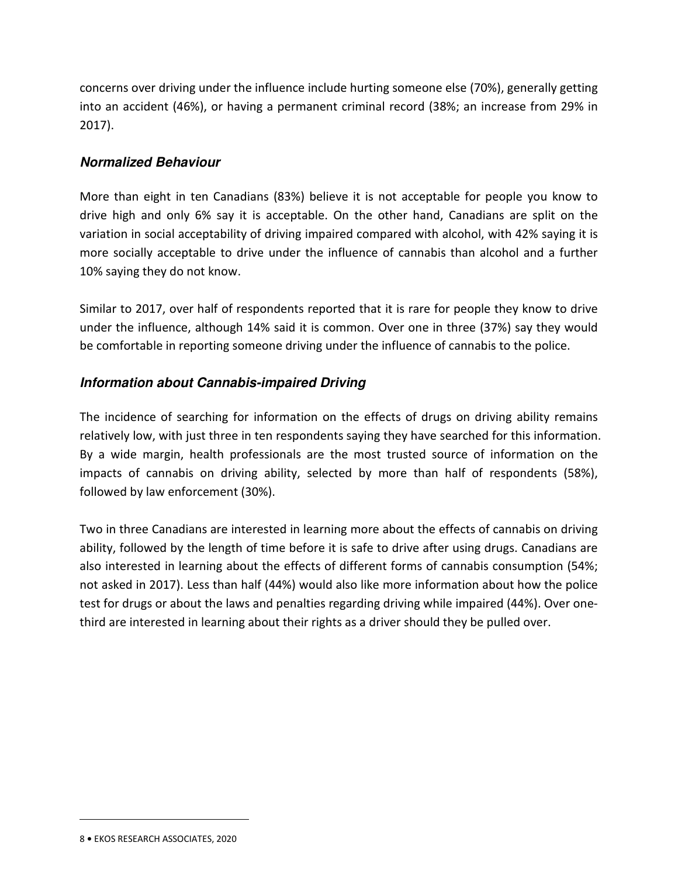concerns over driving under the influence include hurting someone else (70%), generally getting into an accident (46%), or having a permanent criminal record (38%; an increase from 29% in 2017).

### *Normalized Behaviour*

More than eight in ten Canadians (83%) believe it is not acceptable for people you know to drive high and only 6% say it is acceptable. On the other hand, Canadians are split on the variation in social acceptability of driving impaired compared with alcohol, with 42% saying it is more socially acceptable to drive under the influence of cannabis than alcohol and a further 10% saying they do not know.

Similar to 2017, over half of respondents reported that it is rare for people they know to drive under the influence, although 14% said it is common. Over one in three (37%) say they would be comfortable in reporting someone driving under the influence of cannabis to the police.

### *Information about Cannabis-impaired Driving*

The incidence of searching for information on the effects of drugs on driving ability remains relatively low, with just three in ten respondents saying they have searched for this information. By a wide margin, health professionals are the most trusted source of information on the impacts of cannabis on driving ability, selected by more than half of respondents (58%), followed by law enforcement (30%).

Two in three Canadians are interested in learning more about the effects of cannabis on driving ability, followed by the length of time before it is safe to drive after using drugs. Canadians are also interested in learning about the effects of different forms of cannabis consumption (54%; not asked in 2017). Less than half (44%) would also like more information about how the police test for drugs or about the laws and penalties regarding driving while impaired (44%). Over one-third are interested in learning about their rights as a driver should they be pulled over.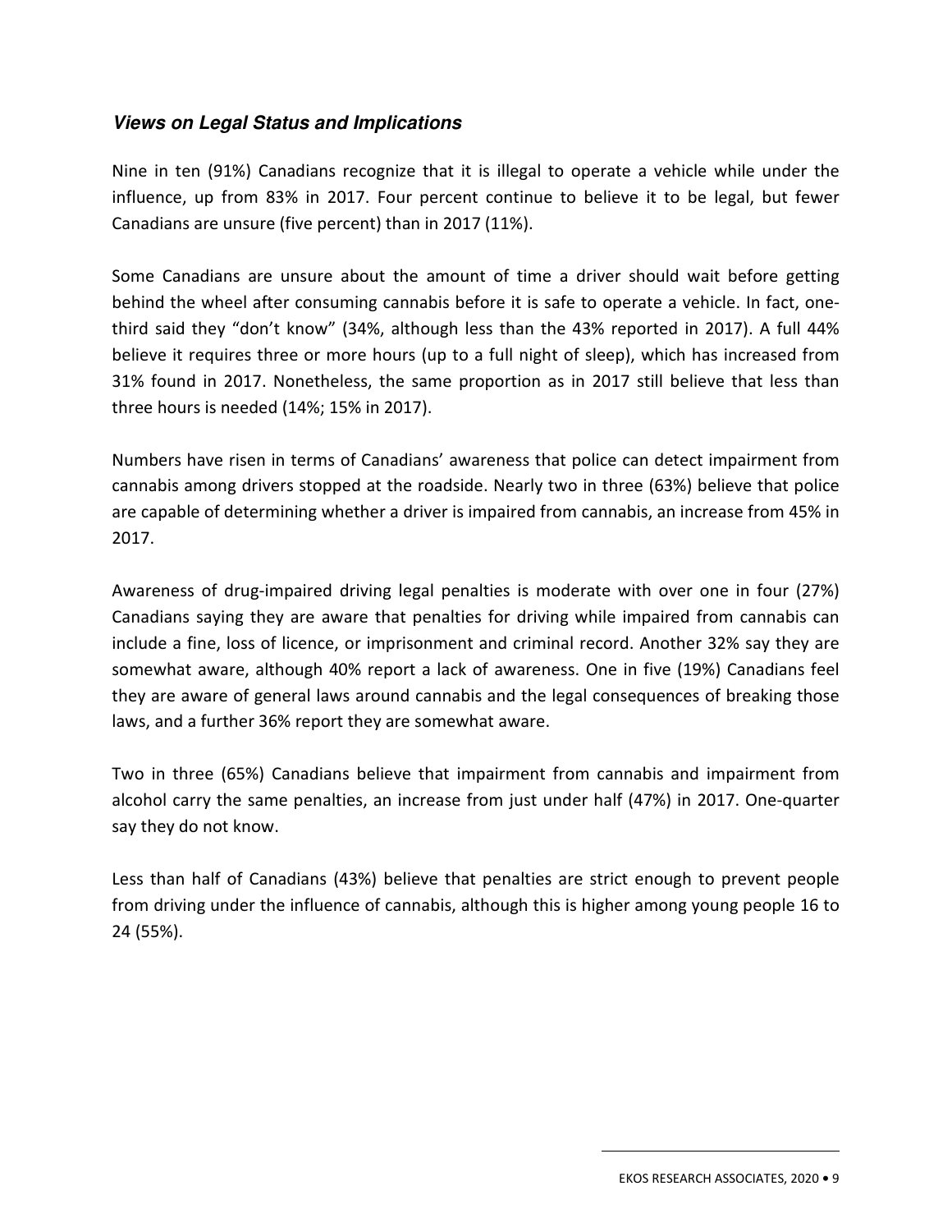### *Views on Legal Status and Implications*

Nine in ten (91%) Canadians recognize that it is illegal to operate a vehicle while under the influence, up from 83% in 2017. Four percent continue to believe it to be legal, but fewer Canadians are unsure (five percent) than in 2017 (11%).

Some Canadians are unsure about the amount of time a driver should wait before getting behind the wheel after consuming cannabis before it is safe to operate a vehicle. In fact, one-third said they "don't know" (34%, although less than the 43% reported in 2017). A full 44% believe it requires three or more hours (up to a full night of sleep), which has increased from 31% found in 2017. Nonetheless, the same proportion as in 2017 still believe that less than three hours is needed (14%; 15% in 2017).

Numbers have risen in terms of Canadians' awareness that police can detect impairment from cannabis among drivers stopped at the roadside. Nearly two in three (63%) believe that police are capable of determining whether a driver is impaired from cannabis, an increase from 45% in 2017.

Awareness of drug-impaired driving legal penalties is moderate with over one in four (27%) Canadians saying they are aware that penalties for driving while impaired from cannabis can include a fine, loss of licence, or imprisonment and criminal record. Another 32% say they are somewhat aware, although 40% report a lack of awareness. One in five (19%) Canadians feel they are aware of general laws around cannabis and the legal consequences of breaking those laws, and a further 36% report they are somewhat aware.

Two in three (65%) Canadians believe that impairment from cannabis and impairment from alcohol carry the same penalties, an increase from just under half (47%) in 2017. One-quarter say they do not know.

Less than half of Canadians (43%) believe that penalties are strict enough to prevent people from driving under the influence of cannabis, although this is higher among young people 16 to 24 (55%).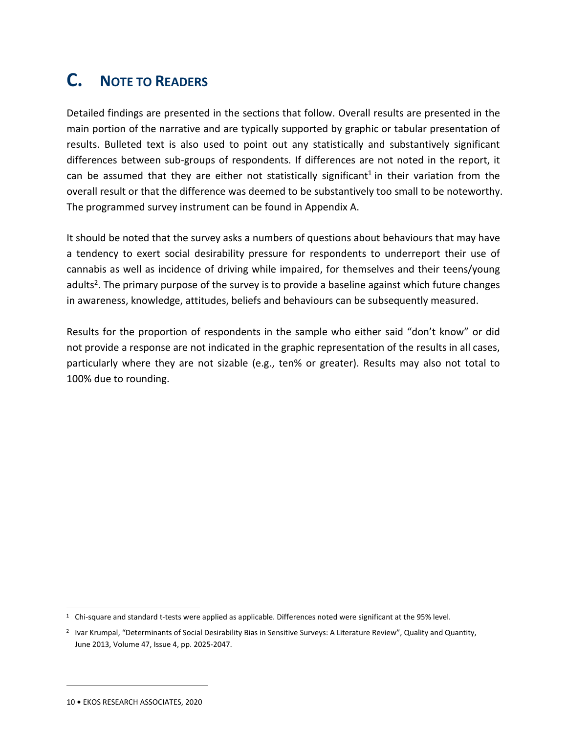# C. NOTE TO READERS

Detailed findings are presented in the sections that follow. Overall results are presented in the main portion of the narrative and are typically supported by graphic or tabular presentation of results. Bulleted text is also used to point out any statistically and substantively significant differences between sub-groups of respondents. If differences are not noted in the report, it can be assumed that they are either not statistically significant[1] in their variation from the overall result or that the difference was deemed to be substantively too small to be noteworthy. The programmed survey instrument can be found in Appendix A.

It should be noted that the survey asks a numbers of questions about behaviours that may have a tendency to exert social desirability pressure for respondents to underreport their use of cannabis as well as incidence of driving while impaired, for themselves and their teens/young adults[2]. The primary purpose of the survey is to provide a baseline against which future changes in awareness, knowledge, attitudes, beliefs and behaviours can be subsequently measured.

Results for the proportion of respondents in the sample who either said "don't know" or did not provide a response are not indicated in the graphic representation of the results in all cases, particularly where they are not sizable (e.g., ten% or greater). Results may also not total to 100% due to rounding.

---

[1] Chi-square and standard t-tests were applied as applicable. Differences noted were significant at the 95% level.

[2] Ivar Krumpal, "Determinants of Social Desirability Bias in Sensitive Surveys: A Literature Review", Quality and Quantity, June 2013, Volume 47, Issue 4, pp. 2025-2047.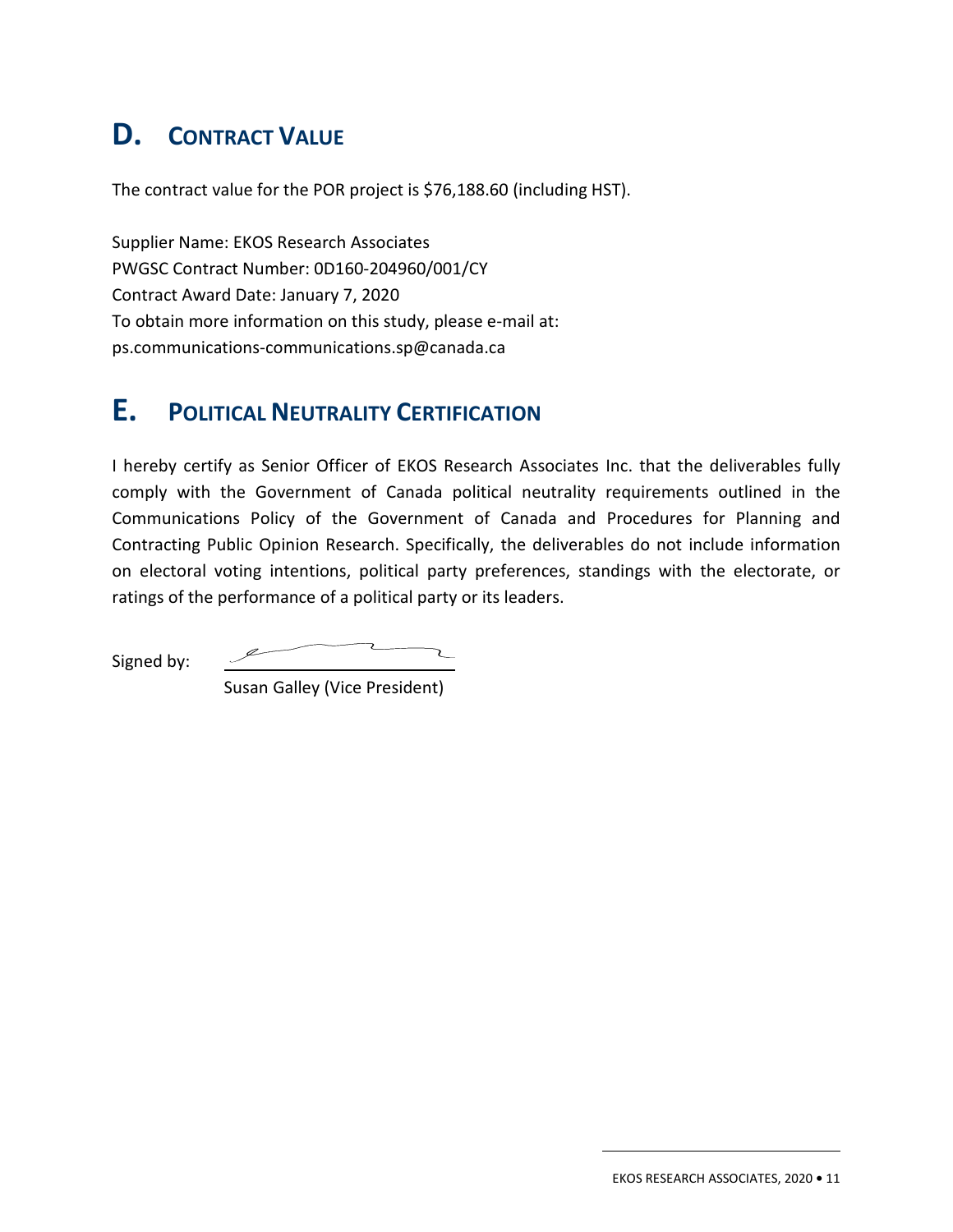## D. CONTRACT VALUE

The contract value for the POR project is $76,188.60 (including HST).

Supplier Name: EKOS Research Associates
PWGSC Contract Number: 0D160-204960/001/CY
Contract Award Date: January 7, 2020
To obtain more information on this study, please e-mail at:
ps.communications-communications.sp@canada.ca

## E. POLITICAL NEUTRALITY CERTIFICATION

I hereby certify as Senior Officer of EKOS Research Associates Inc. that the deliverables fully comply with the Government of Canada political neutrality requirements outlined in the Communications Policy of the Government of Canada and Procedures for Planning and Contracting Public Opinion Research. Specifically, the deliverables do not include information on electoral voting intentions, political party preferences, standings with the electorate, or ratings of the performance of a political party or its leaders.

Signed by:

Susan Galley (Vice President)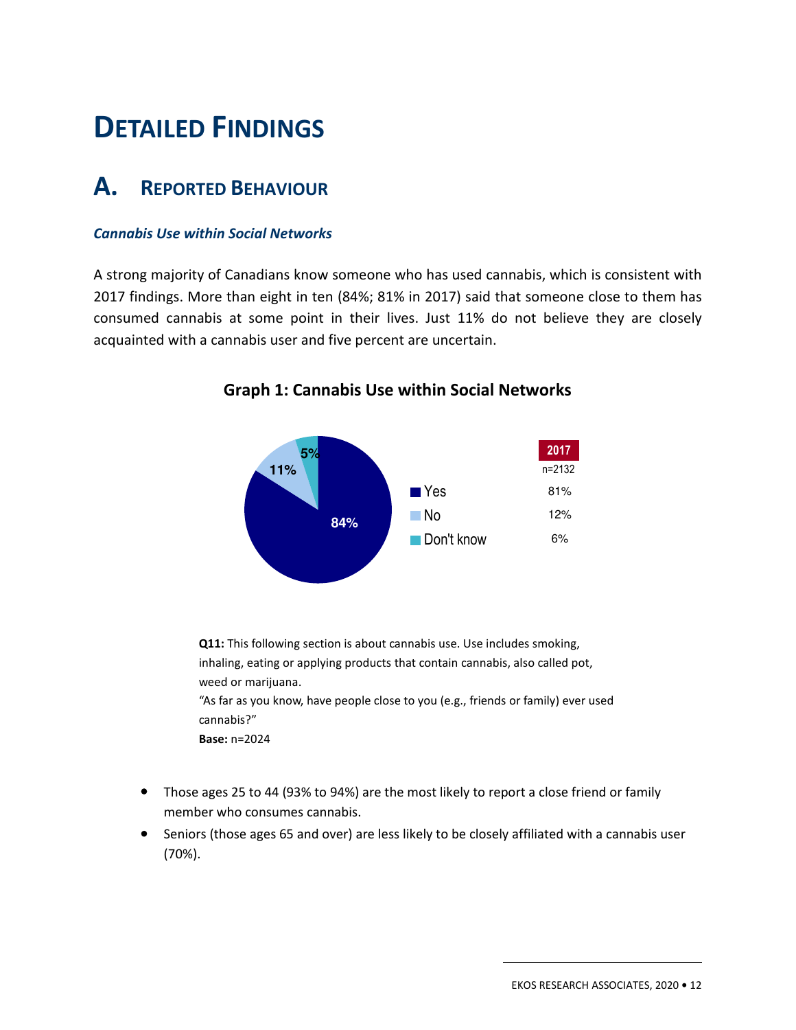# DETAILED FINDINGS

## A. REPORTED BEHAVIOUR

### *Cannabis Use within Social Networks*

A strong majority of Canadians know someone who has used cannabis, which is consistent with 2017 findings. More than eight in ten (84%; 81% in 2017) said that someone close to them has consumed cannabis at some point in their lives. Just 11% do not believe they are closely acquainted with a cannabis user and five percent are uncertain.

**Graph 1: Cannabis Use within Social Networks**

| | 2020 | 2017 (n=2132) |
|---|---|---|
| Yes | 84% | 81% |
| No | 11% | 12% |
| Don't know | 5% | 6% |

**Q11:** This following section is about cannabis use. Use includes smoking, inhaling, eating or applying products that contain cannabis, also called pot, weed or marijuana.
"As far as you know, have people close to you (e.g., friends or family) ever used cannabis?"
**Base:** n=2024

- Those ages 25 to 44 (93% to 94%) are the most likely to report a close friend or family member who consumes cannabis.
- Seniors (those ages 65 and over) are less likely to be closely affiliated with a cannabis user (70%).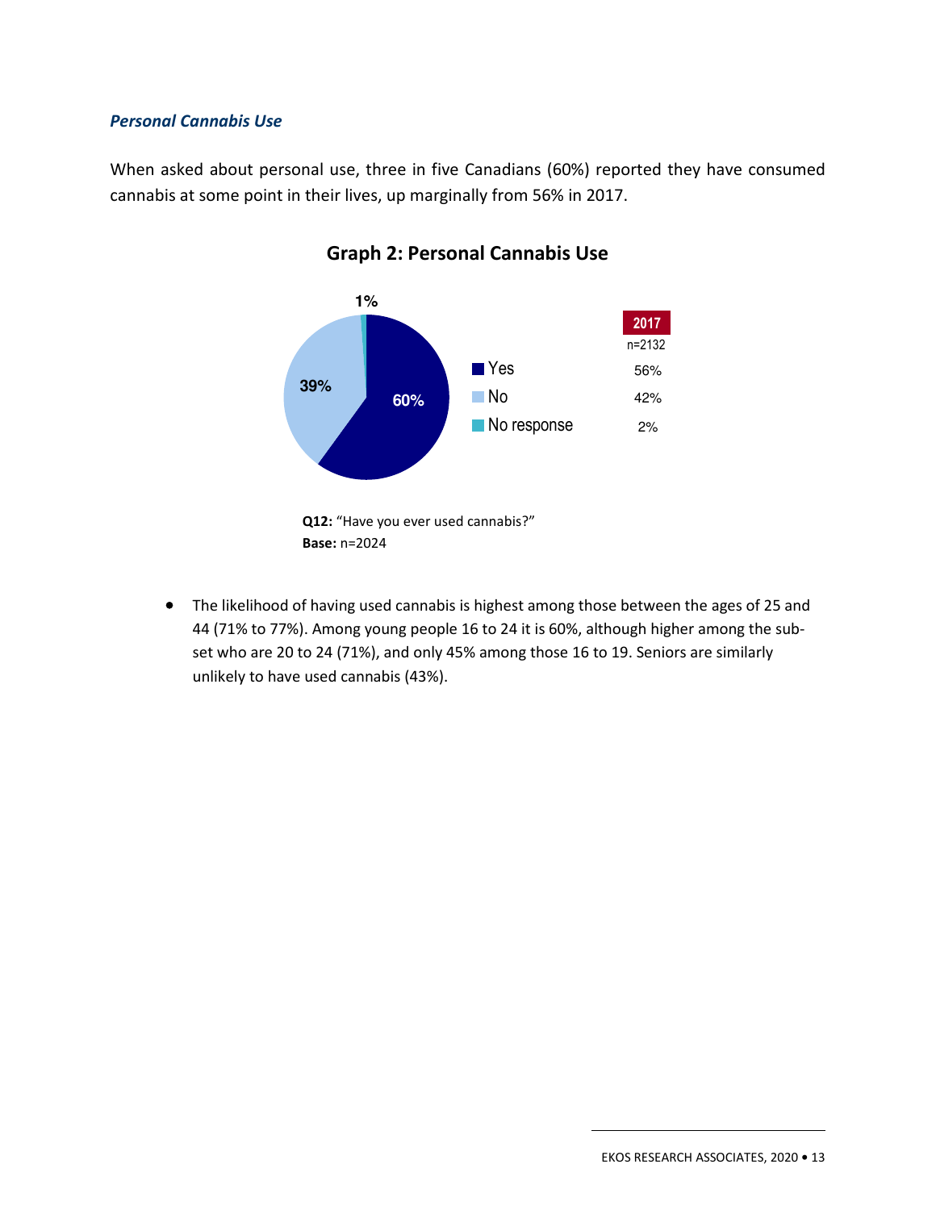### *Personal Cannabis Use*

When asked about personal use, three in five Canadians (60%) reported they have consumed cannabis at some point in their lives, up marginally from 56% in 2017.

**Graph 2: Personal Cannabis Use**

| | 2020 | 2017 (n=2132) |
|---|---|---|
| Yes | 60% | 56% |
| No | 39% | 42% |
| No response | 1% | 2% |

**Q12:** "Have you ever used cannabis?"
**Base:** n=2024

- The likelihood of having used cannabis is highest among those between the ages of 25 and 44 (71% to 77%). Among young people 16 to 24 it is 60%, although higher among the sub-set who are 20 to 24 (71%), and only 45% among those 16 to 19. Seniors are similarly unlikely to have used cannabis (43%).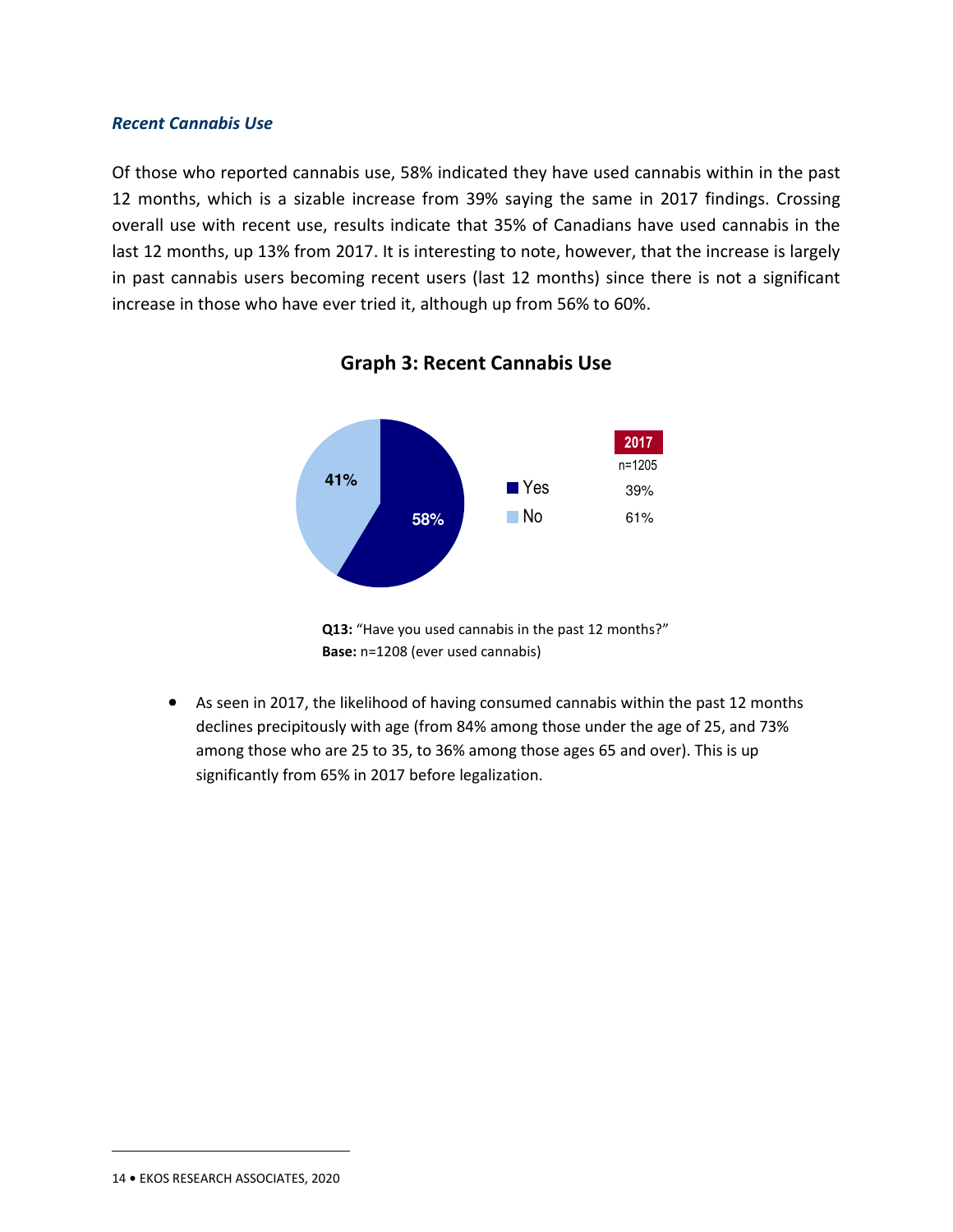### *Recent Cannabis Use*

Of those who reported cannabis use, 58% indicated they have used cannabis within in the past 12 months, which is a sizable increase from 39% saying the same in 2017 findings. Crossing overall use with recent use, results indicate that 35% of Canadians have used cannabis in the last 12 months, up 13% from 2017. It is interesting to note, however, that the increase is largely in past cannabis users becoming recent users (last 12 months) since there is not a significant increase in those who have ever tried it, although up from 56% to 60%.

**Graph 3: Recent Cannabis Use**

| | 2020 | 2017 (n=1205) |
|---|---|---|
| Yes | 58% | 39% |
| No | 41% | 61% |

**Q13:** "Have you used cannabis in the past 12 months?"
**Base:** n=1208 (ever used cannabis)

- As seen in 2017, the likelihood of having consumed cannabis within the past 12 months declines precipitously with age (from 84% among those under the age of 25, and 73% among those who are 25 to 35, to 36% among those ages 65 and over). This is up significantly from 65% in 2017 before legalization.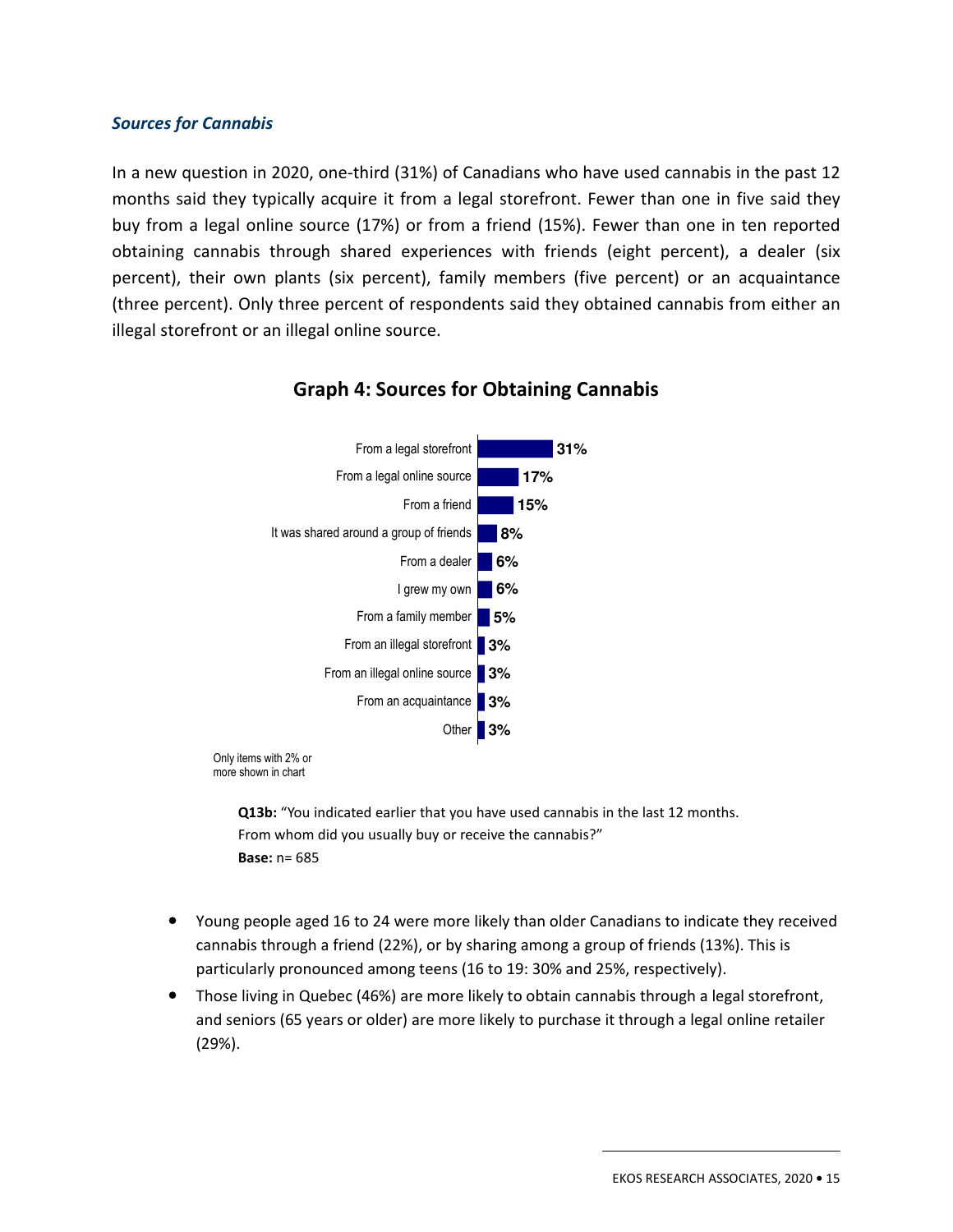### *Sources for Cannabis*

In a new question in 2020, one-third (31%) of Canadians who have used cannabis in the past 12 months said they typically acquire it from a legal storefront. Fewer than one in five said they buy from a legal online source (17%) or from a friend (15%). Fewer than one in ten reported obtaining cannabis through shared experiences with friends (eight percent), a dealer (six percent), their own plants (six percent), family members (five percent) or an acquaintance (three percent). Only three percent of respondents said they obtained cannabis from either an illegal storefront or an illegal online source.

## Graph 4: Sources for Obtaining Cannabis

| Source | % |
|---|---|
| From a legal storefront | 31% |
| From a legal online source | 17% |
| From a friend | 15% |
| It was shared around a group of friends | 8% |
| From a dealer | 6% |
| I grew my own | 6% |
| From a family member | 5% |
| From an illegal storefront | 3% |
| From an illegal online source | 3% |
| From an acquaintance | 3% |
| Other | 3% |

Only items with 2% or more shown in chart

**Q13b:** "You indicated earlier that you have used cannabis in the last 12 months. From whom did you usually buy or receive the cannabis?"
**Base:** n= 685

- Young people aged 16 to 24 were more likely than older Canadians to indicate they received cannabis through a friend (22%), or by sharing among a group of friends (13%). This is particularly pronounced among teens (16 to 19: 30% and 25%, respectively).
- Those living in Quebec (46%) are more likely to obtain cannabis through a legal storefront, and seniors (65 years or older) are more likely to purchase it through a legal online retailer (29%).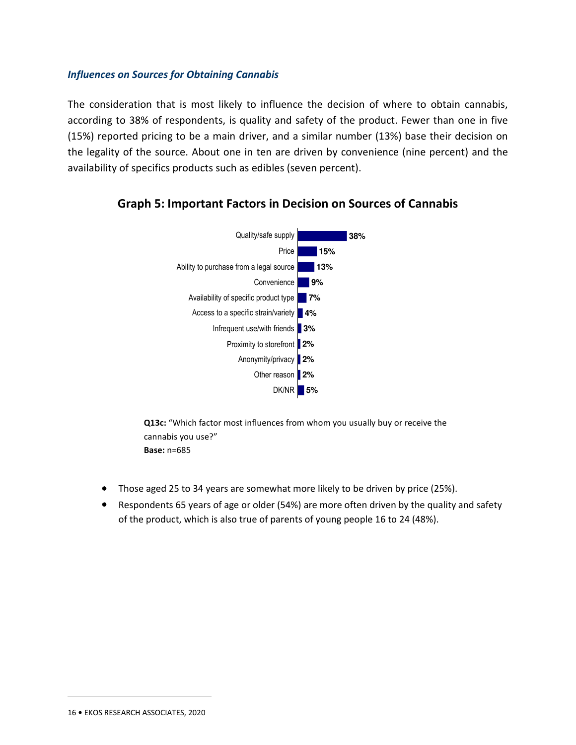### *Influences on Sources for Obtaining Cannabis*

The consideration that is most likely to influence the decision of where to obtain cannabis, according to 38% of respondents, is quality and safety of the product. Fewer than one in five (15%) reported pricing to be a main driver, and a similar number (13%) base their decision on the legality of the source. About one in ten are driven by convenience (nine percent) and the availability of specifics products such as edibles (seven percent).

## Graph 5: Important Factors in Decision on Sources of Cannabis

| Factor | % |
|---|---|
| Quality/safe supply | 38% |
| Price | 15% |
| Ability to purchase from a legal source | 13% |
| Convenience | 9% |
| Availability of specific product type | 7% |
| Access to a specific strain/variety | 4% |
| Infrequent use/with friends | 3% |
| Proximity to storefront | 2% |
| Anonymity/privacy | 2% |
| Other reason | 2% |
| DK/NR | 5% |

**Q13c:** "Which factor most influences from whom you usually buy or receive the cannabis you use?"
**Base:** n=685

- Those aged 25 to 34 years are somewhat more likely to be driven by price (25%).
- Respondents 65 years of age or older (54%) are more often driven by the quality and safety of the product, which is also true of parents of young people 16 to 24 (48%).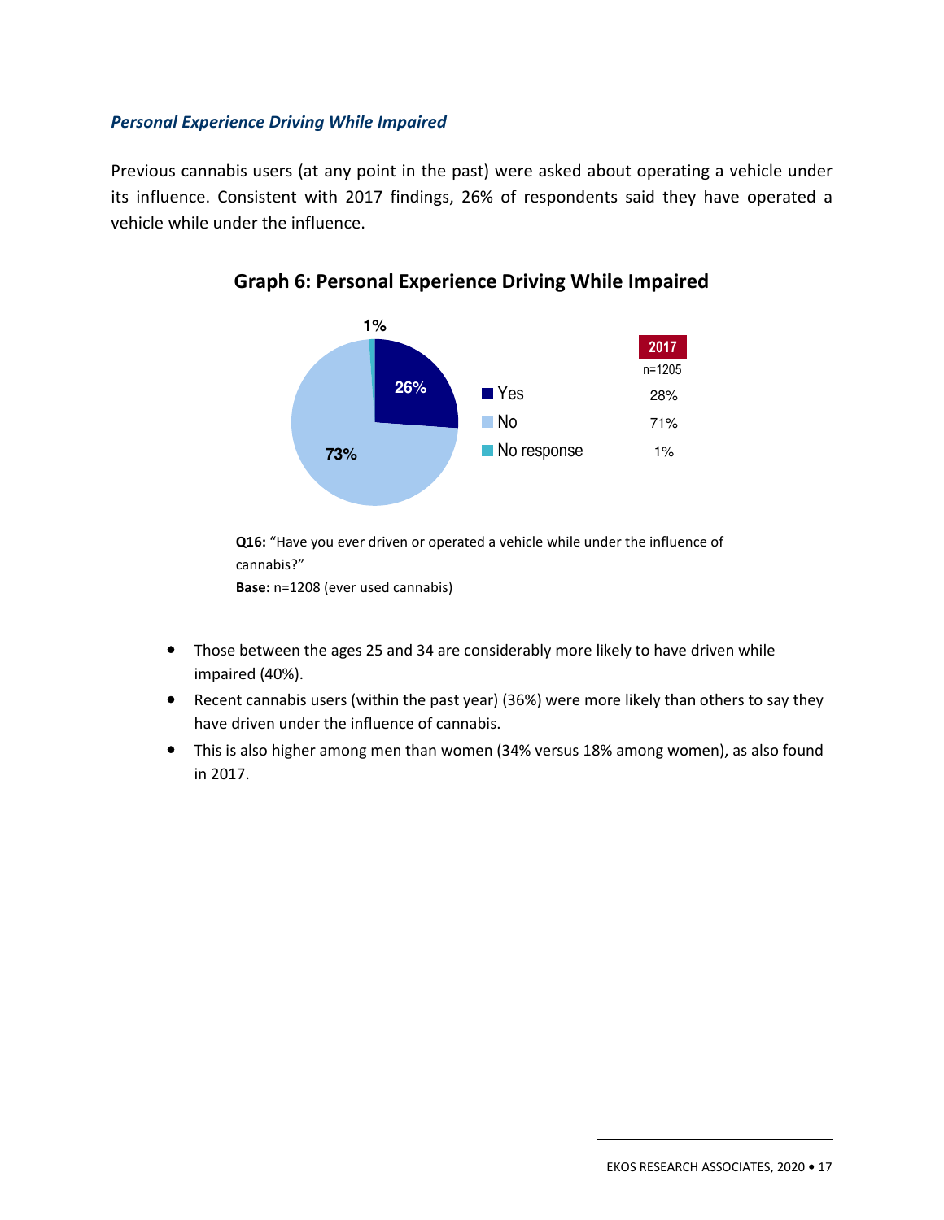### *Personal Experience Driving While Impaired*

Previous cannabis users (at any point in the past) were asked about operating a vehicle under its influence. Consistent with 2017 findings, 26% of respondents said they have operated a vehicle while under the influence.

**Graph 6: Personal Experience Driving While Impaired**

| | 2020 | 2017 (n=1205) |
|---|---|---|
| Yes | 26% | 28% |
| No | 73% | 71% |
| No response | 1% | 1% |

**Q16:** "Have you ever driven or operated a vehicle while under the influence of cannabis?"
**Base:** n=1208 (ever used cannabis)

- Those between the ages 25 and 34 are considerably more likely to have driven while impaired (40%).
- Recent cannabis users (within the past year) (36%) were more likely than others to say they have driven under the influence of cannabis.
- This is also higher among men than women (34% versus 18% among women), as also found in 2017.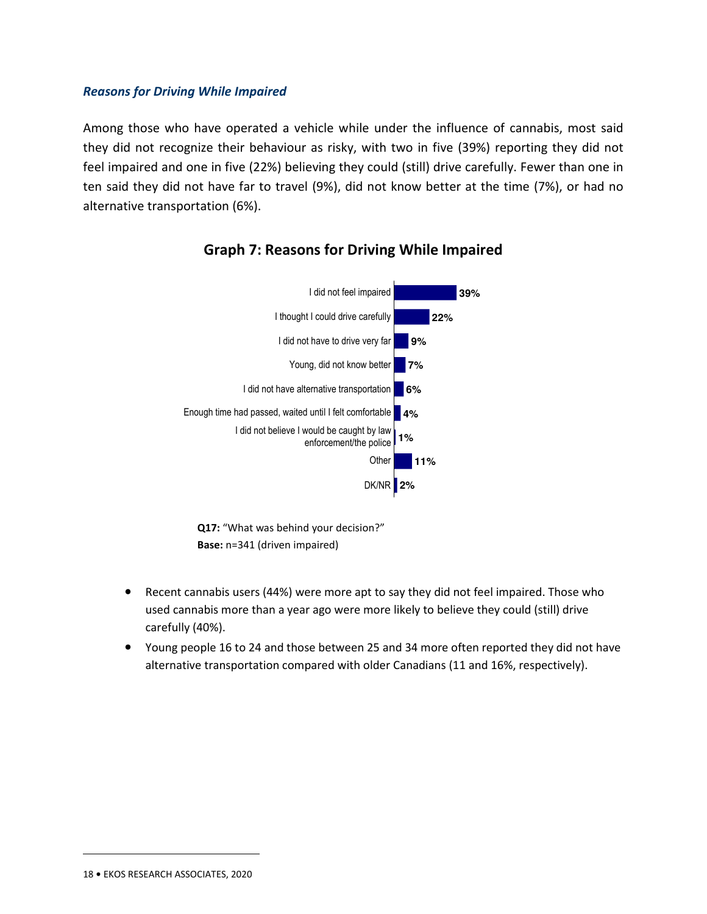### *Reasons for Driving While Impaired*

Among those who have operated a vehicle while under the influence of cannabis, most said they did not recognize their behaviour as risky, with two in five (39%) reporting they did not feel impaired and one in five (22%) believing they could (still) drive carefully. Fewer than one in ten said they did not have far to travel (9%), did not know better at the time (7%), or had no alternative transportation (6%).

**Graph 7: Reasons for Driving While Impaired**

| Reason | % |
|---|---|
| I did not feel impaired | 39% |
| I thought I could drive carefully | 22% |
| I did not have to drive very far | 9% |
| Young, did not know better | 7% |
| I did not have alternative transportation | 6% |
| Enough time had passed, waited until I felt comfortable | 4% |
| I did not believe I would be caught by law enforcement/the police | 1% |
| Other | 11% |
| DK/NR | 2% |

**Q17:** "What was behind your decision?"
**Base:** n=341 (driven impaired)

- Recent cannabis users (44%) were more apt to say they did not feel impaired. Those who used cannabis more than a year ago were more likely to believe they could (still) drive carefully (40%).
- Young people 16 to 24 and those between 25 and 34 more often reported they did not have alternative transportation compared with older Canadians (11 and 16%, respectively).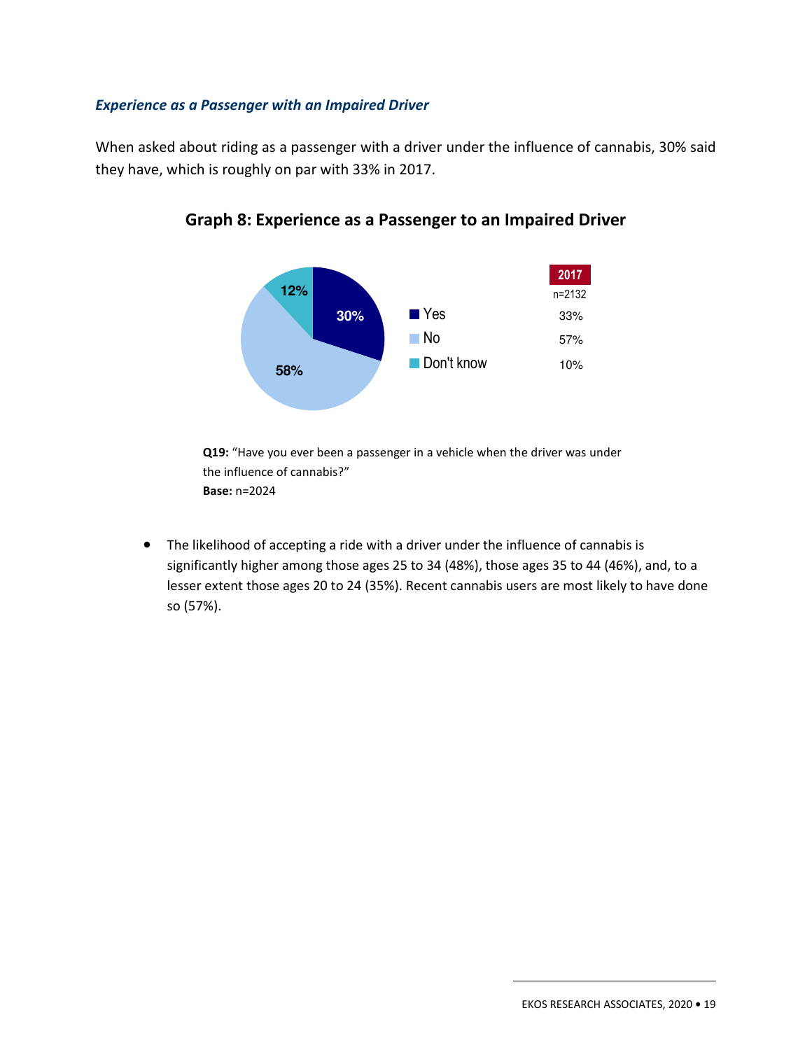### *Experience as a Passenger with an Impaired Driver*

When asked about riding as a passenger with a driver under the influence of cannabis, 30% said they have, which is roughly on par with 33% in 2017.

**Graph 8: Experience as a Passenger to an Impaired Driver**

| | 2020 | 2017 (n=2132) |
|---|---|---|
| Yes | 30% | 33% |
| No | 58% | 57% |
| Don't know | 12% | 10% |

**Q19:** "Have you ever been a passenger in a vehicle when the driver was under the influence of cannabis?"
**Base:** n=2024

- The likelihood of accepting a ride with a driver under the influence of cannabis is significantly higher among those ages 25 to 34 (48%), those ages 35 to 44 (46%), and, to a lesser extent those ages 20 to 24 (35%). Recent cannabis users are most likely to have done so (57%).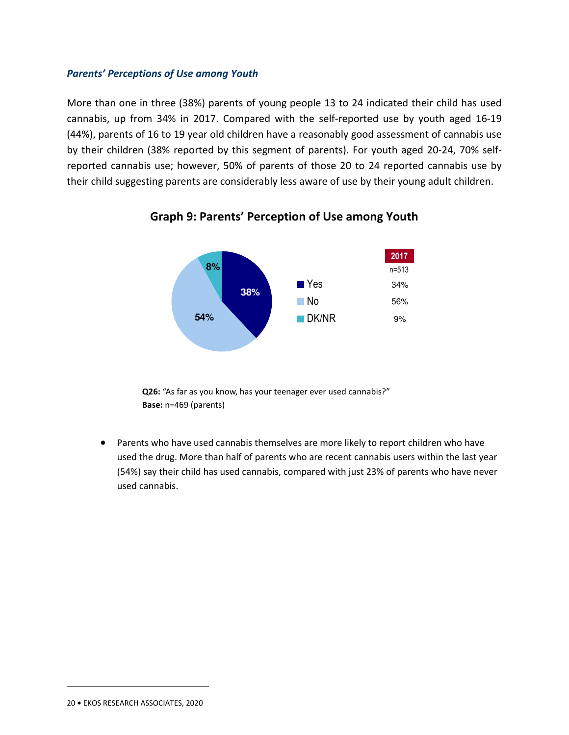### *Parents' Perceptions of Use among Youth*

More than one in three (38%) parents of young people 13 to 24 indicated their child has used cannabis, up from 34% in 2017. Compared with the self-reported use by youth aged 16-19 (44%), parents of 16 to 19 year old children have a reasonably good assessment of cannabis use by their children (38% reported by this segment of parents). For youth aged 20-24, 70% self-reported cannabis use; however, 50% of parents of those 20 to 24 reported cannabis use by their child suggesting parents are considerably less aware of use by their young adult children.

**Graph 9: Parents' Perception of Use among Youth**

| | 2020 | 2017 (n=513) |
|---|---|---|
| Yes | 38% | 34% |
| No | 54% | 56% |
| DK/NR | 8% | 9% |

**Q26:** "As far as you know, has your teenager ever used cannabis?"
**Base:** n=469 (parents)

- Parents who have used cannabis themselves are more likely to report children who have used the drug. More than half of parents who are recent cannabis users within the last year (54%) say their child has used cannabis, compared with just 23% of parents who have never used cannabis.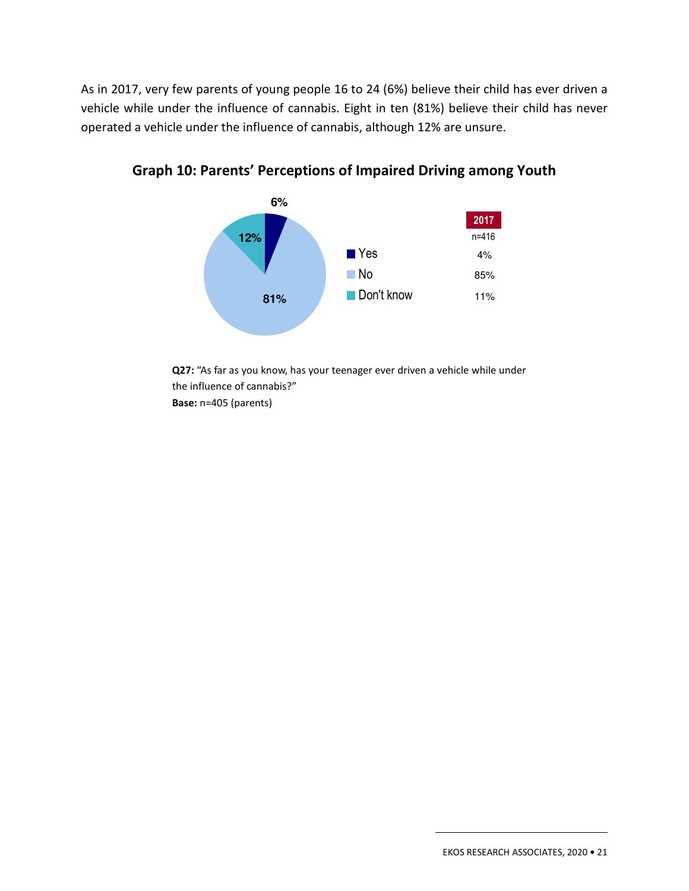As in 2017, very few parents of young people 16 to 24 (6%) believe their child has ever driven a vehicle while under the influence of cannabis. Eight in ten (81%) believe their child has never operated a vehicle under the influence of cannabis, although 12% are unsure.

### Graph 10: Parents' Perceptions of Impaired Driving among Youth

| | 2020 | 2017 (n=416) |
|---|---|---|
| Yes | 6% | 4% |
| No | 81% | 85% |
| Don't know | 12% | 11% |

**Q27:** "As far as you know, has your teenager ever driven a vehicle while under the influence of cannabis?"
**Base:** n=405 (parents)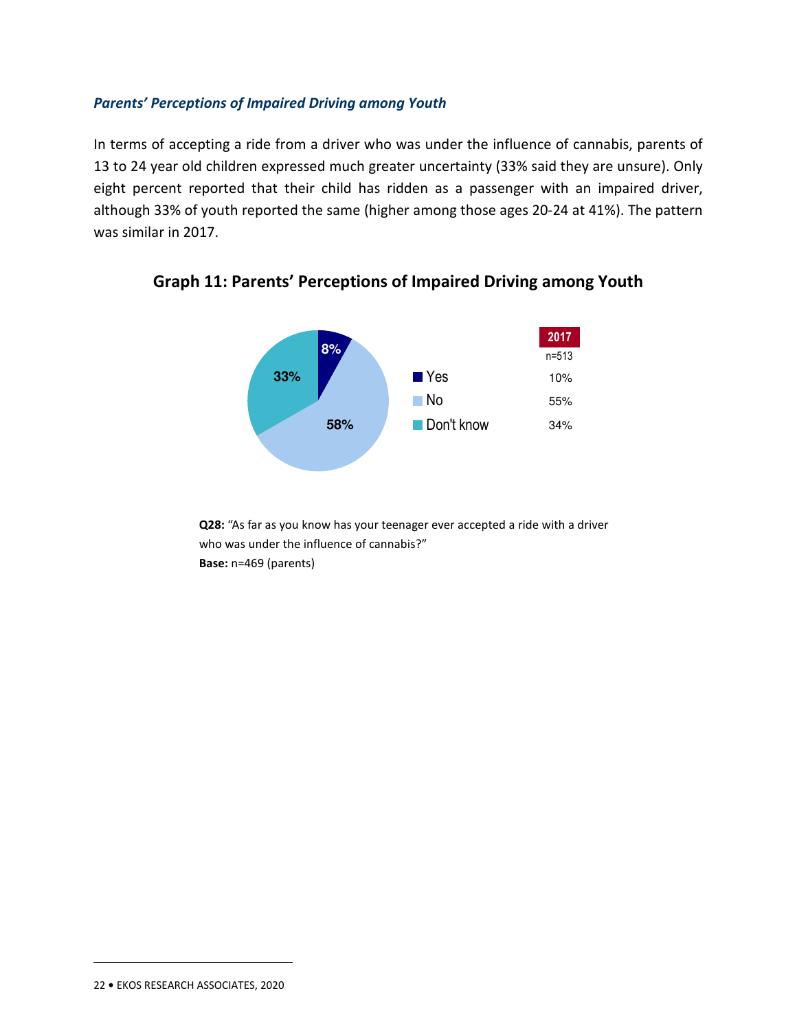### *Parents' Perceptions of Impaired Driving among Youth*

In terms of accepting a ride from a driver who was under the influence of cannabis, parents of 13 to 24 year old children expressed much greater uncertainty (33% said they are unsure). Only eight percent reported that their child has ridden as a passenger with an impaired driver, although 33% of youth reported the same (higher among those ages 20-24 at 41%). The pattern was similar in 2017.

**Graph 11: Parents' Perceptions of Impaired Driving among Youth**

| | 2020 | 2017 (n=513) |
|---|---|---|
| Yes | 8% | 10% |
| No | 58% | 55% |
| Don't know | 33% | 34% |

**Q28:** "As far as you know has your teenager ever accepted a ride with a driver who was under the influence of cannabis?"
**Base:** n=469 (parents)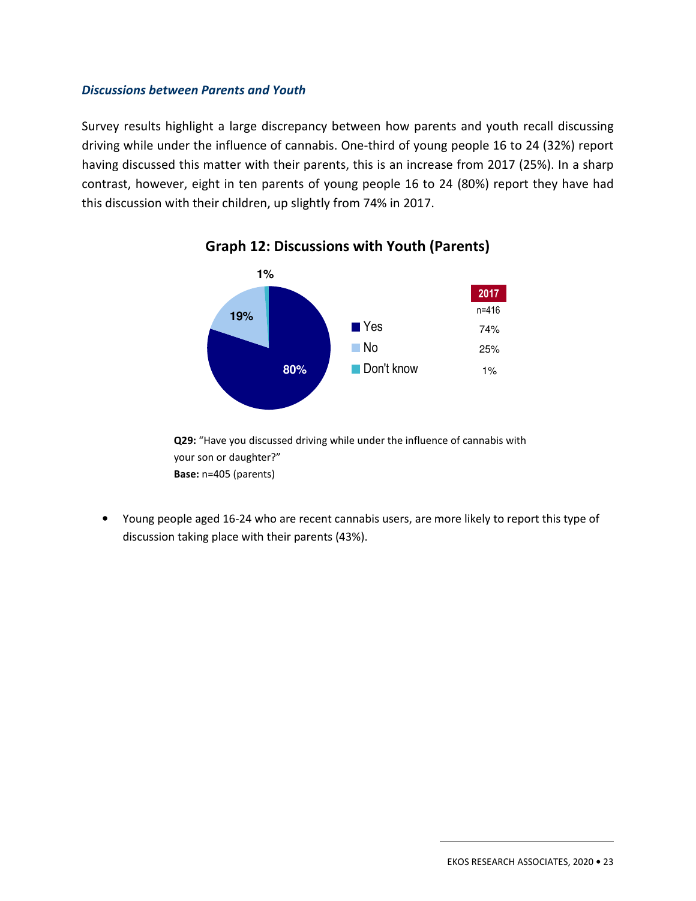### *Discussions between Parents and Youth*

Survey results highlight a large discrepancy between how parents and youth recall discussing driving while under the influence of cannabis. One-third of young people 16 to 24 (32%) report having discussed this matter with their parents, this is an increase from 2017 (25%). In a sharp contrast, however, eight in ten parents of young people 16 to 24 (80%) report they have had this discussion with their children, up slightly from 74% in 2017.

**Graph 12: Discussions with Youth (Parents)**

| | 2020 | 2017 (n=416) |
|---|---|---|
| Yes | 80% | 74% |
| No | 19% | 25% |
| Don't know | 1% | 1% |

**Q29:** "Have you discussed driving while under the influence of cannabis with your son or daughter?"
**Base:** n=405 (parents)

- Young people aged 16-24 who are recent cannabis users, are more likely to report this type of discussion taking place with their parents (43%).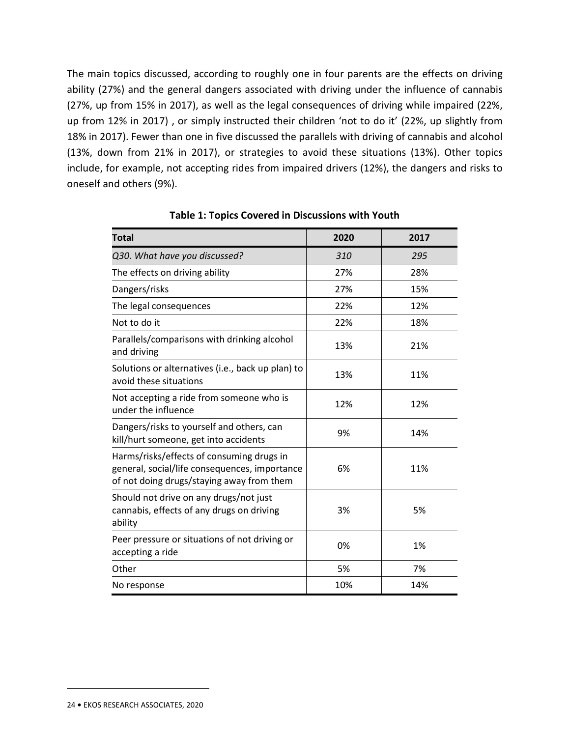The main topics discussed, according to roughly one in four parents are the effects on driving ability (27%) and the general dangers associated with driving under the influence of cannabis (27%, up from 15% in 2017), as well as the legal consequences of driving while impaired (22%, up from 12% in 2017) , or simply instructed their children 'not to do it' (22%, up slightly from 18% in 2017). Fewer than one in five discussed the parallels with driving of cannabis and alcohol (13%, down from 21% in 2017), or strategies to avoid these situations (13%). Other topics include, for example, not accepting rides from impaired drivers (12%), the dangers and risks to oneself and others (9%).

**Table 1: Topics Covered in Discussions with Youth**

| Total | 2020 | 2017 |
|---|---|---|
| *Q30. What have you discussed?* | *310* | *295* |
| The effects on driving ability | 27% | 28% |
| Dangers/risks | 27% | 15% |
| The legal consequences | 22% | 12% |
| Not to do it | 22% | 18% |
| Parallels/comparisons with drinking alcohol and driving | 13% | 21% |
| Solutions or alternatives (i.e., back up plan) to avoid these situations | 13% | 11% |
| Not accepting a ride from someone who is under the influence | 12% | 12% |
| Dangers/risks to yourself and others, can kill/hurt someone, get into accidents | 9% | 14% |
| Harms/risks/effects of consuming drugs in general, social/life consequences, importance of not doing drugs/staying away from them | 6% | 11% |
| Should not drive on any drugs/not just cannabis, effects of any drugs on driving ability | 3% | 5% |
| Peer pressure or situations of not driving or accepting a ride | 0% | 1% |
| Other | 5% | 7% |
| No response | 10% | 14% |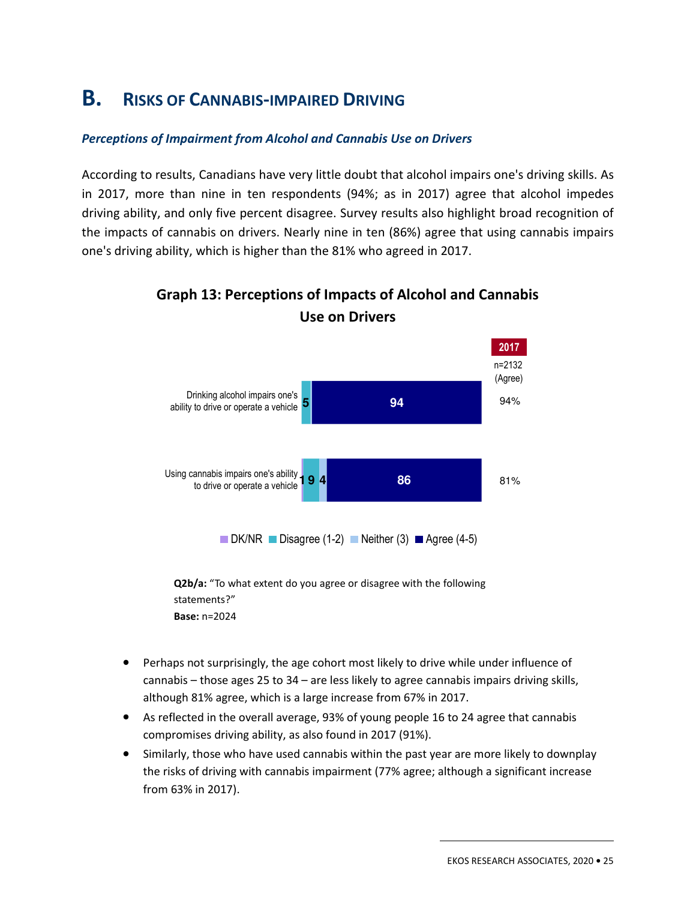# B. Risks of Cannabis-impaired Driving

### *Perceptions of Impairment from Alcohol and Cannabis Use on Drivers*

According to results, Canadians have very little doubt that alcohol impairs one's driving skills. As in 2017, more than nine in ten respondents (94%; as in 2017) agree that alcohol impedes driving ability, and only five percent disagree. Survey results also highlight broad recognition of the impacts of cannabis on drivers. Nearly nine in ten (86%) agree that using cannabis impairs one's driving ability, which is higher than the 81% who agreed in 2017.

**Graph 13: Perceptions of Impacts of Alcohol and Cannabis Use on Drivers**

| Statement | DK/NR | Disagree (1-2) | Neither (3) | Agree (4-5) | 2017 n=2132 (Agree) |
|---|---|---|---|---|---|
| Drinking alcohol impairs one's ability to drive or operate a vehicle | | 5 | | 94 | 94% |
| Using cannabis impairs one's ability to drive or operate a vehicle | 1 | 9 | 4 | 86 | 81% |

**Q2b/a:** "To what extent do you agree or disagree with the following statements?"
**Base:** n=2024

- Perhaps not surprisingly, the age cohort most likely to drive while under influence of cannabis – those ages 25 to 34 – are less likely to agree cannabis impairs driving skills, although 81% agree, which is a large increase from 67% in 2017.
- As reflected in the overall average, 93% of young people 16 to 24 agree that cannabis compromises driving ability, as also found in 2017 (91%).
- Similarly, those who have used cannabis within the past year are more likely to downplay the risks of driving with cannabis impairment (77% agree; although a significant increase from 63% in 2017).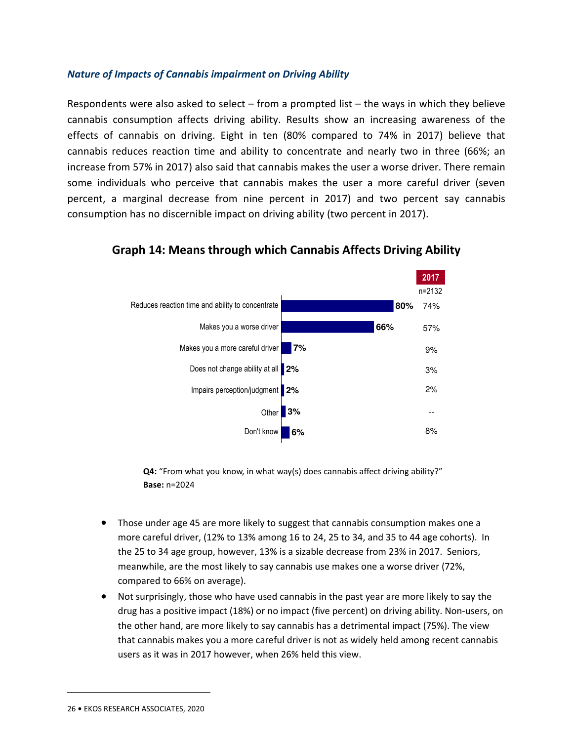### *Nature of Impacts of Cannabis impairment on Driving Ability*

Respondents were also asked to select – from a prompted list – the ways in which they believe cannabis consumption affects driving ability. Results show an increasing awareness of the effects of cannabis on driving. Eight in ten (80% compared to 74% in 2017) believe that cannabis reduces reaction time and ability to concentrate and nearly two in three (66%; an increase from 57% in 2017) also said that cannabis makes the user a worse driver. There remain some individuals who perceive that cannabis makes the user a more careful driver (seven percent, a marginal decrease from nine percent in 2017) and two percent say cannabis consumption has no discernible impact on driving ability (two percent in 2017).

**Graph 14: Means through which Cannabis Affects Driving Ability**

| | | 2017 (n=2132) |
|---|---|---|
| Reduces reaction time and ability to concentrate | 80% | 74% |
| Makes you a worse driver | 66% | 57% |
| Makes you a more careful driver | 7% | 9% |
| Does not change ability at all | 2% | 3% |
| Impairs perception/judgment | 2% | 2% |
| Other | 3% | -- |
| Don't know | 6% | 8% |

**Q4:** "From what you know, in what way(s) does cannabis affect driving ability?"
**Base:** n=2024

- Those under age 45 are more likely to suggest that cannabis consumption makes one a more careful driver, (12% to 13% among 16 to 24, 25 to 34, and 35 to 44 age cohorts). In the 25 to 34 age group, however, 13% is a sizable decrease from 23% in 2017. Seniors, meanwhile, are the most likely to say cannabis use makes one a worse driver (72%, compared to 66% on average).
- Not surprisingly, those who have used cannabis in the past year are more likely to say the drug has a positive impact (18%) or no impact (five percent) on driving ability. Non-users, on the other hand, are more likely to say cannabis has a detrimental impact (75%). The view that cannabis makes you a more careful driver is not as widely held among recent cannabis users as it was in 2017 however, when 26% held this view.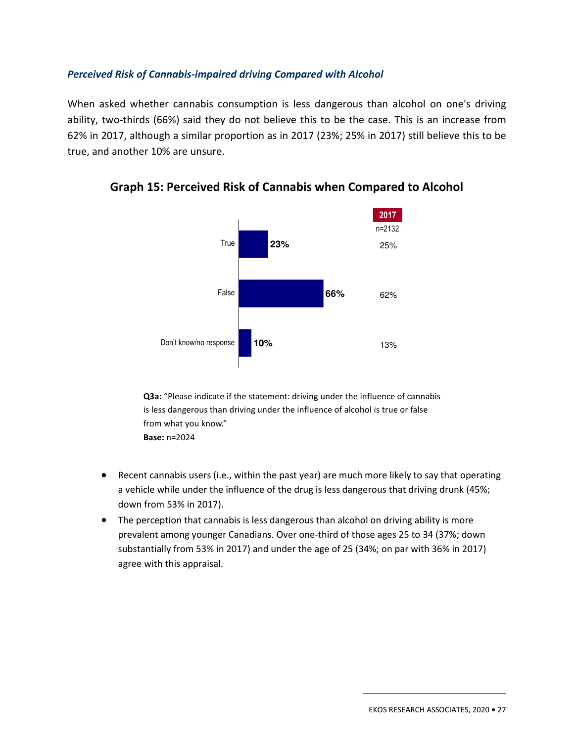### *Perceived Risk of Cannabis-impaired driving Compared with Alcohol*

When asked whether cannabis consumption is less dangerous than alcohol on one's driving ability, two-thirds (66%) said they do not believe this to be the case. This is an increase from 62% in 2017, although a similar proportion as in 2017 (23%; 25% in 2017) still believe this to be true, and another 10% are unsure.

**Graph 15: Perceived Risk of Cannabis when Compared to Alcohol**

| | Current | 2017 (n=2132) |
|---|---|---|
| True | 23% | 25% |
| False | 66% | 62% |
| Don't know/no response | 10% | 13% |

**Q3a:** "Please indicate if the statement: driving under the influence of cannabis is less dangerous than driving under the influence of alcohol is true or false from what you know."
**Base:** n=2024

- Recent cannabis users (i.e., within the past year) are much more likely to say that operating a vehicle while under the influence of the drug is less dangerous that driving drunk (45%; down from 53% in 2017).
- The perception that cannabis is less dangerous than alcohol on driving ability is more prevalent among younger Canadians. Over one-third of those ages 25 to 34 (37%; down substantially from 53% in 2017) and under the age of 25 (34%; on par with 36% in 2017) agree with this appraisal.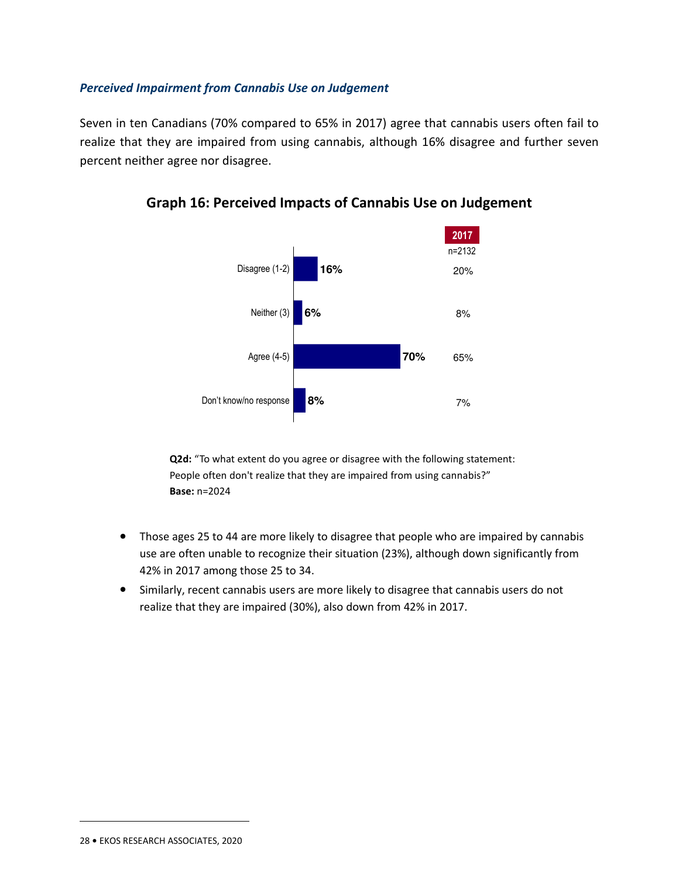### *Perceived Impairment from Cannabis Use on Judgement*

Seven in ten Canadians (70% compared to 65% in 2017) agree that cannabis users often fail to realize that they are impaired from using cannabis, although 16% disagree and further seven percent neither agree nor disagree.

**Graph 16: Perceived Impacts of Cannabis Use on Judgement**

| | 2020 | 2017 (n=2132) |
|---|---|---|
| Disagree (1-2) | 16% | 20% |
| Neither (3) | 6% | 8% |
| Agree (4-5) | 70% | 65% |
| Don't know/no response | 8% | 7% |

**Q2d:** "To what extent do you agree or disagree with the following statement: People often don't realize that they are impaired from using cannabis?"
**Base:** n=2024

- Those ages 25 to 44 are more likely to disagree that people who are impaired by cannabis use are often unable to recognize their situation (23%), although down significantly from 42% in 2017 among those 25 to 34.
- Similarly, recent cannabis users are more likely to disagree that cannabis users do not realize that they are impaired (30%), also down from 42% in 2017.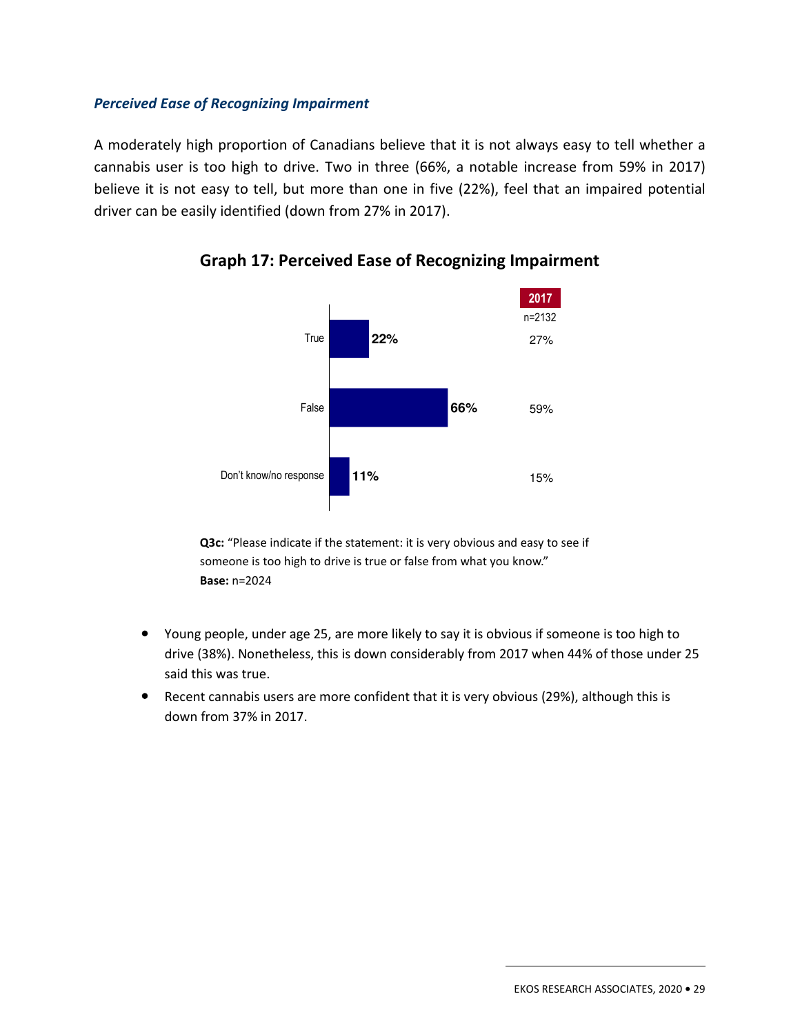### *Perceived Ease of Recognizing Impairment*

A moderately high proportion of Canadians believe that it is not always easy to tell whether a cannabis user is too high to drive. Two in three (66%, a notable increase from 59% in 2017) believe it is not easy to tell, but more than one in five (22%), feel that an impaired potential driver can be easily identified (down from 27% in 2017).

**Graph 17: Perceived Ease of Recognizing Impairment**

| | 2020 | 2017 (n=2132) |
|---|---|---|
| True | 22% | 27% |
| False | 66% | 59% |
| Don't know/no response | 11% | 15% |

**Q3c:** "Please indicate if the statement: it is very obvious and easy to see if someone is too high to drive is true or false from what you know."
**Base:** n=2024

- Young people, under age 25, are more likely to say it is obvious if someone is too high to drive (38%). Nonetheless, this is down considerably from 2017 when 44% of those under 25 said this was true.
- Recent cannabis users are more confident that it is very obvious (29%), although this is down from 37% in 2017.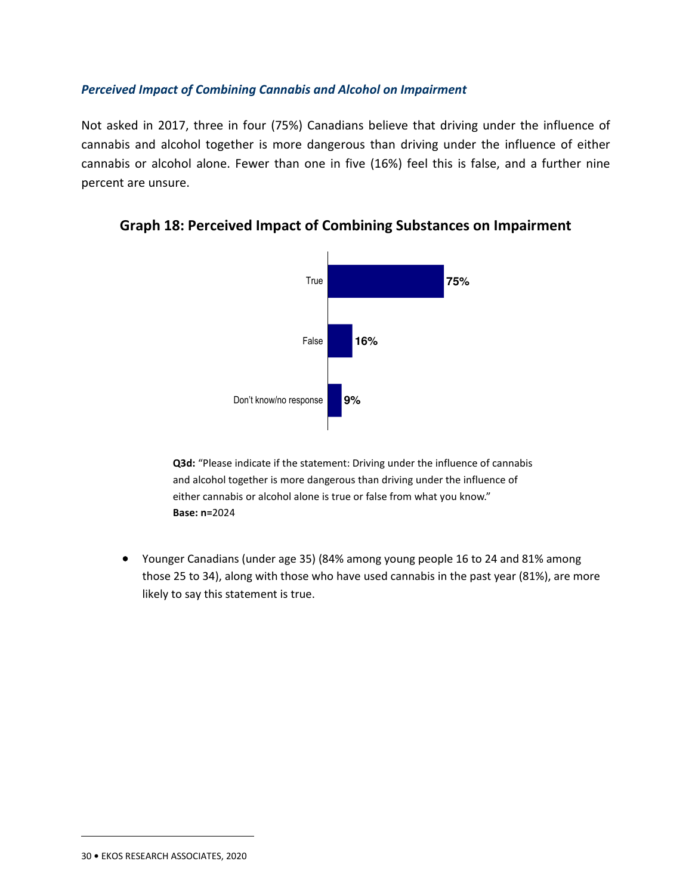### *Perceived Impact of Combining Cannabis and Alcohol on Impairment*

Not asked in 2017, three in four (75%) Canadians believe that driving under the influence of cannabis and alcohol together is more dangerous than driving under the influence of either cannabis or alcohol alone. Fewer than one in five (16%) feel this is false, and a further nine percent are unsure.

## Graph 18: Perceived Impact of Combining Substances on Impairment

| Response | % |
| --- | --- |
| True | 75% |
| False | 16% |
| Don't know/no response | 9% |

**Q3d:** "Please indicate if the statement: Driving under the influence of cannabis and alcohol together is more dangerous than driving under the influence of either cannabis or alcohol alone is true or false from what you know."
**Base: n=**2024

- Younger Canadians (under age 35) (84% among young people 16 to 24 and 81% among those 25 to 34), along with those who have used cannabis in the past year (81%), are more likely to say this statement is true.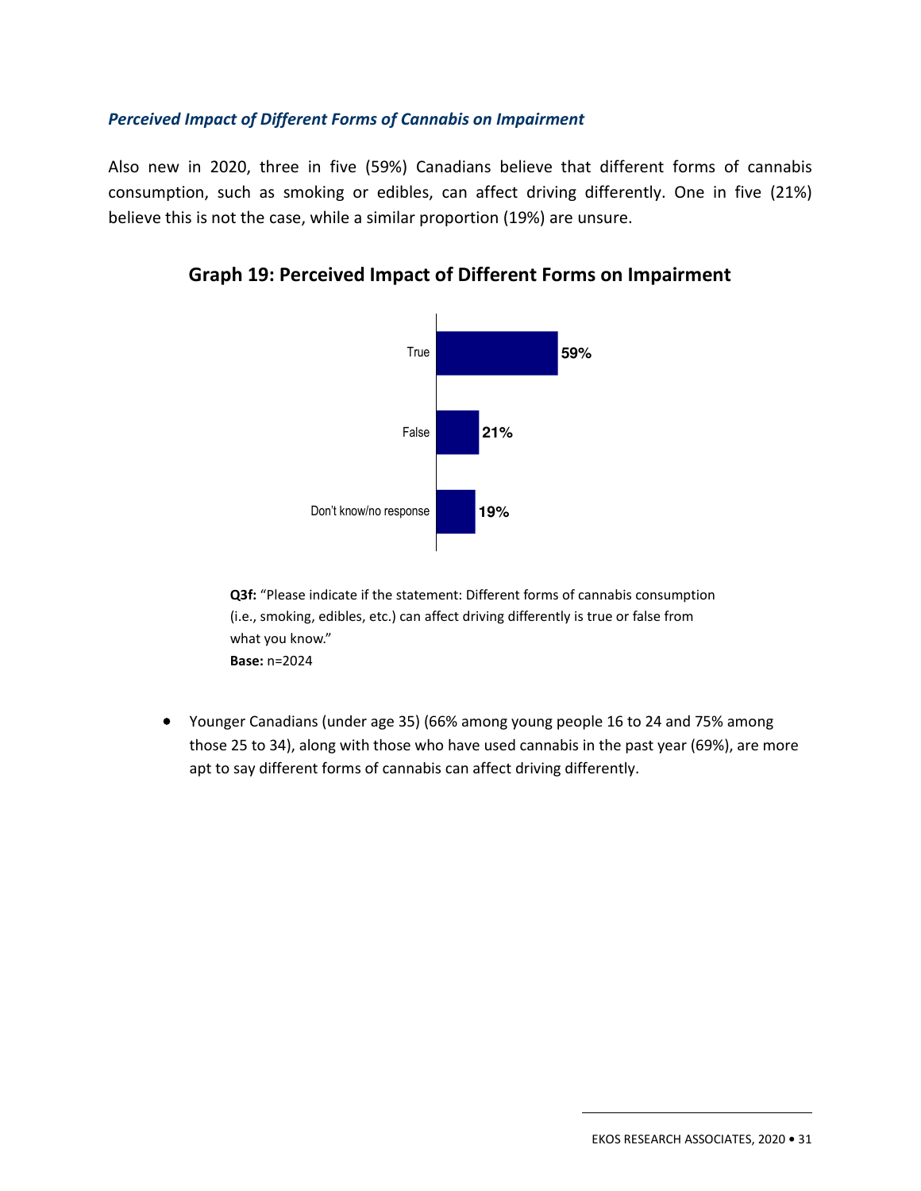### *Perceived Impact of Different Forms of Cannabis on Impairment*

Also new in 2020, three in five (59%) Canadians believe that different forms of cannabis consumption, such as smoking or edibles, can affect driving differently. One in five (21%) believe this is not the case, while a similar proportion (19%) are unsure.

**Graph 19: Perceived Impact of Different Forms on Impairment**

| Response | % |
|---|---|
| True | 59% |
| False | 21% |
| Don't know/no response | 19% |

**Q3f:** "Please indicate if the statement: Different forms of cannabis consumption (i.e., smoking, edibles, etc.) can affect driving differently is true or false from what you know."
**Base:** n=2024

- Younger Canadians (under age 35) (66% among young people 16 to 24 and 75% among those 25 to 34), along with those who have used cannabis in the past year (69%), are more apt to say different forms of cannabis can affect driving differently.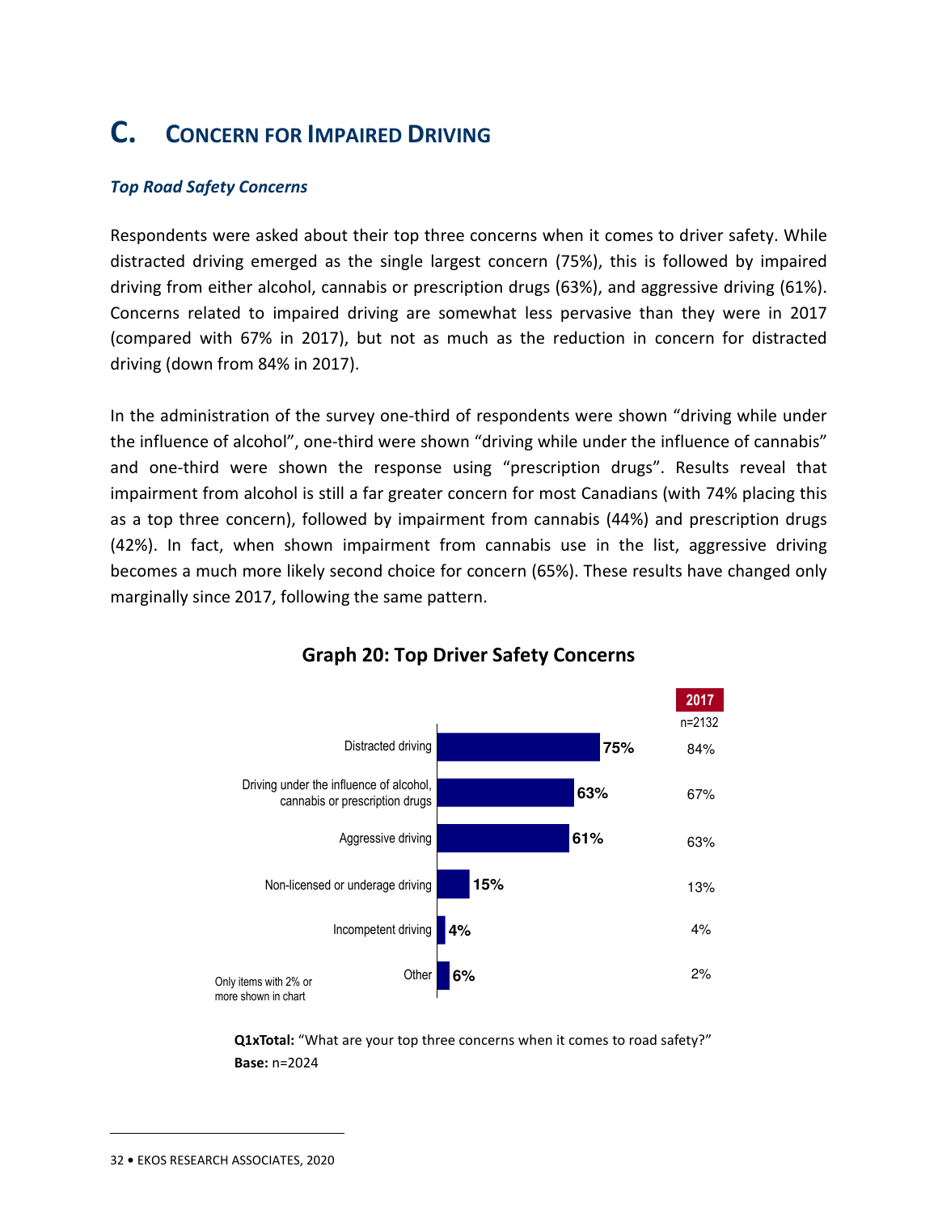## C. Concern for Impaired Driving

### *Top Road Safety Concerns*

Respondents were asked about their top three concerns when it comes to driver safety. While distracted driving emerged as the single largest concern (75%), this is followed by impaired driving from either alcohol, cannabis or prescription drugs (63%), and aggressive driving (61%). Concerns related to impaired driving are somewhat less pervasive than they were in 2017 (compared with 67% in 2017), but not as much as the reduction in concern for distracted driving (down from 84% in 2017).

In the administration of the survey one-third of respondents were shown "driving while under the influence of alcohol", one-third were shown "driving while under the influence of cannabis" and one-third were shown the response using "prescription drugs". Results reveal that impairment from alcohol is still a far greater concern for most Canadians (with 74% placing this as a top three concern), followed by impairment from cannabis (44%) and prescription drugs (42%). In fact, when shown impairment from cannabis use in the list, aggressive driving becomes a much more likely second choice for concern (65%). These results have changed only marginally since 2017, following the same pattern.

**Graph 20: Top Driver Safety Concerns**

| | 2020 | 2017 (n=2132) |
|---|---|---|
| Distracted driving | 75% | 84% |
| Driving under the influence of alcohol, cannabis or prescription drugs | 63% | 67% |
| Aggressive driving | 61% | 63% |
| Non-licensed or underage driving | 15% | 13% |
| Incompetent driving | 4% | 4% |
| Other | 6% | 2% |

Only items with 2% or more shown in chart

**Q1xTotal:** "What are your top three concerns when it comes to road safety?"
**Base:** n=2024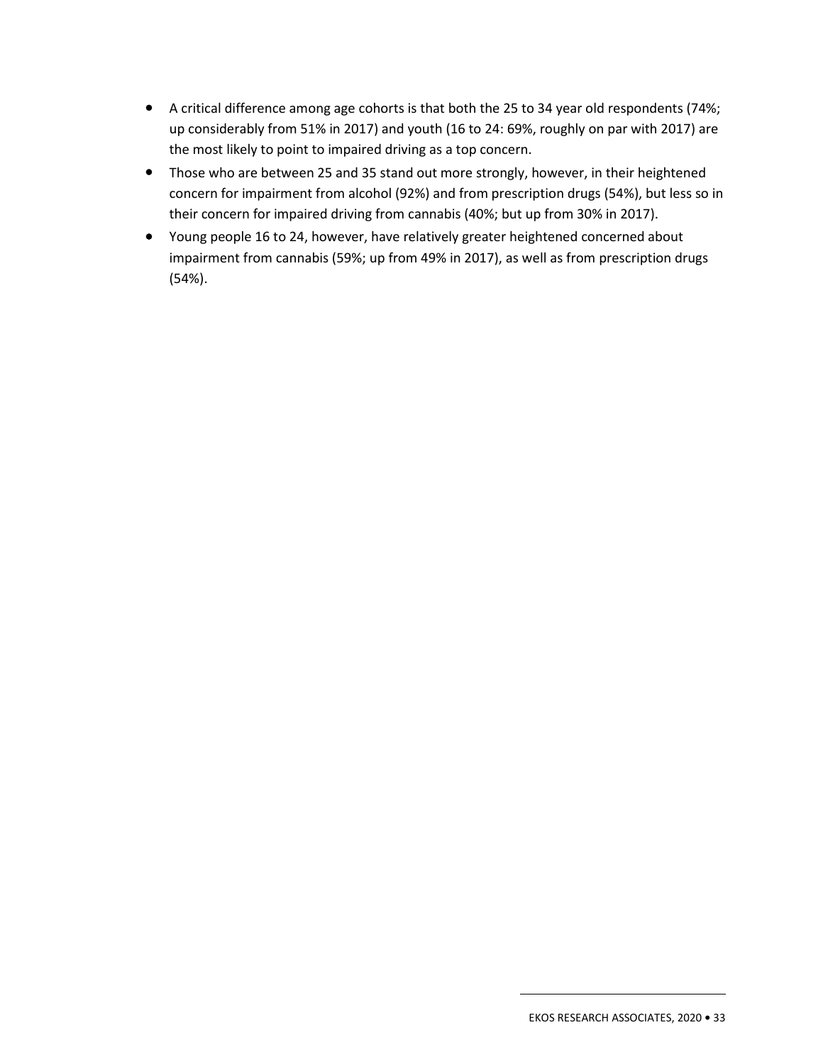- A critical difference among age cohorts is that both the 25 to 34 year old respondents (74%; up considerably from 51% in 2017) and youth (16 to 24: 69%, roughly on par with 2017) are the most likely to point to impaired driving as a top concern.
- Those who are between 25 and 35 stand out more strongly, however, in their heightened concern for impairment from alcohol (92%) and from prescription drugs (54%), but less so in their concern for impaired driving from cannabis (40%; but up from 30% in 2017).
- Young people 16 to 24, however, have relatively greater heightened concerned about impairment from cannabis (59%; up from 49% in 2017), as well as from prescription drugs (54%).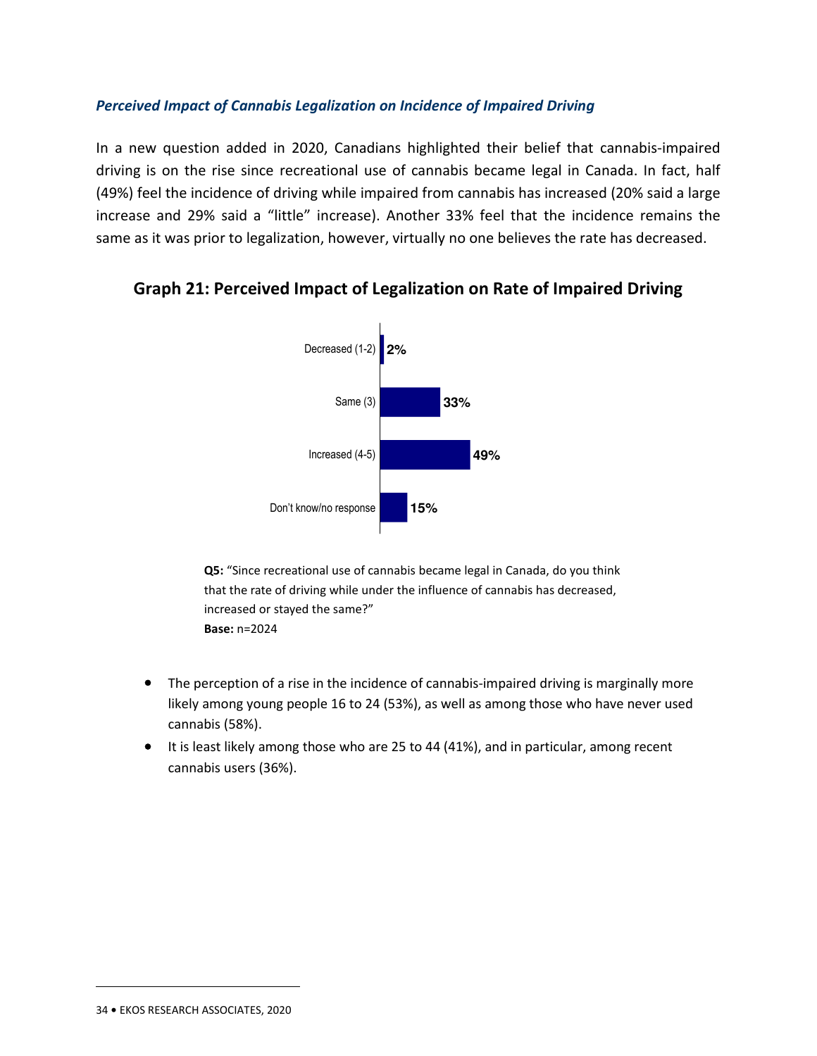### *Perceived Impact of Cannabis Legalization on Incidence of Impaired Driving*

In a new question added in 2020, Canadians highlighted their belief that cannabis-impaired driving is on the rise since recreational use of cannabis became legal in Canada. In fact, half (49%) feel the incidence of driving while impaired from cannabis has increased (20% said a large increase and 29% said a "little" increase). Another 33% feel that the incidence remains the same as it was prior to legalization, however, virtually no one believes the rate has decreased.

## Graph 21: Perceived Impact of Legalization on Rate of Impaired Driving

| Response | % |
|---|---|
| Decreased (1-2) | 2% |
| Same (3) | 33% |
| Increased (4-5) | 49% |
| Don't know/no response | 15% |

**Q5:** "Since recreational use of cannabis became legal in Canada, do you think that the rate of driving while under the influence of cannabis has decreased, increased or stayed the same?"
**Base:** n=2024

- The perception of a rise in the incidence of cannabis-impaired driving is marginally more likely among young people 16 to 24 (53%), as well as among those who have never used cannabis (58%).
- It is least likely among those who are 25 to 44 (41%), and in particular, among recent cannabis users (36%).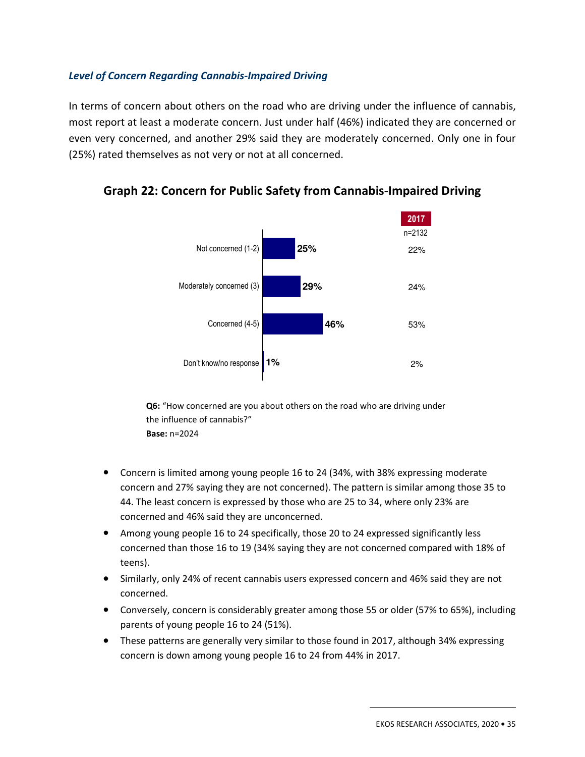### *Level of Concern Regarding Cannabis-Impaired Driving*

In terms of concern about others on the road who are driving under the influence of cannabis, most report at least a moderate concern. Just under half (46%) indicated they are concerned or even very concerned, and another 29% said they are moderately concerned. Only one in four (25%) rated themselves as not very or not at all concerned.

**Graph 22: Concern for Public Safety from Cannabis-Impaired Driving**

| | 2020 | 2017 (n=2132) |
|---|---|---|
| Not concerned (1-2) | 25% | 22% |
| Moderately concerned (3) | 29% | 24% |
| Concerned (4-5) | 46% | 53% |
| Don't know/no response | 1% | 2% |

**Q6:** "How concerned are you about others on the road who are driving under the influence of cannabis?"
**Base:** n=2024

- Concern is limited among young people 16 to 24 (34%, with 38% expressing moderate concern and 27% saying they are not concerned). The pattern is similar among those 35 to 44. The least concern is expressed by those who are 25 to 34, where only 23% are concerned and 46% said they are unconcerned.
- Among young people 16 to 24 specifically, those 20 to 24 expressed significantly less concerned than those 16 to 19 (34% saying they are not concerned compared with 18% of teens).
- Similarly, only 24% of recent cannabis users expressed concern and 46% said they are not concerned.
- Conversely, concern is considerably greater among those 55 or older (57% to 65%), including parents of young people 16 to 24 (51%).
- These patterns are generally very similar to those found in 2017, although 34% expressing concern is down among young people 16 to 24 from 44% in 2017.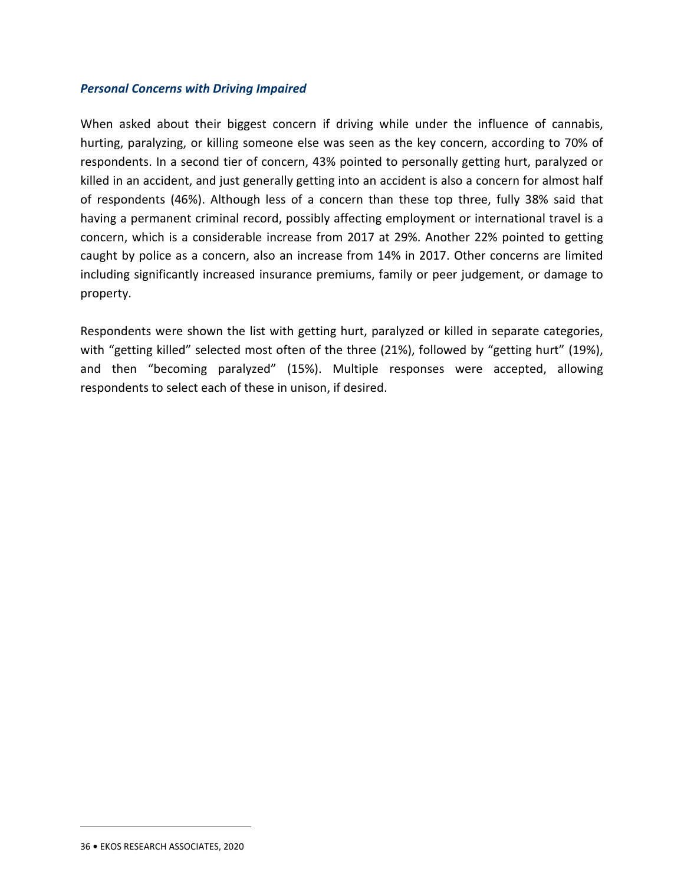### *Personal Concerns with Driving Impaired*

When asked about their biggest concern if driving while under the influence of cannabis, hurting, paralyzing, or killing someone else was seen as the key concern, according to 70% of respondents. In a second tier of concern, 43% pointed to personally getting hurt, paralyzed or killed in an accident, and just generally getting into an accident is also a concern for almost half of respondents (46%). Although less of a concern than these top three, fully 38% said that having a permanent criminal record, possibly affecting employment or international travel is a concern, which is a considerable increase from 2017 at 29%. Another 22% pointed to getting caught by police as a concern, also an increase from 14% in 2017. Other concerns are limited including significantly increased insurance premiums, family or peer judgement, or damage to property.

Respondents were shown the list with getting hurt, paralyzed or killed in separate categories, with "getting killed" selected most often of the three (21%), followed by "getting hurt" (19%), and then "becoming paralyzed" (15%). Multiple responses were accepted, allowing respondents to select each of these in unison, if desired.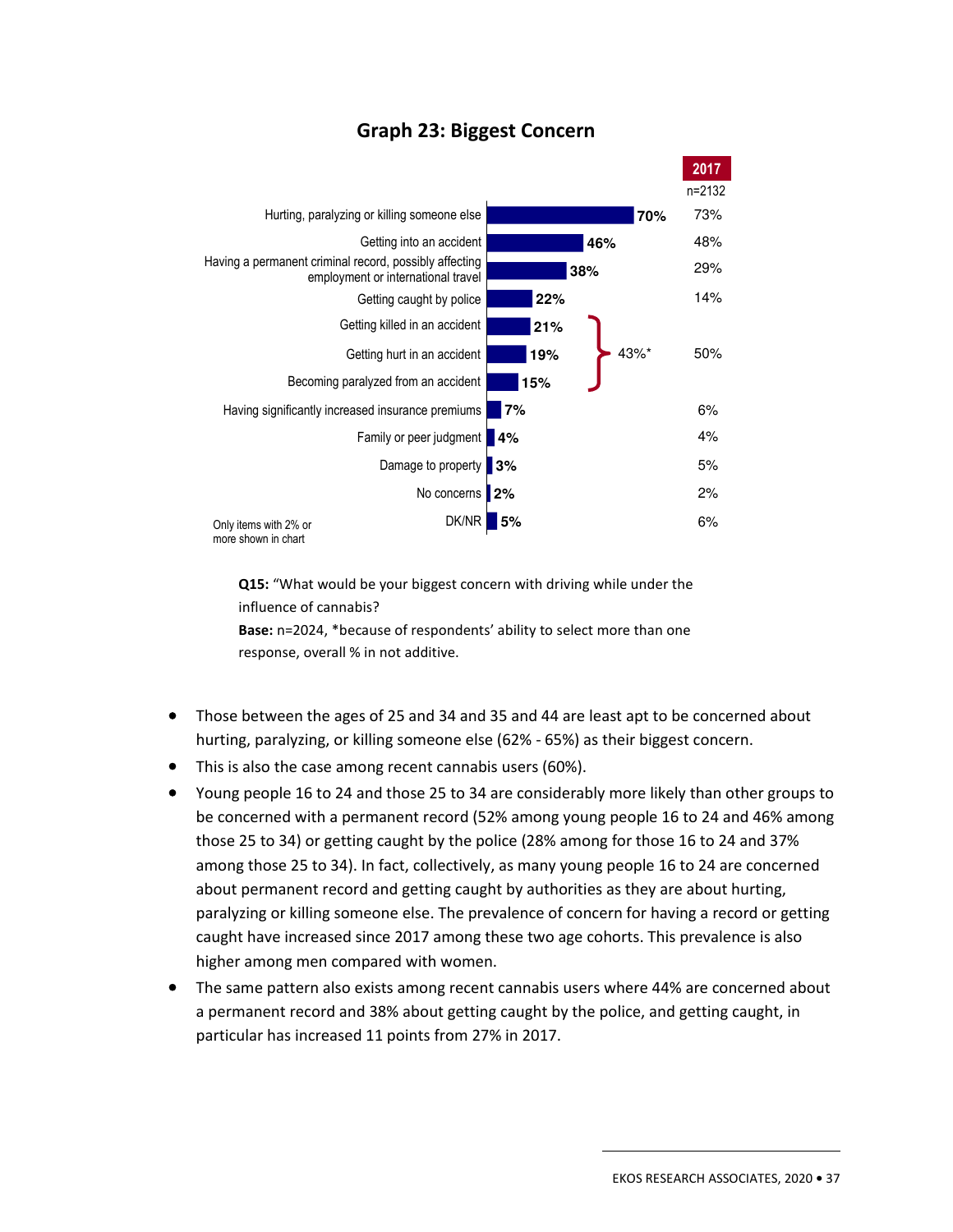## Graph 23: Biggest Concern

| | 2020 | 2017 (n=2132) |
|---|---|---|
| Hurting, paralyzing or killing someone else | 70% | 73% |
| Getting into an accident | 46% | 48% |
| Having a permanent criminal record, possibly affecting employment or international travel | 38% | 29% |
| Getting caught by police | 22% | 14% |
| Getting killed in an accident | 21% | |
| Getting hurt in an accident | 19% | |
| Becoming paralyzed from an accident | 15% | |
| *(Getting killed / hurt / paralyzed in an accident, combined)* | 43%* | 50% |
| Having significantly increased insurance premiums | 7% | 6% |
| Family or peer judgment | 4% | 4% |
| Damage to property | 3% | 5% |
| No concerns | 2% | 2% |
| DK/NR | 5% | 6% |

Only items with 2% or more shown in chart

**Q15:** "What would be your biggest concern with driving while under the influence of cannabis?

**Base:** n=2024, *because of respondents' ability to select more than one response, overall % in not additive.

- Those between the ages of 25 and 34 and 35 and 44 are least apt to be concerned about hurting, paralyzing, or killing someone else (62% - 65%) as their biggest concern.
- This is also the case among recent cannabis users (60%).
- Young people 16 to 24 and those 25 to 34 are considerably more likely than other groups to be concerned with a permanent record (52% among young people 16 to 24 and 46% among those 25 to 34) or getting caught by the police (28% among for those 16 to 24 and 37% among those 25 to 34). In fact, collectively, as many young people 16 to 24 are concerned about permanent record and getting caught by authorities as they are about hurting, paralyzing or killing someone else. The prevalence of concern for having a record or getting caught have increased since 2017 among these two age cohorts. This prevalence is also higher among men compared with women.
- The same pattern also exists among recent cannabis users where 44% are concerned about a permanent record and 38% about getting caught by the police, and getting caught, in particular has increased 11 points from 27% in 2017.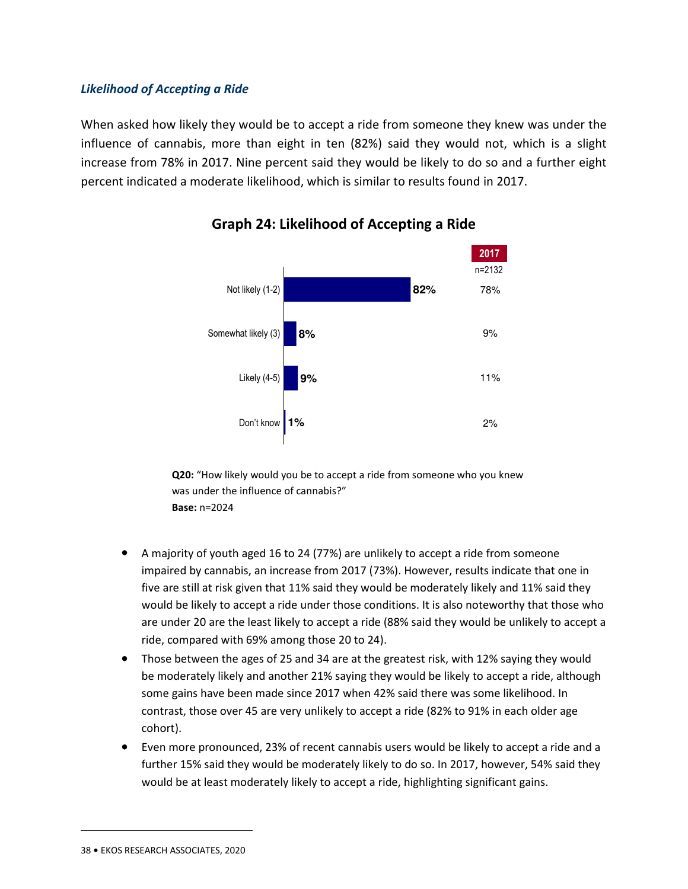### *Likelihood of Accepting a Ride*

When asked how likely they would be to accept a ride from someone they knew was under the influence of cannabis, more than eight in ten (82%) said they would not, which is a slight increase from 78% in 2017. Nine percent said they would be likely to do so and a further eight percent indicated a moderate likelihood, which is similar to results found in 2017.

**Graph 24: Likelihood of Accepting a Ride**

| | | 2017 (n=2132) |
|---|---|---|
| Not likely (1-2) | 82% | 78% |
| Somewhat likely (3) | 8% | 9% |
| Likely (4-5) | 9% | 11% |
| Don't know | 1% | 2% |

**Q20:** "How likely would you be to accept a ride from someone who you knew was under the influence of cannabis?"
**Base:** n=2024

- A majority of youth aged 16 to 24 (77%) are unlikely to accept a ride from someone impaired by cannabis, an increase from 2017 (73%). However, results indicate that one in five are still at risk given that 11% said they would be moderately likely and 11% said they would be likely to accept a ride under those conditions. It is also noteworthy that those who are under 20 are the least likely to accept a ride (88% said they would be unlikely to accept a ride, compared with 69% among those 20 to 24).
- Those between the ages of 25 and 34 are at the greatest risk, with 12% saying they would be moderately likely and another 21% saying they would be likely to accept a ride, although some gains have been made since 2017 when 42% said there was some likelihood. In contrast, those over 45 are very unlikely to accept a ride (82% to 91% in each older age cohort).
- Even more pronounced, 23% of recent cannabis users would be likely to accept a ride and a further 15% said they would be moderately likely to do so. In 2017, however, 54% said they would be at least moderately likely to accept a ride, highlighting significant gains.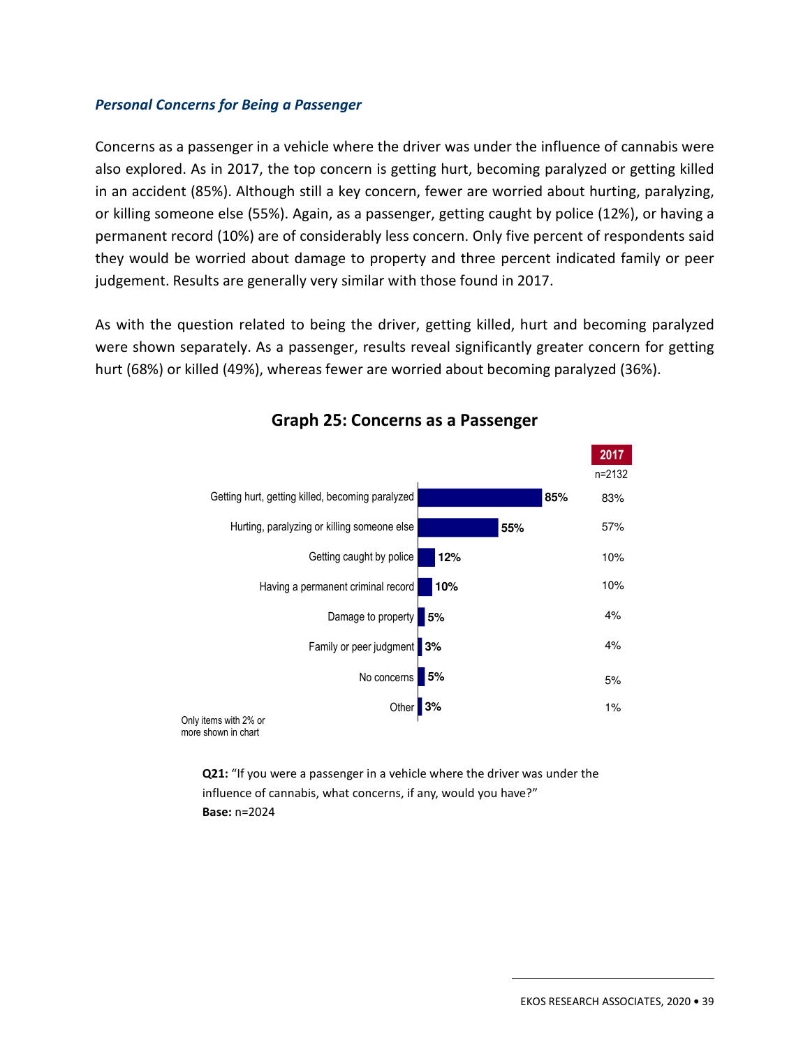### *Personal Concerns for Being a Passenger*

Concerns as a passenger in a vehicle where the driver was under the influence of cannabis were also explored. As in 2017, the top concern is getting hurt, becoming paralyzed or getting killed in an accident (85%). Although still a key concern, fewer are worried about hurting, paralyzing, or killing someone else (55%). Again, as a passenger, getting caught by police (12%), or having a permanent record (10%) are of considerably less concern. Only five percent of respondents said they would be worried about damage to property and three percent indicated family or peer judgement. Results are generally very similar with those found in 2017.

As with the question related to being the driver, getting killed, hurt and becoming paralyzed were shown separately. As a passenger, results reveal significantly greater concern for getting hurt (68%) or killed (49%), whereas fewer are worried about becoming paralyzed (36%).

**Graph 25: Concerns as a Passenger**

| | 2020 | 2017 (n=2132) |
|---|---|---|
| Getting hurt, getting killed, becoming paralyzed | 85% | 83% |
| Hurting, paralyzing or killing someone else | 55% | 57% |
| Getting caught by police | 12% | 10% |
| Having a permanent criminal record | 10% | 10% |
| Damage to property | 5% | 4% |
| Family or peer judgment | 3% | 4% |
| No concerns | 5% | 5% |
| Other | 3% | 1% |

Only items with 2% or more shown in chart

**Q21:** "If you were a passenger in a vehicle where the driver was under the influence of cannabis, what concerns, if any, would you have?"
**Base:** n=2024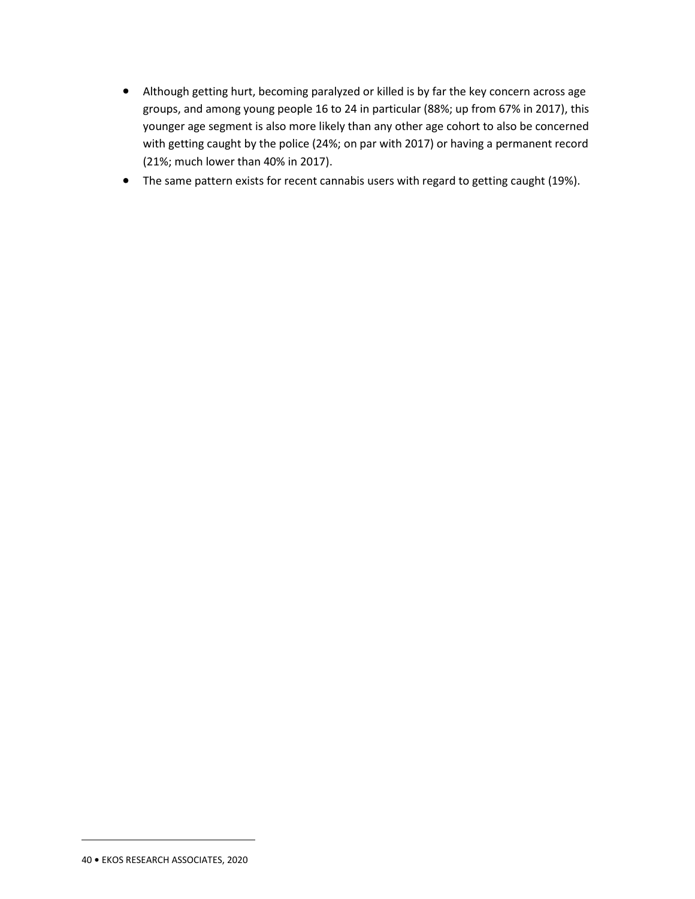- Although getting hurt, becoming paralyzed or killed is by far the key concern across age groups, and among young people 16 to 24 in particular (88%; up from 67% in 2017), this younger age segment is also more likely than any other age cohort to also be concerned with getting caught by the police (24%; on par with 2017) or having a permanent record (21%; much lower than 40% in 2017).
- The same pattern exists for recent cannabis users with regard to getting caught (19%).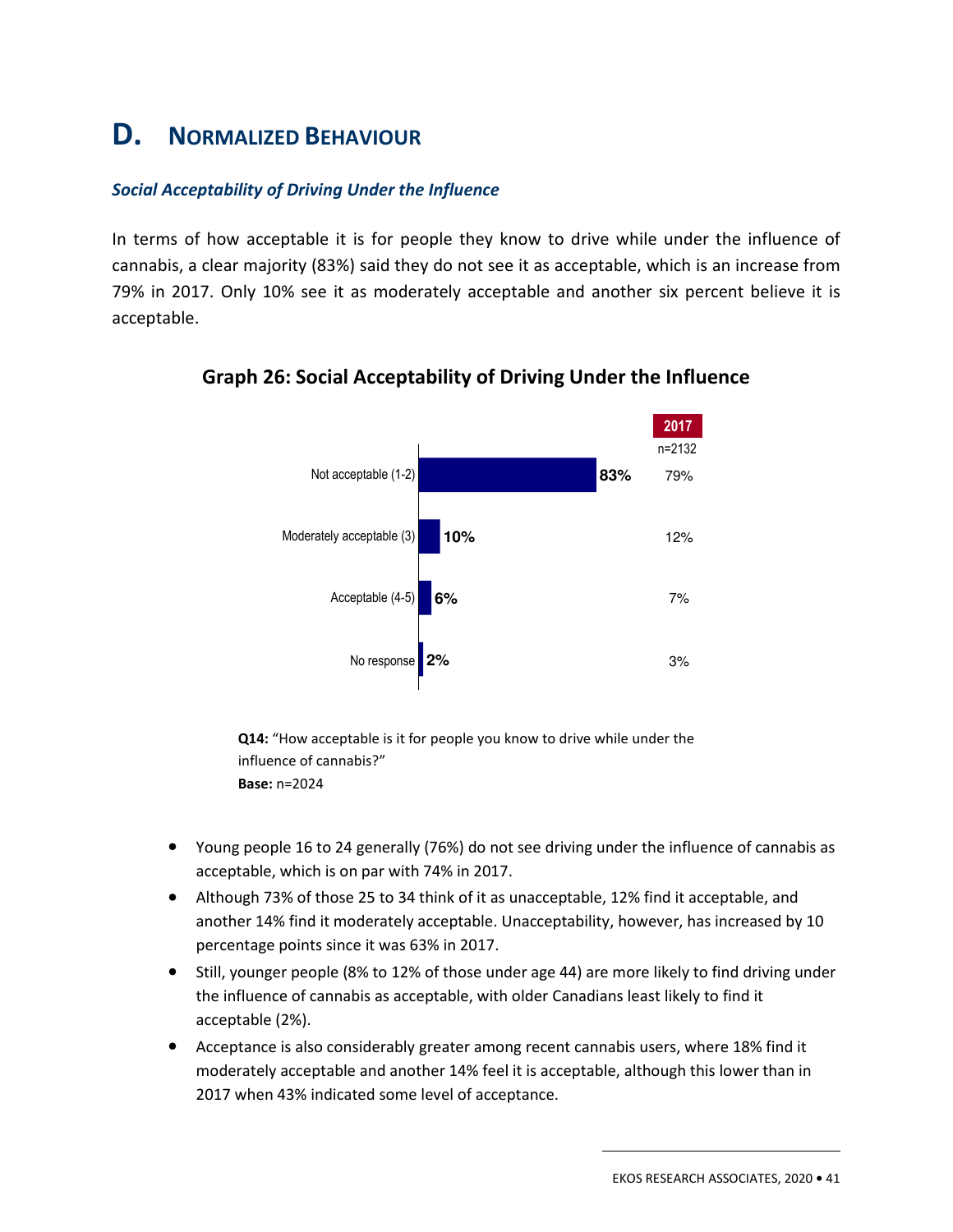# D. Normalized Behaviour

### *Social Acceptability of Driving Under the Influence*

In terms of how acceptable it is for people they know to drive while under the influence of cannabis, a clear majority (83%) said they do not see it as acceptable, which is an increase from 79% in 2017. Only 10% see it as moderately acceptable and another six percent believe it is acceptable.

**Graph 26: Social Acceptability of Driving Under the Influence**

| | | 2017 (n=2132) |
|---|---|---|
| Not acceptable (1-2) | 83% | 79% |
| Moderately acceptable (3) | 10% | 12% |
| Acceptable (4-5) | 6% | 7% |
| No response | 2% | 3% |

**Q14:** "How acceptable is it for people you know to drive while under the influence of cannabis?"
**Base:** n=2024

- Young people 16 to 24 generally (76%) do not see driving under the influence of cannabis as acceptable, which is on par with 74% in 2017.
- Although 73% of those 25 to 34 think of it as unacceptable, 12% find it acceptable, and another 14% find it moderately acceptable. Unacceptability, however, has increased by 10 percentage points since it was 63% in 2017.
- Still, younger people (8% to 12% of those under age 44) are more likely to find driving under the influence of cannabis as acceptable, with older Canadians least likely to find it acceptable (2%).
- Acceptance is also considerably greater among recent cannabis users, where 18% find it moderately acceptable and another 14% feel it is acceptable, although this lower than in 2017 when 43% indicated some level of acceptance.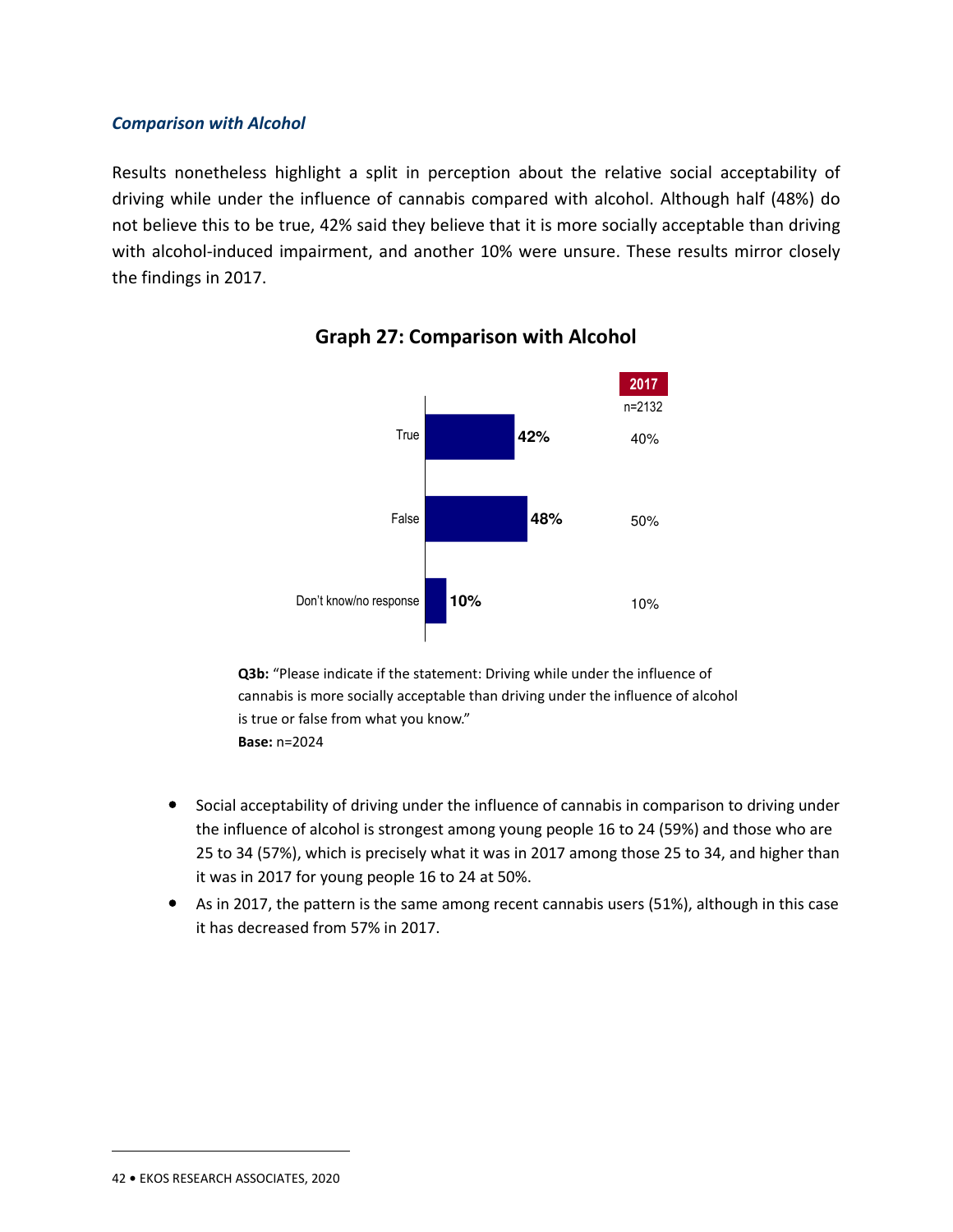### *Comparison with Alcohol*

Results nonetheless highlight a split in perception about the relative social acceptability of driving while under the influence of cannabis compared with alcohol. Although half (48%) do not believe this to be true, 42% said they believe that it is more socially acceptable than driving with alcohol-induced impairment, and another 10% were unsure. These results mirror closely the findings in 2017.

**Graph 27: Comparison with Alcohol**

| | 2020 | 2017 (n=2132) |
|---|---|---|
| True | 42% | 40% |
| False | 48% | 50% |
| Don't know/no response | 10% | 10% |

**Q3b:** "Please indicate if the statement: Driving while under the influence of cannabis is more socially acceptable than driving under the influence of alcohol is true or false from what you know."
**Base:** n=2024

- Social acceptability of driving under the influence of cannabis in comparison to driving under the influence of alcohol is strongest among young people 16 to 24 (59%) and those who are 25 to 34 (57%), which is precisely what it was in 2017 among those 25 to 34, and higher than it was in 2017 for young people 16 to 24 at 50%.
- As in 2017, the pattern is the same among recent cannabis users (51%), although in this case it has decreased from 57% in 2017.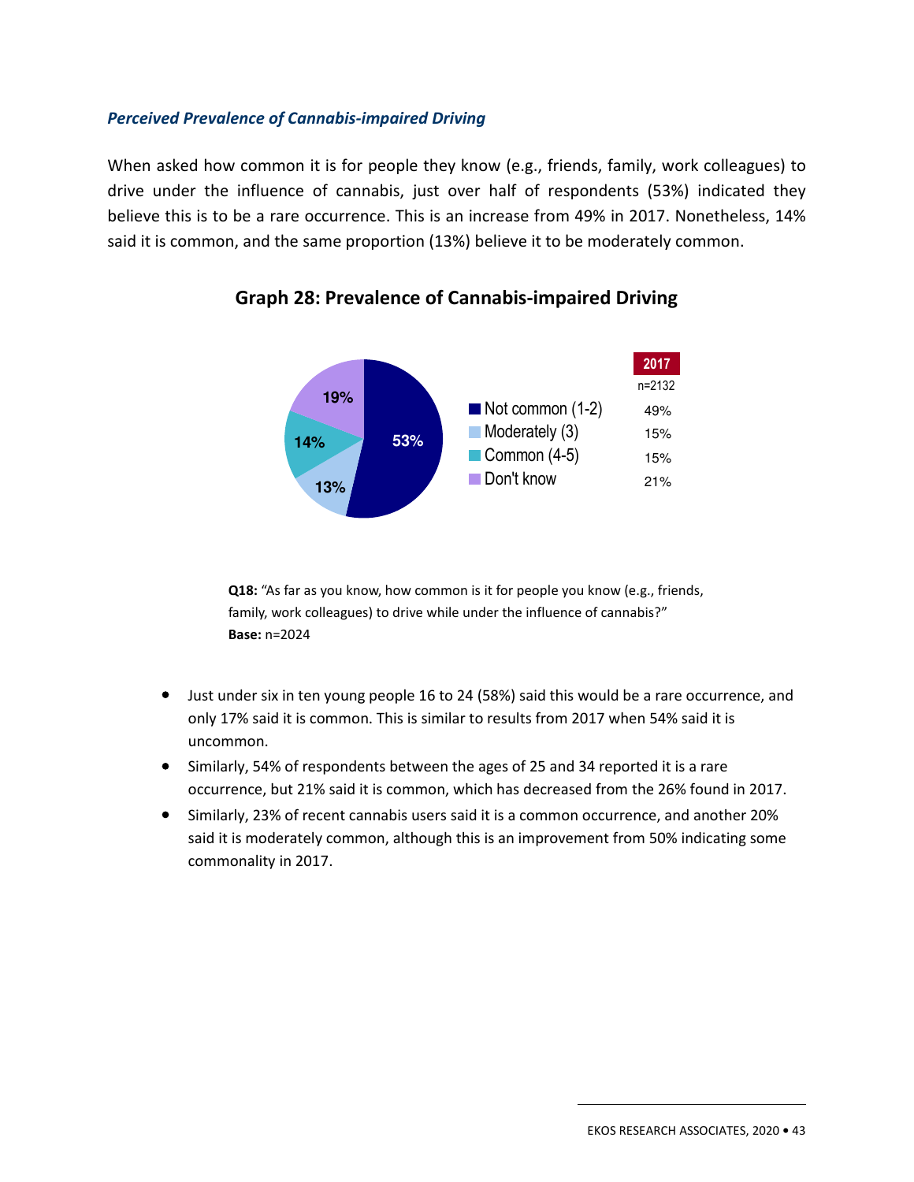### *Perceived Prevalence of Cannabis-impaired Driving*

When asked how common it is for people they know (e.g., friends, family, work colleagues) to drive under the influence of cannabis, just over half of respondents (53%) indicated they believe this is to be a rare occurrence. This is an increase from 49% in 2017. Nonetheless, 14% said it is common, and the same proportion (13%) believe it to be moderately common.

**Graph 28: Prevalence of Cannabis-impaired Driving**

| | 2020 | 2017 (n=2132) |
|---|---|---|
| Not common (1-2) | 53% | 49% |
| Moderately (3) | 13% | 15% |
| Common (4-5) | 14% | 15% |
| Don't know | 19% | 21% |

**Q18:** "As far as you know, how common is it for people you know (e.g., friends, family, work colleagues) to drive while under the influence of cannabis?"
**Base:** n=2024

- Just under six in ten young people 16 to 24 (58%) said this would be a rare occurrence, and only 17% said it is common. This is similar to results from 2017 when 54% said it is uncommon.
- Similarly, 54% of respondents between the ages of 25 and 34 reported it is a rare occurrence, but 21% said it is common, which has decreased from the 26% found in 2017.
- Similarly, 23% of recent cannabis users said it is a common occurrence, and another 20% said it is moderately common, although this is an improvement from 50% indicating some commonality in 2017.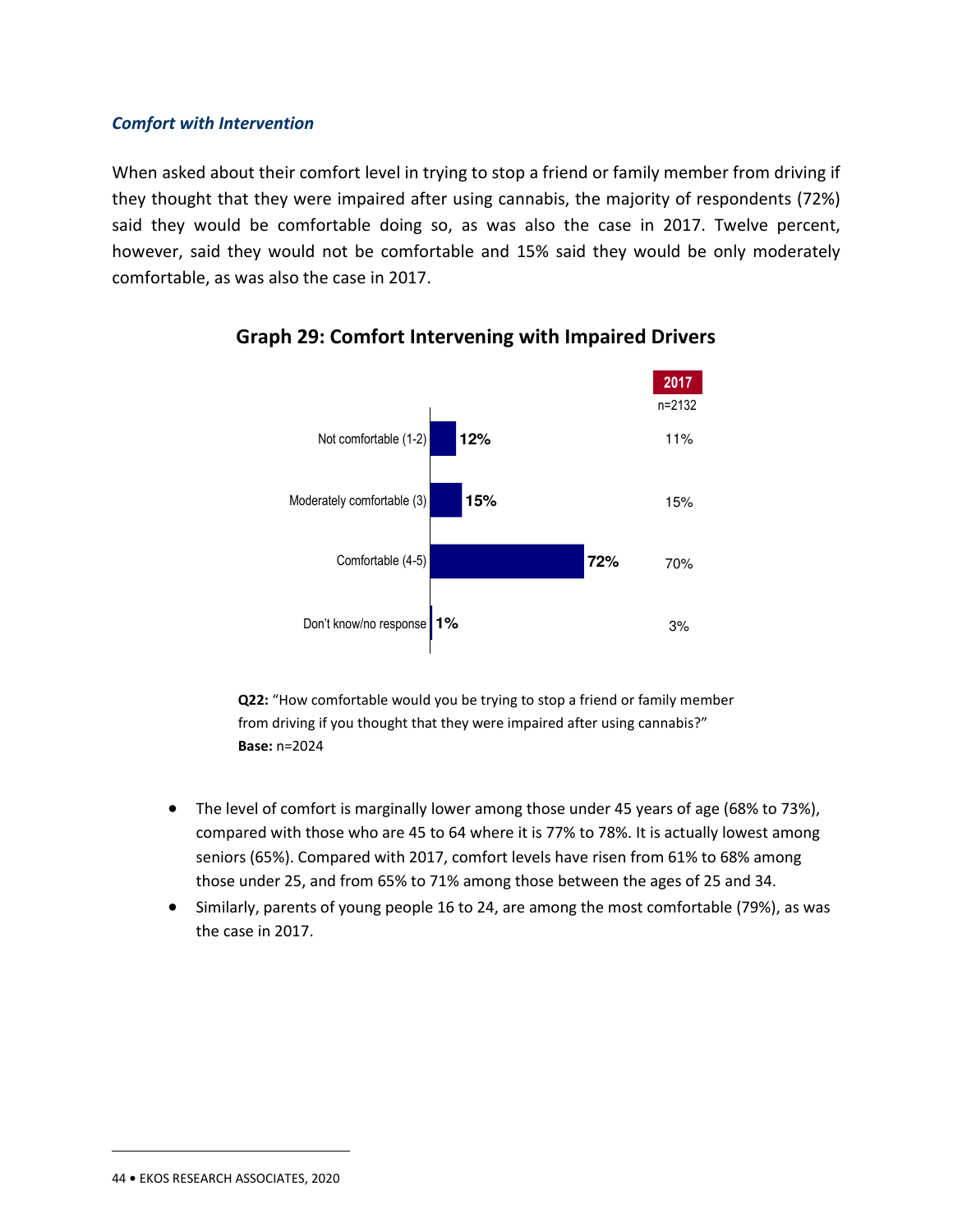### *Comfort with Intervention*

When asked about their comfort level in trying to stop a friend or family member from driving if they thought that they were impaired after using cannabis, the majority of respondents (72%) said they would be comfortable doing so, as was also the case in 2017. Twelve percent, however, said they would not be comfortable and 15% said they would be only moderately comfortable, as was also the case in 2017.

**Graph 29: Comfort Intervening with Impaired Drivers**

| | 2020 (n=2024) | 2017 (n=2132) |
|---|---|---|
| Not comfortable (1-2) | 12% | 11% |
| Moderately comfortable (3) | 15% | 15% |
| Comfortable (4-5) | 72% | 70% |
| Don't know/no response | 1% | 3% |

**Q22:** "How comfortable would you be trying to stop a friend or family member from driving if you thought that they were impaired after using cannabis?"
**Base:** n=2024

- The level of comfort is marginally lower among those under 45 years of age (68% to 73%), compared with those who are 45 to 64 where it is 77% to 78%. It is actually lowest among seniors (65%). Compared with 2017, comfort levels have risen from 61% to 68% among those under 25, and from 65% to 71% among those between the ages of 25 and 34.
- Similarly, parents of young people 16 to 24, are among the most comfortable (79%), as was the case in 2017.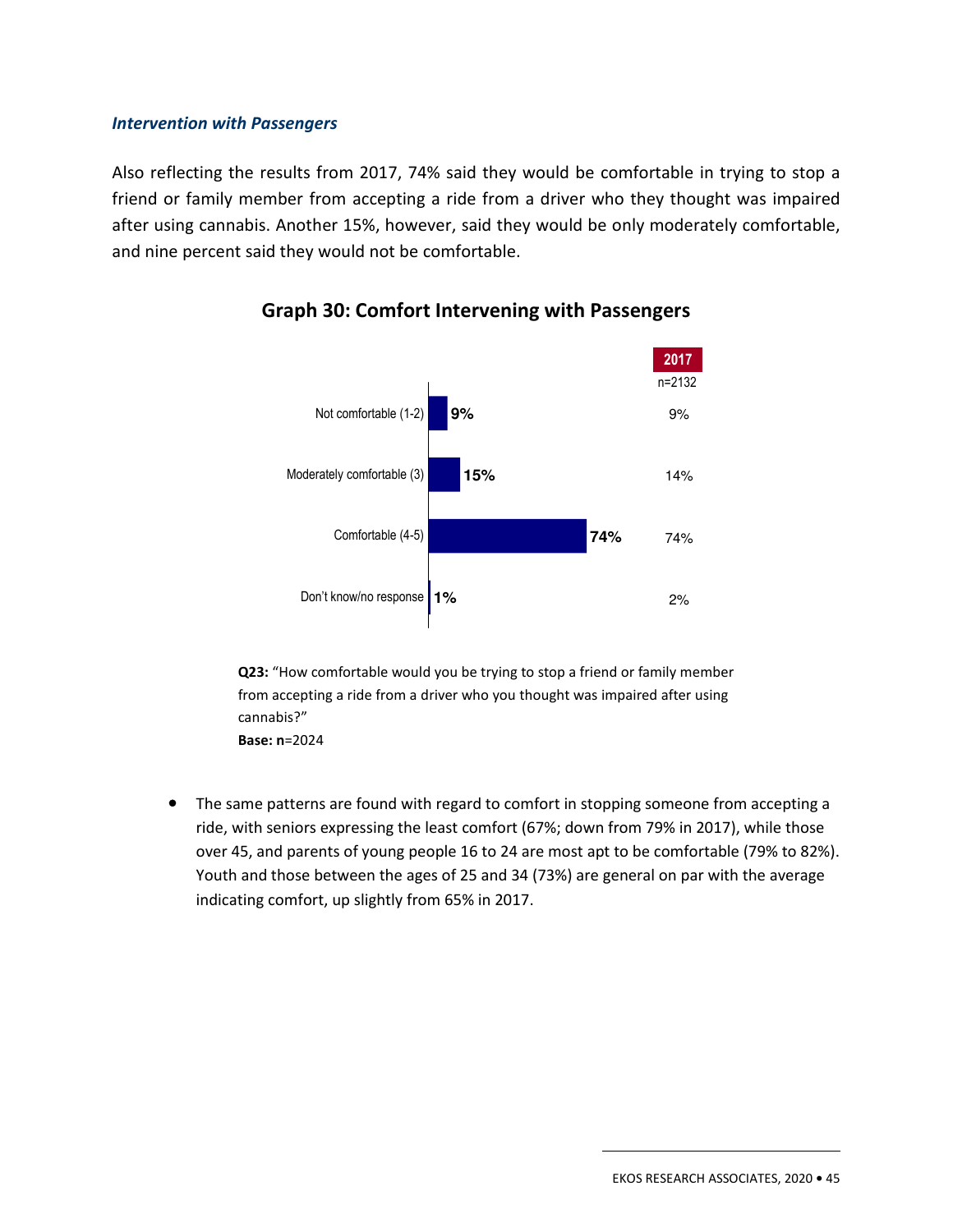### *Intervention with Passengers*

Also reflecting the results from 2017, 74% said they would be comfortable in trying to stop a friend or family member from accepting a ride from a driver who they thought was impaired after using cannabis. Another 15%, however, said they would be only moderately comfortable, and nine percent said they would not be comfortable.

**Graph 30: Comfort Intervening with Passengers**

| | 2020 | 2017 (n=2132) |
|---|---|---|
| Not comfortable (1-2) | 9% | 9% |
| Moderately comfortable (3) | 15% | 14% |
| Comfortable (4-5) | 74% | 74% |
| Don't know/no response | 1% | 2% |

**Q23:** "How comfortable would you be trying to stop a friend or family member from accepting a ride from a driver who you thought was impaired after using cannabis?"
**Base: n**=2024

- The same patterns are found with regard to comfort in stopping someone from accepting a ride, with seniors expressing the least comfort (67%; down from 79% in 2017), while those over 45, and parents of young people 16 to 24 are most apt to be comfortable (79% to 82%). Youth and those between the ages of 25 and 34 (73%) are general on par with the average indicating comfort, up slightly from 65% in 2017.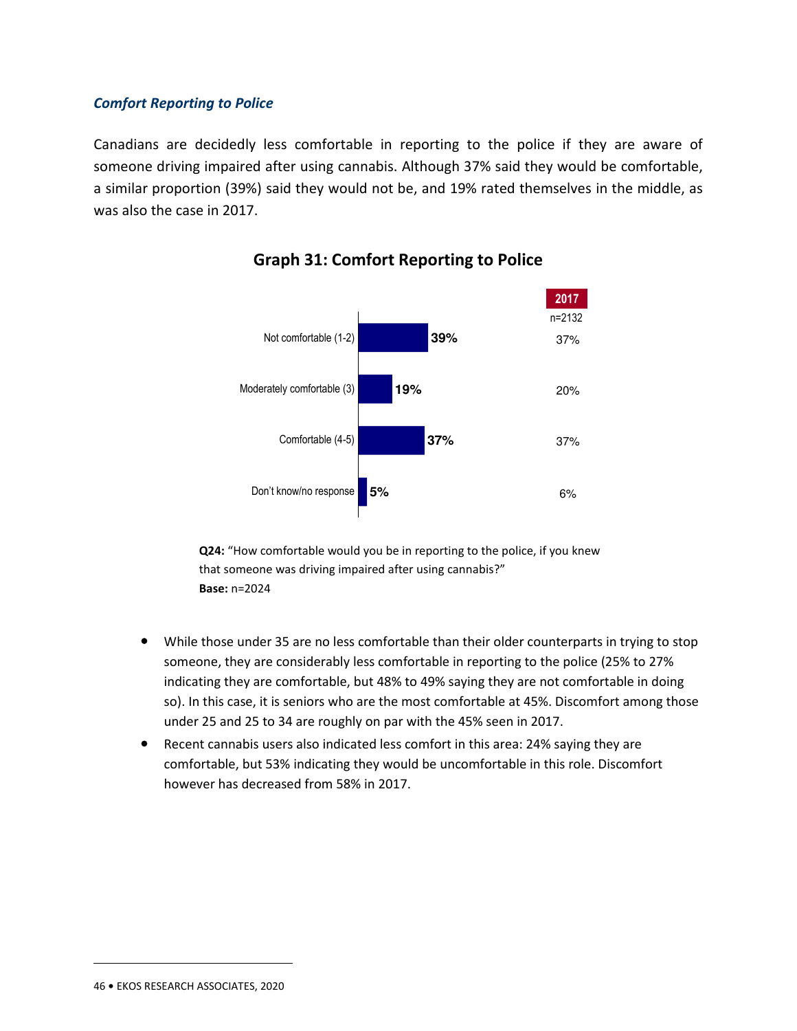### *Comfort Reporting to Police*

Canadians are decidedly less comfortable in reporting to the police if they are aware of someone driving impaired after using cannabis. Although 37% said they would be comfortable, a similar proportion (39%) said they would not be, and 19% rated themselves in the middle, as was also the case in 2017.

**Graph 31: Comfort Reporting to Police**

| | 2020 | 2017 (n=2132) |
|---|---|---|
| Not comfortable (1-2) | 39% | 37% |
| Moderately comfortable (3) | 19% | 20% |
| Comfortable (4-5) | 37% | 37% |
| Don't know/no response | 5% | 6% |

**Q24:** "How comfortable would you be in reporting to the police, if you knew that someone was driving impaired after using cannabis?"
**Base:** n=2024

- While those under 35 are no less comfortable than their older counterparts in trying to stop someone, they are considerably less comfortable in reporting to the police (25% to 27% indicating they are comfortable, but 48% to 49% saying they are not comfortable in doing so). In this case, it is seniors who are the most comfortable at 45%. Discomfort among those under 25 and 25 to 34 are roughly on par with the 45% seen in 2017.
- Recent cannabis users also indicated less comfort in this area: 24% saying they are comfortable, but 53% indicating they would be uncomfortable in this role. Discomfort however has decreased from 58% in 2017.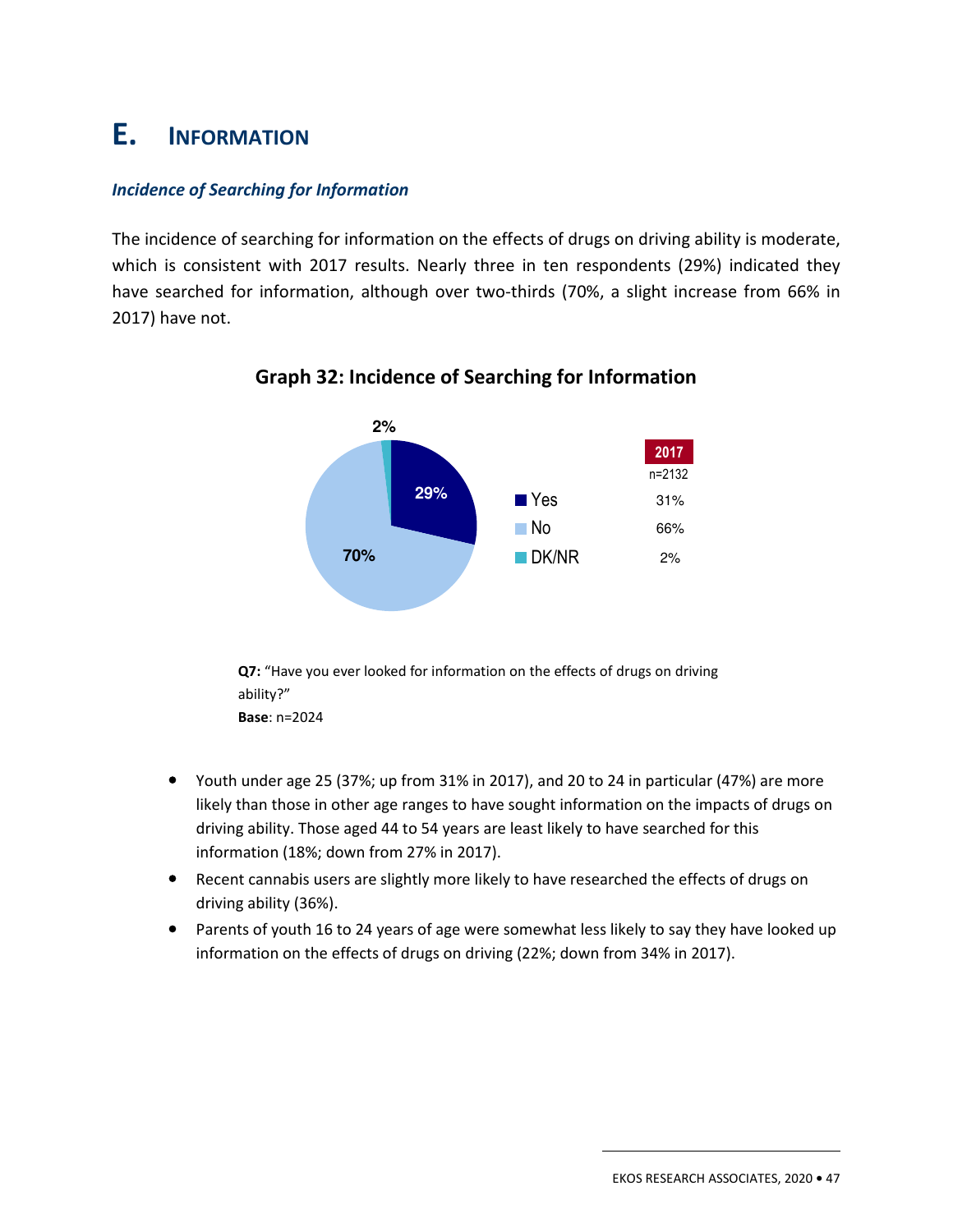# E. INFORMATION

### *Incidence of Searching for Information*

The incidence of searching for information on the effects of drugs on driving ability is moderate, which is consistent with 2017 results. Nearly three in ten respondents (29%) indicated they have searched for information, although over two-thirds (70%, a slight increase from 66% in 2017) have not.

**Graph 32: Incidence of Searching for Information**

| | 2020 | 2017 (n=2132) |
|---|---|---|
| Yes | 29% | 31% |
| No | 70% | 66% |
| DK/NR | 2% | 2% |

**Q7:** "Have you ever looked for information on the effects of drugs on driving ability?"
**Base**: n=2024

- Youth under age 25 (37%; up from 31% in 2017), and 20 to 24 in particular (47%) are more likely than those in other age ranges to have sought information on the impacts of drugs on driving ability. Those aged 44 to 54 years are least likely to have searched for this information (18%; down from 27% in 2017).
- Recent cannabis users are slightly more likely to have researched the effects of drugs on driving ability (36%).
- Parents of youth 16 to 24 years of age were somewhat less likely to say they have looked up information on the effects of drugs on driving (22%; down from 34% in 2017).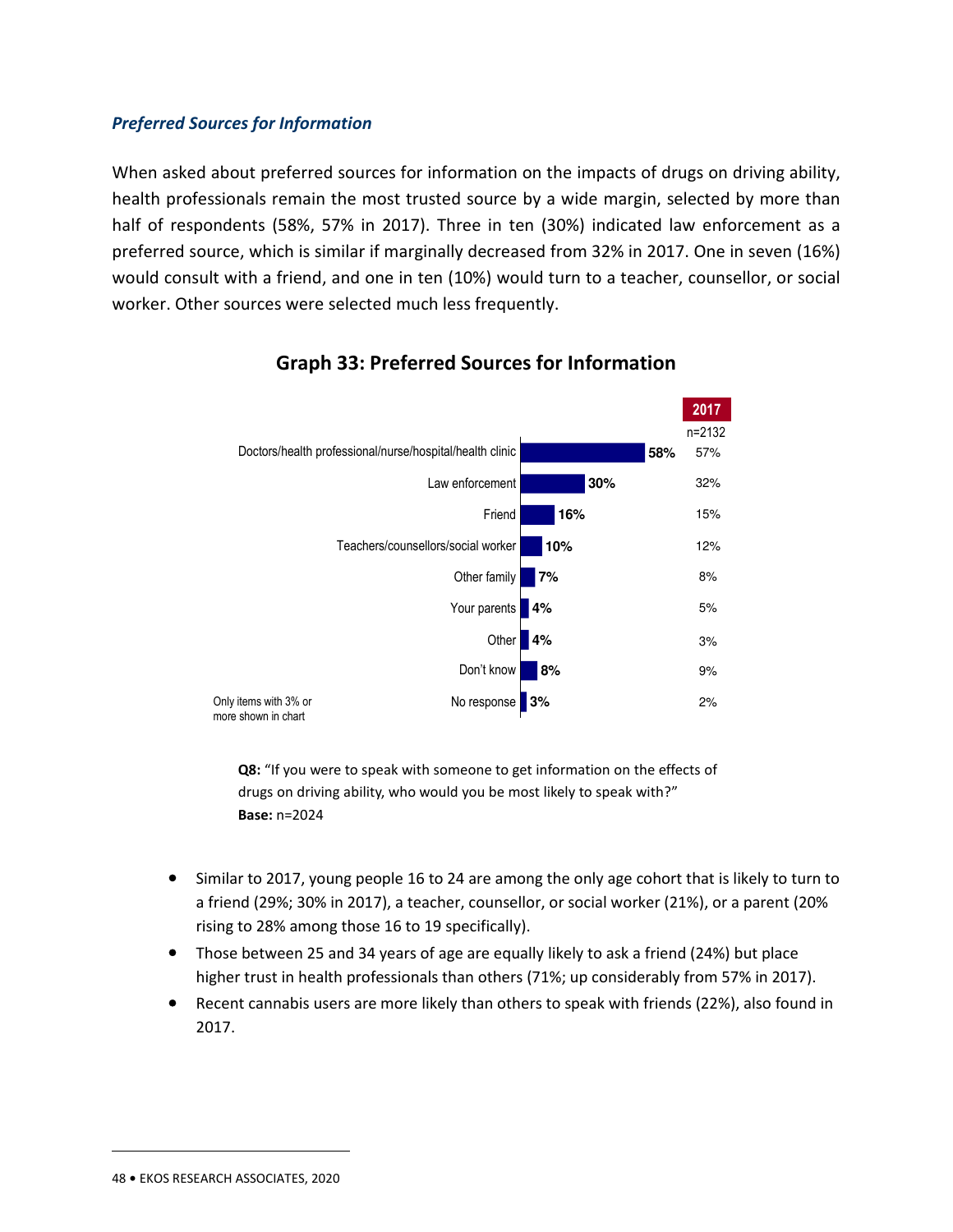### *Preferred Sources for Information*

When asked about preferred sources for information on the impacts of drugs on driving ability, health professionals remain the most trusted source by a wide margin, selected by more than half of respondents (58%, 57% in 2017). Three in ten (30%) indicated law enforcement as a preferred source, which is similar if marginally decreased from 32% in 2017. One in seven (16%) would consult with a friend, and one in ten (10%) would turn to a teacher, counsellor, or social worker. Other sources were selected much less frequently.

**Graph 33: Preferred Sources for Information**

| | 2020 | 2017 (n=2132) |
|---|---|---|
| Doctors/health professional/nurse/hospital/health clinic | 58% | 57% |
| Law enforcement | 30% | 32% |
| Friend | 16% | 15% |
| Teachers/counsellors/social worker | 10% | 12% |
| Other family | 7% | 8% |
| Your parents | 4% | 5% |
| Other | 4% | 3% |
| Don't know | 8% | 9% |
| No response | 3% | 2% |

Only items with 3% or more shown in chart

**Q8:** "If you were to speak with someone to get information on the effects of drugs on driving ability, who would you be most likely to speak with?"
**Base:** n=2024

- Similar to 2017, young people 16 to 24 are among the only age cohort that is likely to turn to a friend (29%; 30% in 2017), a teacher, counsellor, or social worker (21%), or a parent (20% rising to 28% among those 16 to 19 specifically).
- Those between 25 and 34 years of age are equally likely to ask a friend (24%) but place higher trust in health professionals than others (71%; up considerably from 57% in 2017).
- Recent cannabis users are more likely than others to speak with friends (22%), also found in 2017.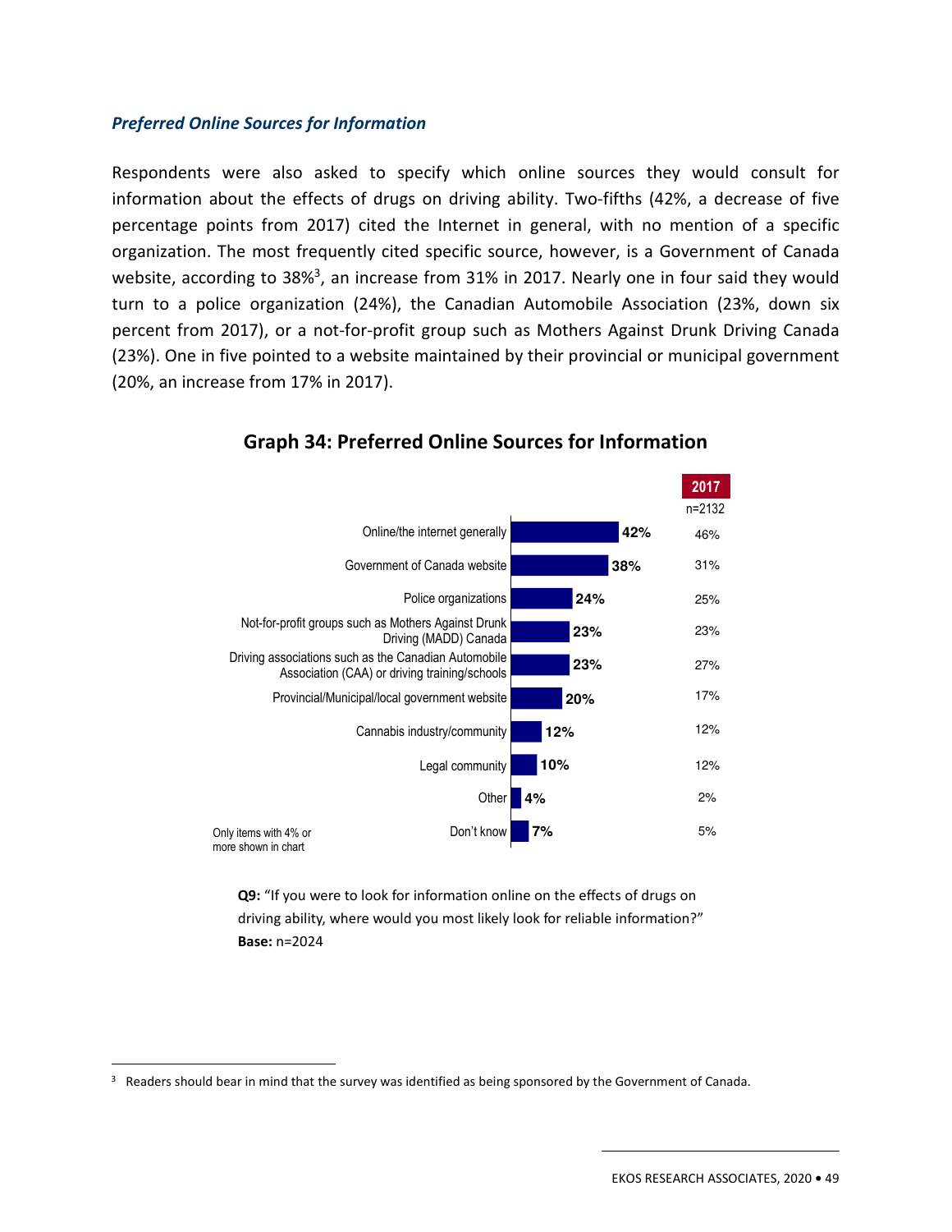### *Preferred Online Sources for Information*

Respondents were also asked to specify which online sources they would consult for information about the effects of drugs on driving ability. Two-fifths (42%, a decrease of five percentage points from 2017) cited the Internet in general, with no mention of a specific organization. The most frequently cited specific source, however, is a Government of Canada website, according to 38%[3], an increase from 31% in 2017. Nearly one in four said they would turn to a police organization (24%), the Canadian Automobile Association (23%, down six percent from 2017), or a not-for-profit group such as Mothers Against Drunk Driving Canada (23%). One in five pointed to a website maintained by their provincial or municipal government (20%, an increase from 17% in 2017).

**Graph 34: Preferred Online Sources for Information**

| Source | 2020 | 2017 (n=2132) |
|---|---|---|
| Online/the internet generally | 42% | 46% |
| Government of Canada website | 38% | 31% |
| Police organizations | 24% | 25% |
| Not-for-profit groups such as Mothers Against Drunk Driving (MADD) Canada | 23% | 23% |
| Driving associations such as the Canadian Automobile Association (CAA) or driving training/schools | 23% | 27% |
| Provincial/Municipal/local government website | 20% | 17% |
| Cannabis industry/community | 12% | 12% |
| Legal community | 10% | 12% |
| Other | 4% | 2% |
| Don't know | 7% | 5% |

Only items with 4% or more shown in chart

**Q9:** "If you were to look for information online on the effects of drugs on driving ability, where would you most likely look for reliable information?"
**Base:** n=2024

[3] Readers should bear in mind that the survey was identified as being sponsored by the Government of Canada.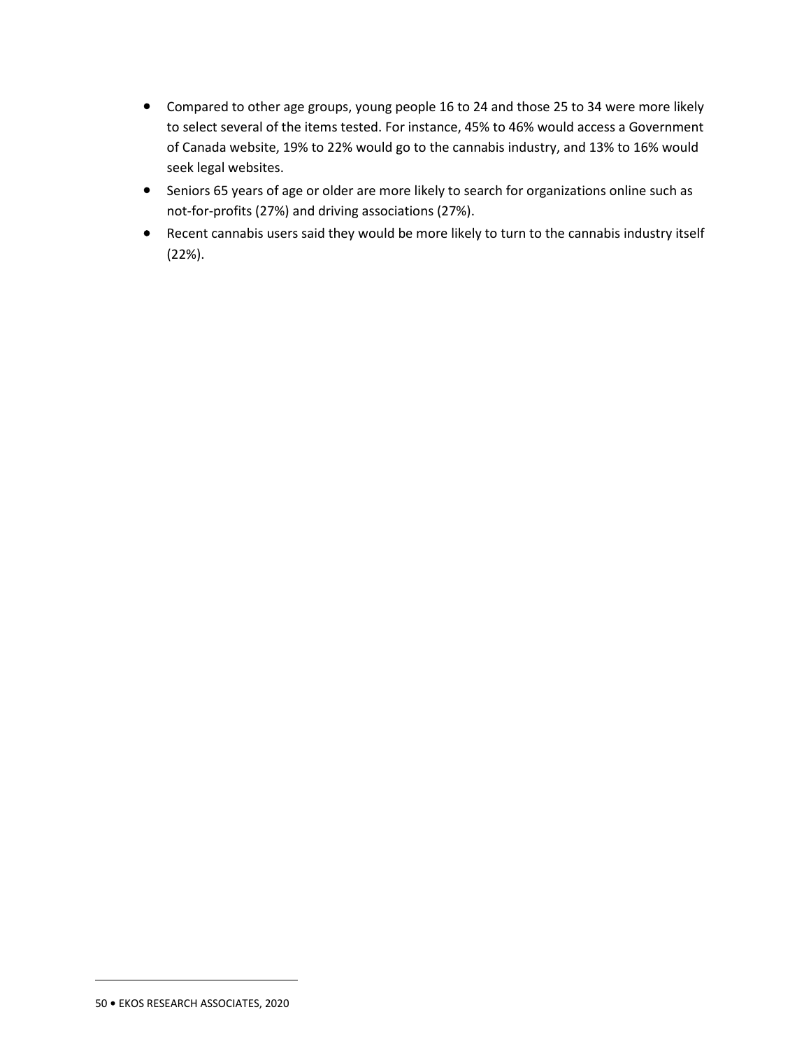- Compared to other age groups, young people 16 to 24 and those 25 to 34 were more likely to select several of the items tested. For instance, 45% to 46% would access a Government of Canada website, 19% to 22% would go to the cannabis industry, and 13% to 16% would seek legal websites.
- Seniors 65 years of age or older are more likely to search for organizations online such as not-for-profits (27%) and driving associations (27%).
- Recent cannabis users said they would be more likely to turn to the cannabis industry itself (22%).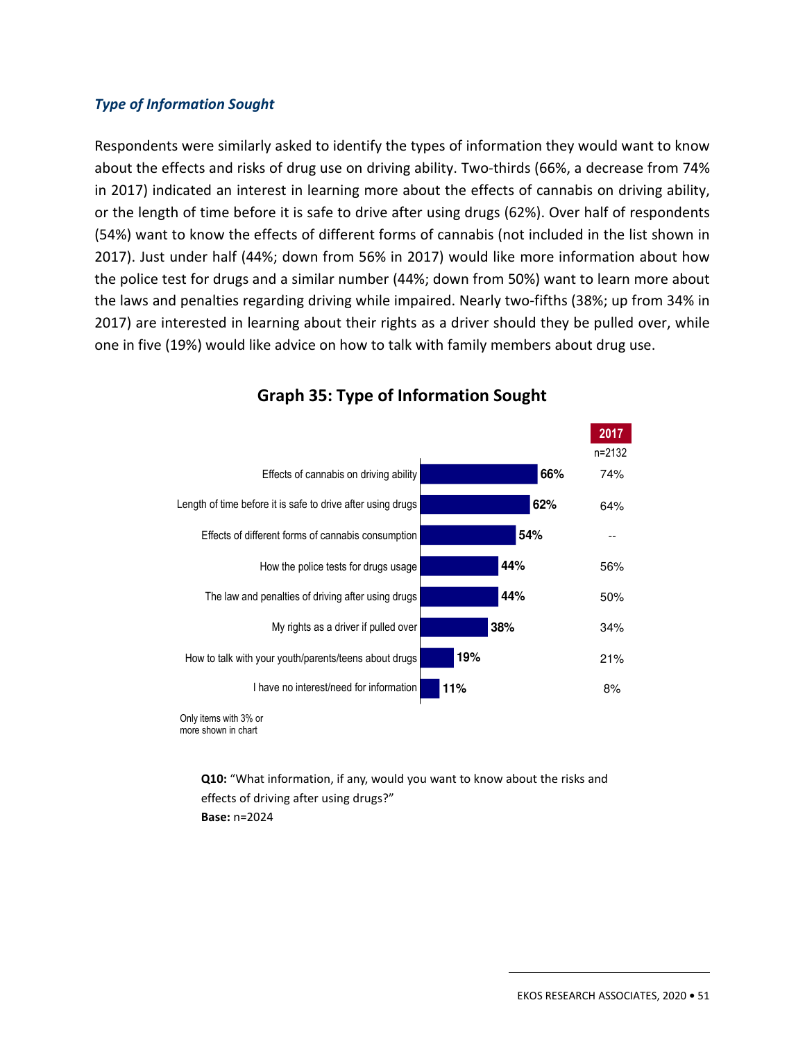### *Type of Information Sought*

Respondents were similarly asked to identify the types of information they would want to know about the effects and risks of drug use on driving ability. Two-thirds (66%, a decrease from 74% in 2017) indicated an interest in learning more about the effects of cannabis on driving ability, or the length of time before it is safe to drive after using drugs (62%). Over half of respondents (54%) want to know the effects of different forms of cannabis (not included in the list shown in 2017). Just under half (44%; down from 56% in 2017) would like more information about how the police test for drugs and a similar number (44%; down from 50%) want to learn more about the laws and penalties regarding driving while impaired. Nearly two-fifths (38%; up from 34% in 2017) are interested in learning about their rights as a driver should they be pulled over, while one in five (19%) would like advice on how to talk with family members about drug use.

**Graph 35: Type of Information Sought**

| | 2020 | 2017 (n=2132) |
|---|---|---|
| Effects of cannabis on driving ability | 66% | 74% |
| Length of time before it is safe to drive after using drugs | 62% | 64% |
| Effects of different forms of cannabis consumption | 54% | -- |
| How the police tests for drugs usage | 44% | 56% |
| The law and penalties of driving after using drugs | 44% | 50% |
| My rights as a driver if pulled over | 38% | 34% |
| How to talk with your youth/parents/teens about drugs | 19% | 21% |
| I have no interest/need for information | 11% | 8% |

Only items with 3% or more shown in chart

**Q10:** "What information, if any, would you want to know about the risks and effects of driving after using drugs?"
**Base:** n=2024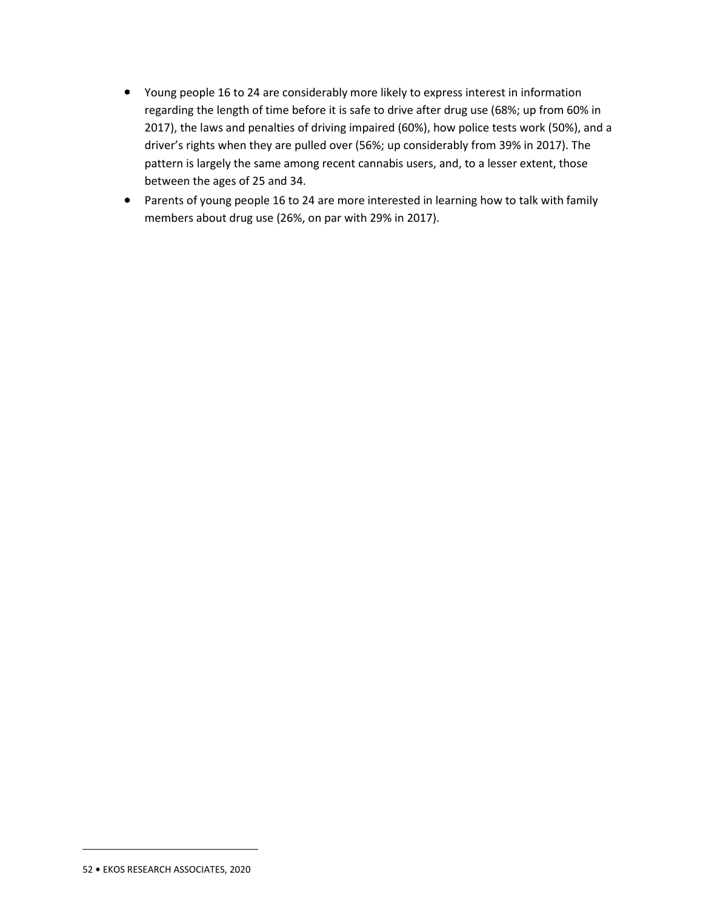- Young people 16 to 24 are considerably more likely to express interest in information regarding the length of time before it is safe to drive after drug use (68%; up from 60% in 2017), the laws and penalties of driving impaired (60%), how police tests work (50%), and a driver's rights when they are pulled over (56%; up considerably from 39% in 2017). The pattern is largely the same among recent cannabis users, and, to a lesser extent, those between the ages of 25 and 34.
- Parents of young people 16 to 24 are more interested in learning how to talk with family members about drug use (26%, on par with 29% in 2017).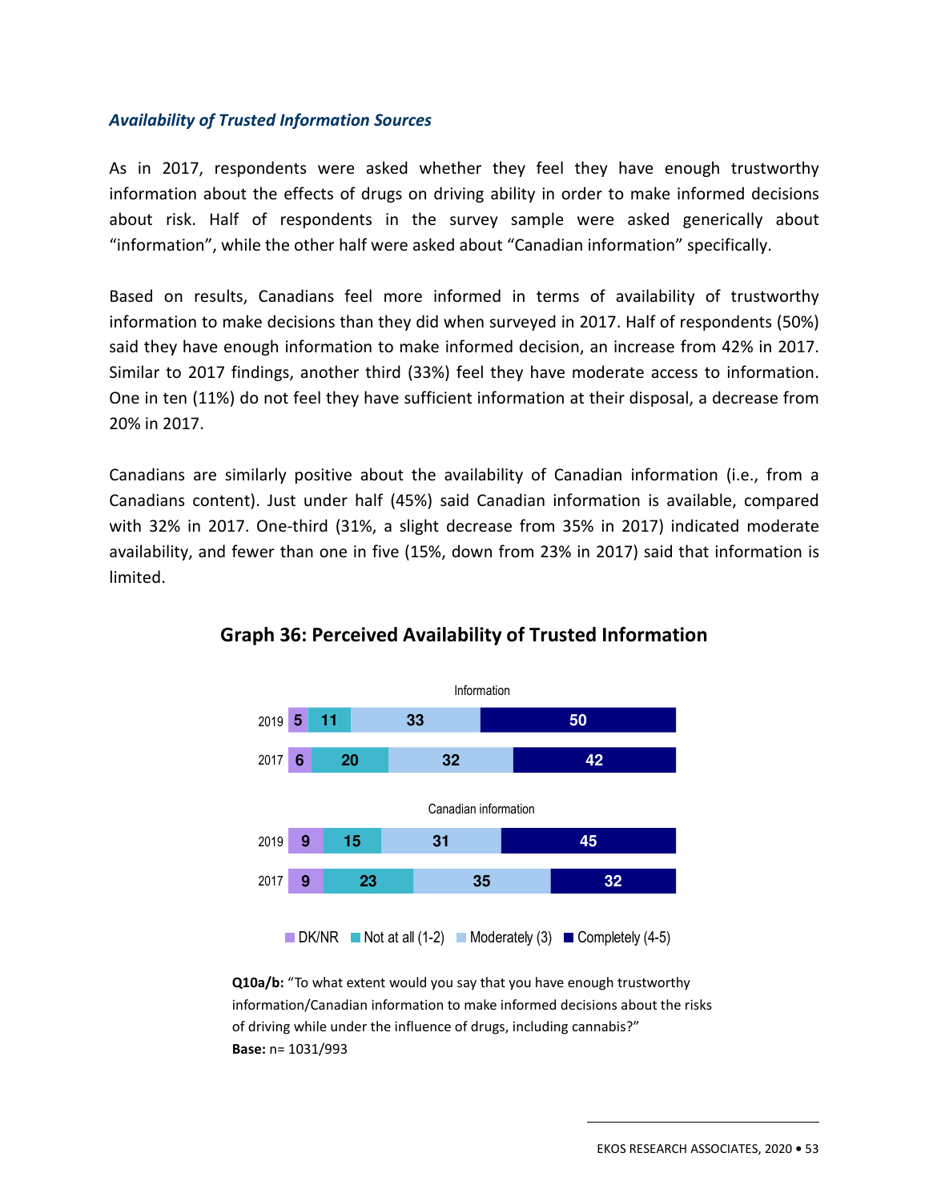### *Availability of Trusted Information Sources*

As in 2017, respondents were asked whether they feel they have enough trustworthy information about the effects of drugs on driving ability in order to make informed decisions about risk. Half of respondents in the survey sample were asked generically about "information", while the other half were asked about "Canadian information" specifically.

Based on results, Canadians feel more informed in terms of availability of trustworthy information to make decisions than they did when surveyed in 2017. Half of respondents (50%) said they have enough information to make informed decision, an increase from 42% in 2017. Similar to 2017 findings, another third (33%) feel they have moderate access to information. One in ten (11%) do not feel they have sufficient information at their disposal, a decrease from 20% in 2017.

Canadians are similarly positive about the availability of Canadian information (i.e., from a Canadians content). Just under half (45%) said Canadian information is available, compared with 32% in 2017. One-third (31%, a slight decrease from 35% in 2017) indicated moderate availability, and fewer than one in five (15%, down from 23% in 2017) said that information is limited.

**Graph 36: Perceived Availability of Trusted Information**

| | DK/NR | Not at all (1-2) | Moderately (3) | Completely (4-5) |
|---|---|---|---|---|
| **Information** | | | | |
| 2019 | 5 | 11 | 33 | 50 |
| 2017 | 6 | 20 | 32 | 42 |
| **Canadian information** | | | | |
| 2019 | 9 | 15 | 31 | 45 |
| 2017 | 9 | 23 | 35 | 32 |

**Q10a/b:** "To what extent would you say that you have enough trustworthy information/Canadian information to make informed decisions about the risks of driving while under the influence of drugs, including cannabis?"
**Base:** n= 1031/993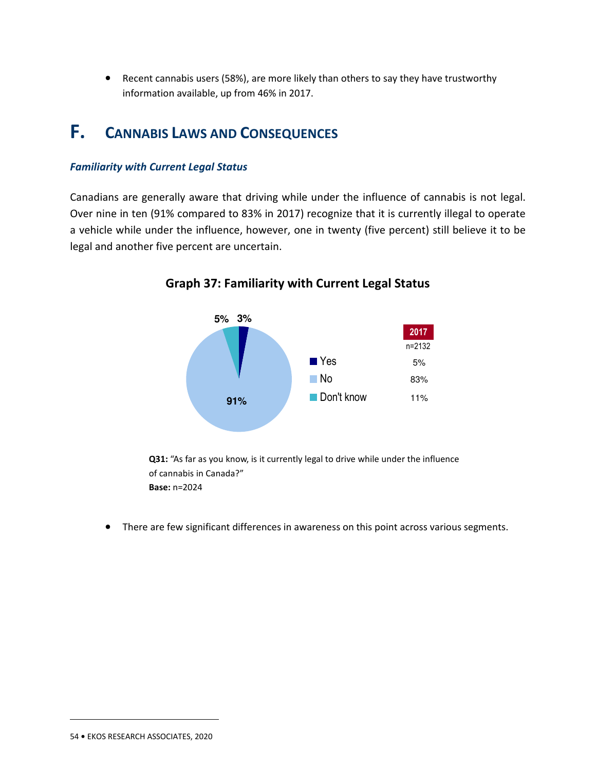- Recent cannabis users (58%), are more likely than others to say they have trustworthy information available, up from 46% in 2017.

## F. Cannabis Laws and Consequences

### *Familiarity with Current Legal Status*

Canadians are generally aware that driving while under the influence of cannabis is not legal. Over nine in ten (91% compared to 83% in 2017) recognize that it is currently illegal to operate a vehicle while under the influence, however, one in twenty (five percent) still believe it to be legal and another five percent are uncertain.

**Graph 37: Familiarity with Current Legal Status**

| | Current | 2017 (n=2132) |
|---|---|---|
| Yes | 3% | 5% |
| No | 91% | 83% |
| Don't know | 5% | 11% |

**Q31:** "As far as you know, is it currently legal to drive while under the influence of cannabis in Canada?"
**Base:** n=2024

- There are few significant differences in awareness on this point across various segments.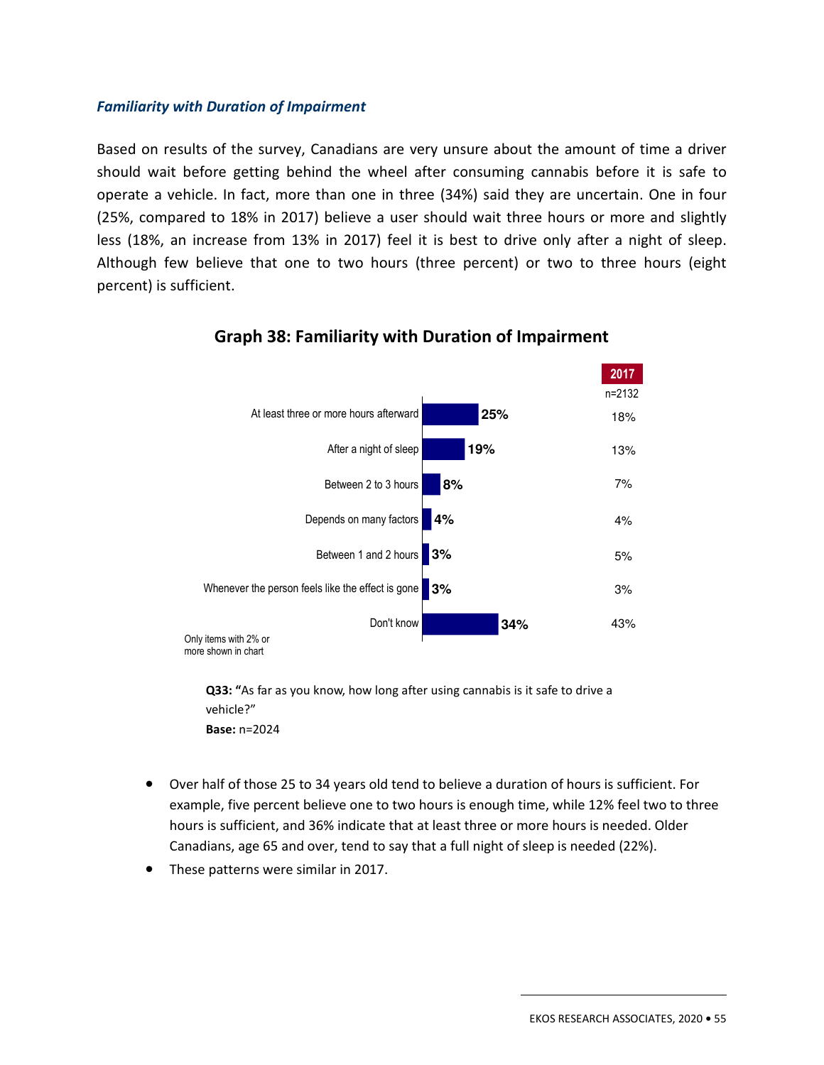### *Familiarity with Duration of Impairment*

Based on results of the survey, Canadians are very unsure about the amount of time a driver should wait before getting behind the wheel after consuming cannabis before it is safe to operate a vehicle. In fact, more than one in three (34%) said they are uncertain. One in four (25%, compared to 18% in 2017) believe a user should wait three hours or more and slightly less (18%, an increase from 13% in 2017) feel it is best to drive only after a night of sleep. Although few believe that one to two hours (three percent) or two to three hours (eight percent) is sufficient.

**Graph 38: Familiarity with Duration of Impairment**

| | 2020 | 2017 (n=2132) |
|---|---|---|
| At least three or more hours afterward | 25% | 18% |
| After a night of sleep | 19% | 13% |
| Between 2 to 3 hours | 8% | 7% |
| Depends on many factors | 4% | 4% |
| Between 1 and 2 hours | 3% | 5% |
| Whenever the person feels like the effect is gone | 3% | 3% |
| Don't know | 34% | 43% |

Only items with 2% or more shown in chart

**Q33: "**As far as you know, how long after using cannabis is it safe to drive a vehicle?"
**Base:** n=2024

- Over half of those 25 to 34 years old tend to believe a duration of hours is sufficient. For example, five percent believe one to two hours is enough time, while 12% feel two to three hours is sufficient, and 36% indicate that at least three or more hours is needed. Older Canadians, age 65 and over, tend to say that a full night of sleep is needed (22%).
- These patterns were similar in 2017.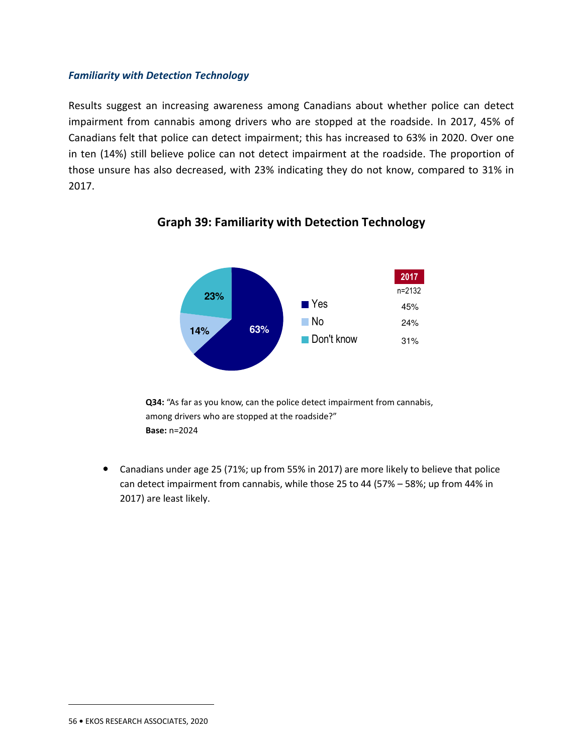### *Familiarity with Detection Technology*

Results suggest an increasing awareness among Canadians about whether police can detect impairment from cannabis among drivers who are stopped at the roadside. In 2017, 45% of Canadians felt that police can detect impairment; this has increased to 63% in 2020. Over one in ten (14%) still believe police can not detect impairment at the roadside. The proportion of those unsure has also decreased, with 23% indicating they do not know, compared to 31% in 2017.

**Graph 39: Familiarity with Detection Technology**

| | 2020 | 2017 (n=2132) |
|---|---|---|
| Yes | 63% | 45% |
| No | 14% | 24% |
| Don't know | 23% | 31% |

**Q34:** "As far as you know, can the police detect impairment from cannabis, among drivers who are stopped at the roadside?"
**Base:** n=2024

- Canadians under age 25 (71%; up from 55% in 2017) are more likely to believe that police can detect impairment from cannabis, while those 25 to 44 (57% – 58%; up from 44% in 2017) are least likely.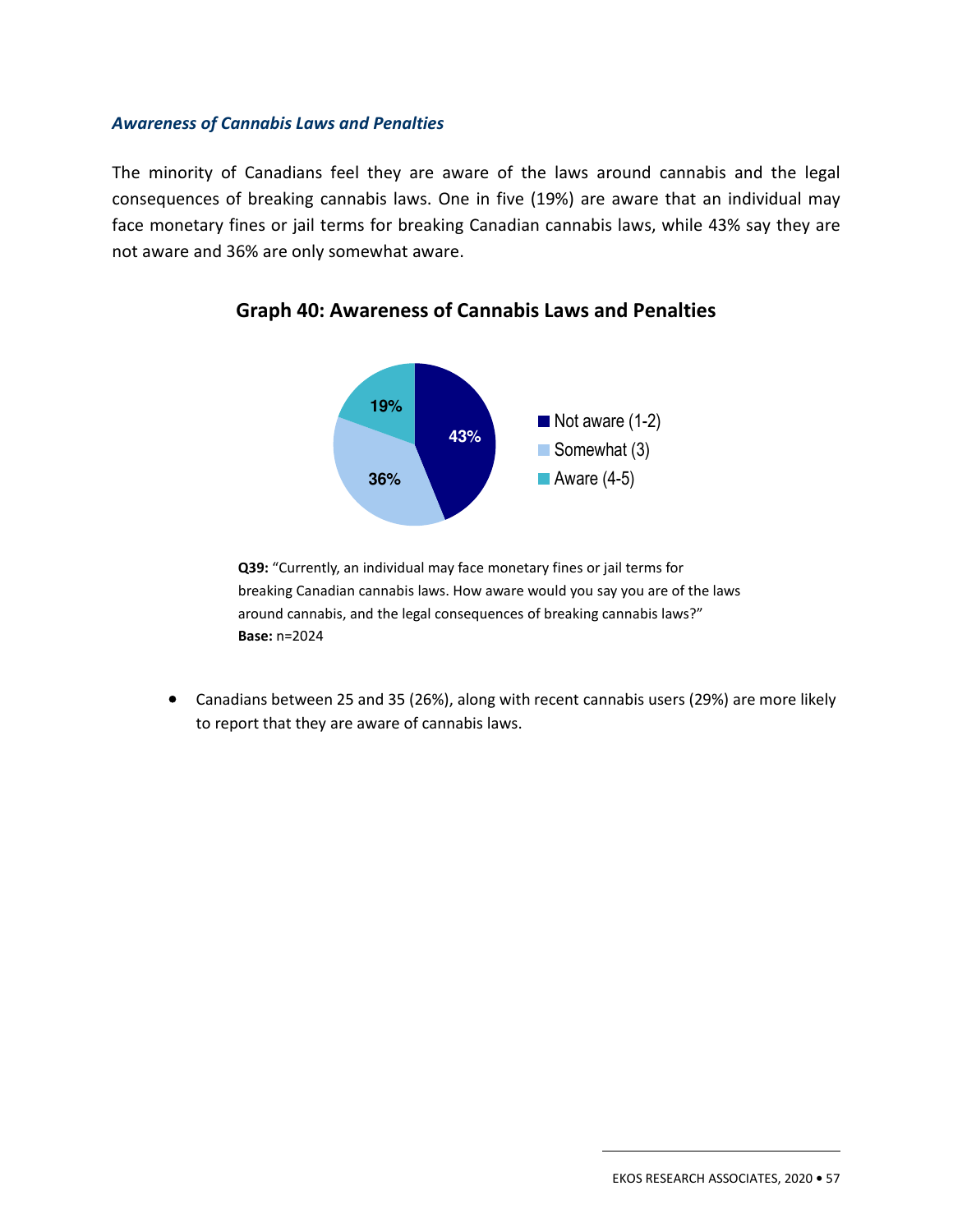### *Awareness of Cannabis Laws and Penalties*

The minority of Canadians feel they are aware of the laws around cannabis and the legal consequences of breaking cannabis laws. One in five (19%) are aware that an individual may face monetary fines or jail terms for breaking Canadian cannabis laws, while 43% say they are not aware and 36% are only somewhat aware.

**Graph 40: Awareness of Cannabis Laws and Penalties**

| Response | % |
|---|---|
| Not aware (1-2) | 43% |
| Somewhat (3) | 36% |
| Aware (4-5) | 19% |

**Q39:** "Currently, an individual may face monetary fines or jail terms for breaking Canadian cannabis laws. How aware would you say you are of the laws around cannabis, and the legal consequences of breaking cannabis laws?"
**Base:** n=2024

- Canadians between 25 and 35 (26%), along with recent cannabis users (29%) are more likely to report that they are aware of cannabis laws.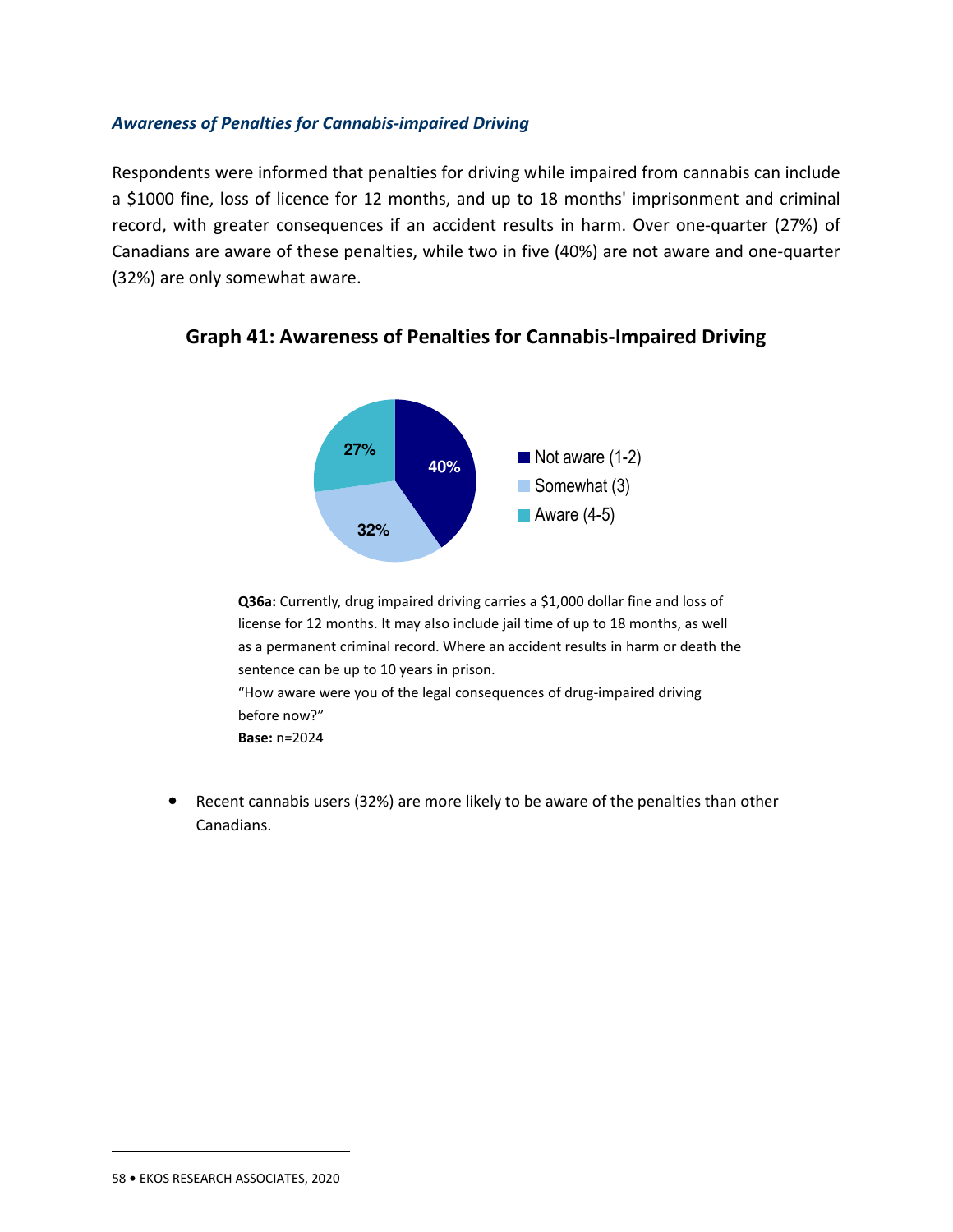### *Awareness of Penalties for Cannabis-impaired Driving*

Respondents were informed that penalties for driving while impaired from cannabis can include a $1000 fine, loss of licence for 12 months, and up to 18 months' imprisonment and criminal record, with greater consequences if an accident results in harm. Over one-quarter (27%) of Canadians are aware of these penalties, while two in five (40%) are not aware and one-quarter (32%) are only somewhat aware.

**Graph 41: Awareness of Penalties for Cannabis-Impaired Driving**

| Response | % |
|---|---|
| Not aware (1-2) | 40% |
| Somewhat (3) | 32% |
| Aware (4-5) | 27% |

**Q36a:** Currently, drug impaired driving carries a $1,000 dollar fine and loss of license for 12 months. It may also include jail time of up to 18 months, as well as a permanent criminal record. Where an accident results in harm or death the sentence can be up to 10 years in prison.
"How aware were you of the legal consequences of drug-impaired driving before now?"
**Base:** n=2024

- Recent cannabis users (32%) are more likely to be aware of the penalties than other Canadians.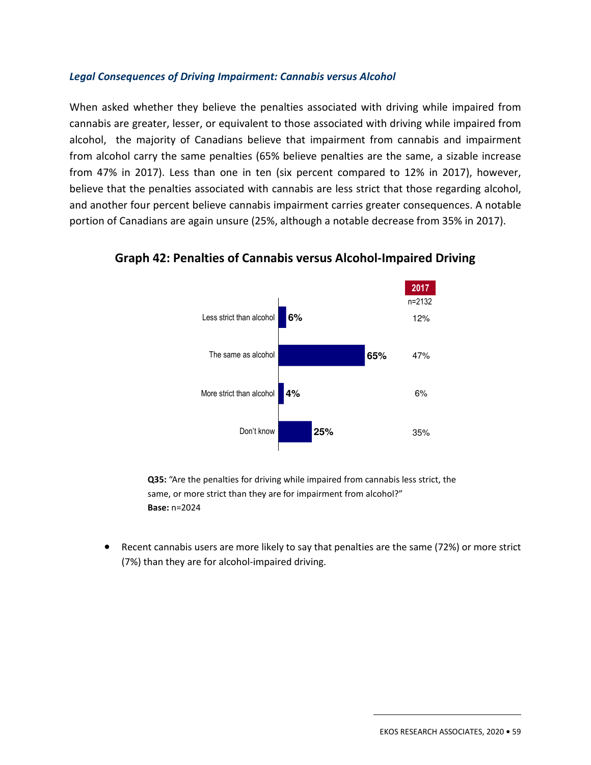### *Legal Consequences of Driving Impairment: Cannabis versus Alcohol*

When asked whether they believe the penalties associated with driving while impaired from cannabis are greater, lesser, or equivalent to those associated with driving while impaired from alcohol, the majority of Canadians believe that impairment from cannabis and impairment from alcohol carry the same penalties (65% believe penalties are the same, a sizable increase from 47% in 2017). Less than one in ten (six percent compared to 12% in 2017), however, believe that the penalties associated with cannabis are less strict that those regarding alcohol, and another four percent believe cannabis impairment carries greater consequences. A notable portion of Canadians are again unsure (25%, although a notable decrease from 35% in 2017).

**Graph 42: Penalties of Cannabis versus Alcohol-Impaired Driving**

| | 2020 | 2017 (n=2132) |
|---|---|---|
| Less strict than alcohol | 6% | 12% |
| The same as alcohol | 65% | 47% |
| More strict than alcohol | 4% | 6% |
| Don't know | 25% | 35% |

**Q35:** "Are the penalties for driving while impaired from cannabis less strict, the same, or more strict than they are for impairment from alcohol?"
**Base:** n=2024

- Recent cannabis users are more likely to say that penalties are the same (72%) or more strict (7%) than they are for alcohol-impaired driving.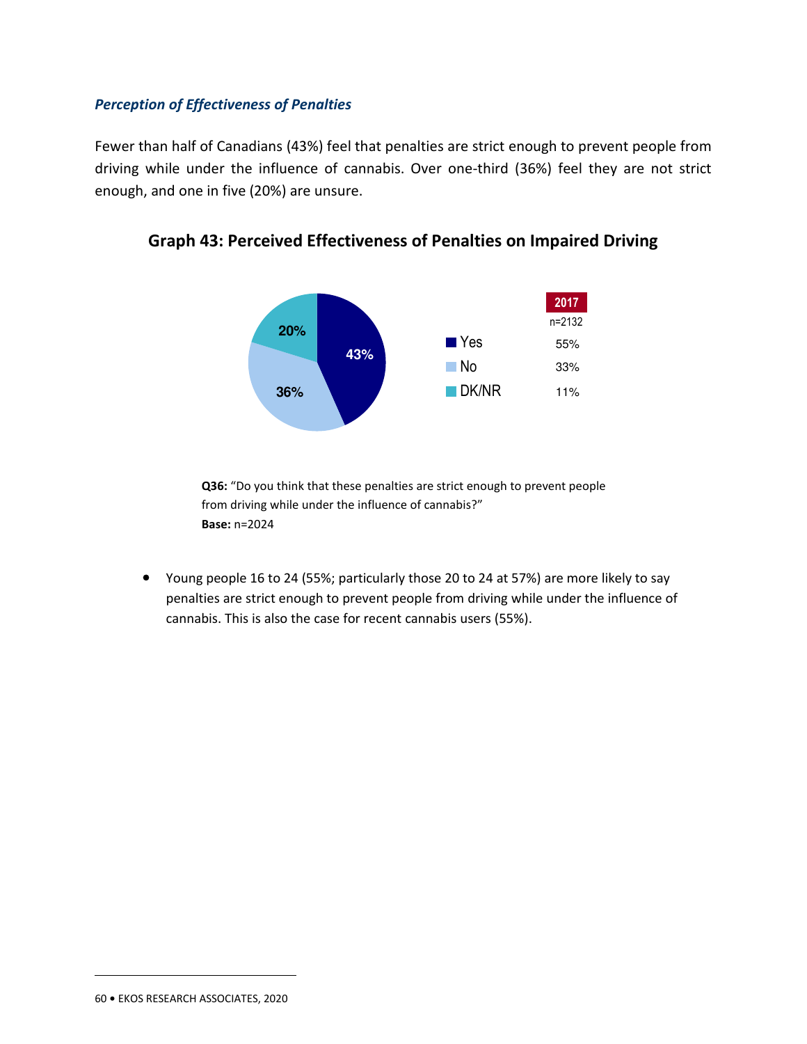*Perception of Effectiveness of Penalties*

Fewer than half of Canadians (43%) feel that penalties are strict enough to prevent people from driving while under the influence of cannabis. Over one-third (36%) feel they are not strict enough, and one in five (20%) are unsure.

**Graph 43: Perceived Effectiveness of Penalties on Impaired Driving**

| | Current | 2017 (n=2132) |
|---|---|---|
| Yes | 43% | 55% |
| No | 36% | 33% |
| DK/NR | 20% | 11% |

**Q36:** "Do you think that these penalties are strict enough to prevent people from driving while under the influence of cannabis?"
**Base:** n=2024

- Young people 16 to 24 (55%; particularly those 20 to 24 at 57%) are more likely to say penalties are strict enough to prevent people from driving while under the influence of cannabis. This is also the case for recent cannabis users (55%).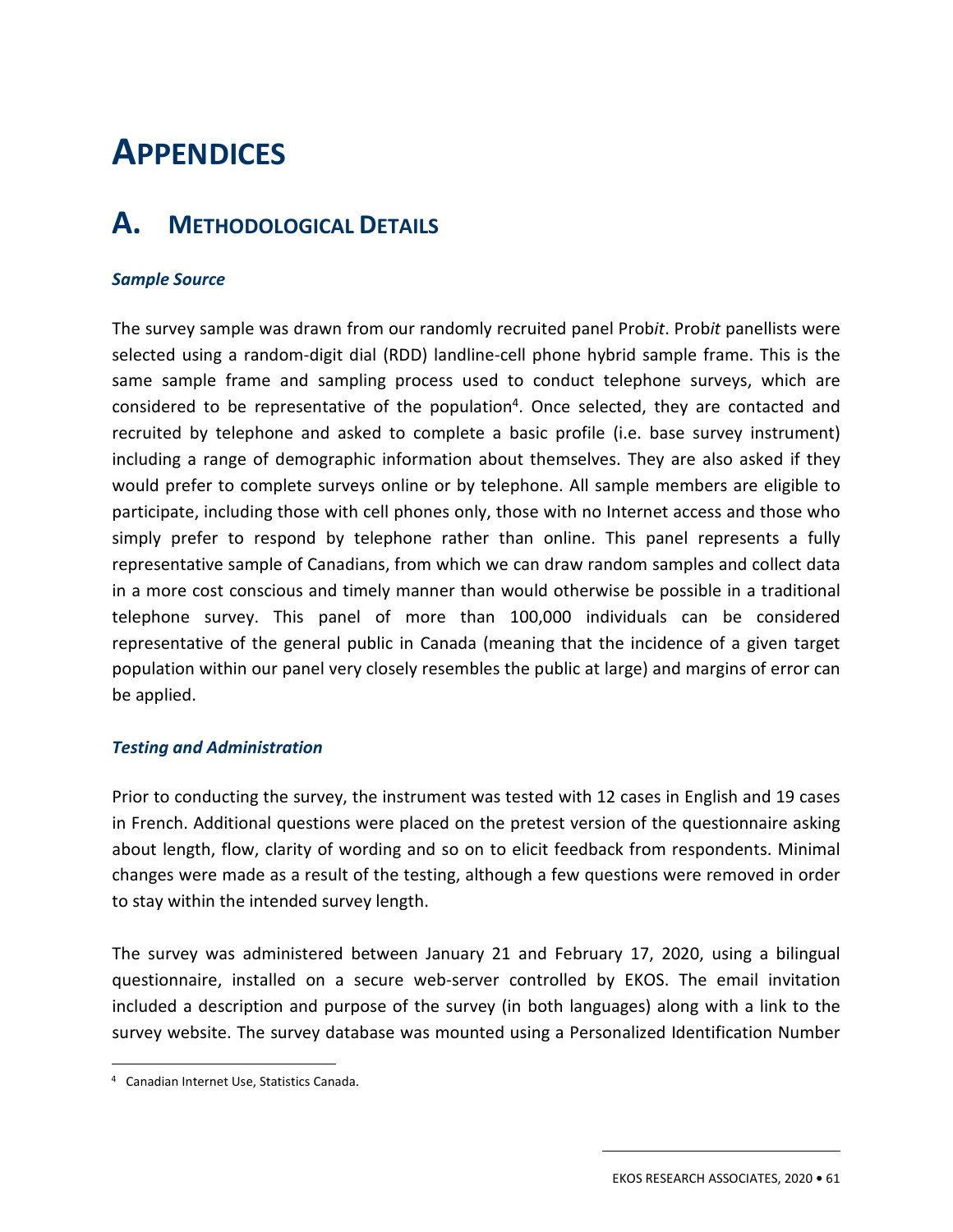# APPENDICES

## A. METHODOLOGICAL DETAILS

### *Sample Source*

The survey sample was drawn from our randomly recruited panel Prob*it*. Prob*it* panellists were selected using a random-digit dial (RDD) landline-cell phone hybrid sample frame. This is the same sample frame and sampling process used to conduct telephone surveys, which are considered to be representative of the population[4]. Once selected, they are contacted and recruited by telephone and asked to complete a basic profile (i.e. base survey instrument) including a range of demographic information about themselves. They are also asked if they would prefer to complete surveys online or by telephone. All sample members are eligible to participate, including those with cell phones only, those with no Internet access and those who simply prefer to respond by telephone rather than online. This panel represents a fully representative sample of Canadians, from which we can draw random samples and collect data in a more cost conscious and timely manner than would otherwise be possible in a traditional telephone survey. This panel of more than 100,000 individuals can be considered representative of the general public in Canada (meaning that the incidence of a given target population within our panel very closely resembles the public at large) and margins of error can be applied.

### *Testing and Administration*

Prior to conducting the survey, the instrument was tested with 12 cases in English and 19 cases in French. Additional questions were placed on the pretest version of the questionnaire asking about length, flow, clarity of wording and so on to elicit feedback from respondents. Minimal changes were made as a result of the testing, although a few questions were removed in order to stay within the intended survey length.

The survey was administered between January 21 and February 17, 2020, using a bilingual questionnaire, installed on a secure web-server controlled by EKOS. The email invitation included a description and purpose of the survey (in both languages) along with a link to the survey website. The survey database was mounted using a Personalized Identification Number

[4] Canadian Internet Use, Statistics Canada.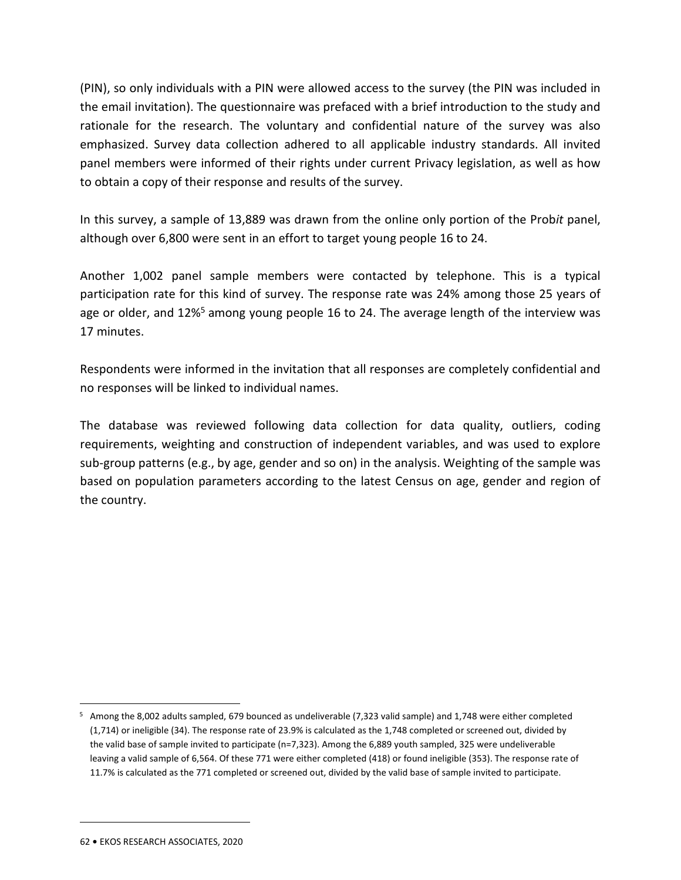(PIN), so only individuals with a PIN were allowed access to the survey (the PIN was included in the email invitation). The questionnaire was prefaced with a brief introduction to the study and rationale for the research. The voluntary and confidential nature of the survey was also emphasized. Survey data collection adhered to all applicable industry standards. All invited panel members were informed of their rights under current Privacy legislation, as well as how to obtain a copy of their response and results of the survey.

In this survey, a sample of 13,889 was drawn from the online only portion of the Prob*it* panel, although over 6,800 were sent in an effort to target young people 16 to 24.

Another 1,002 panel sample members were contacted by telephone. This is a typical participation rate for this kind of survey. The response rate was 24% among those 25 years of age or older, and 12%[5] among young people 16 to 24. The average length of the interview was 17 minutes.

Respondents were informed in the invitation that all responses are completely confidential and no responses will be linked to individual names.

The database was reviewed following data collection for data quality, outliers, coding requirements, weighting and construction of independent variables, and was used to explore sub-group patterns (e.g., by age, gender and so on) in the analysis. Weighting of the sample was based on population parameters according to the latest Census on age, gender and region of the country.

[5] Among the 8,002 adults sampled, 679 bounced as undeliverable (7,323 valid sample) and 1,748 were either completed (1,714) or ineligible (34). The response rate of 23.9% is calculated as the 1,748 completed or screened out, divided by the valid base of sample invited to participate (n=7,323). Among the 6,889 youth sampled, 325 were undeliverable leaving a valid sample of 6,564. Of these 771 were either completed (418) or found ineligible (353). The response rate of 11.7% is calculated as the 771 completed or screened out, divided by the valid base of sample invited to participate.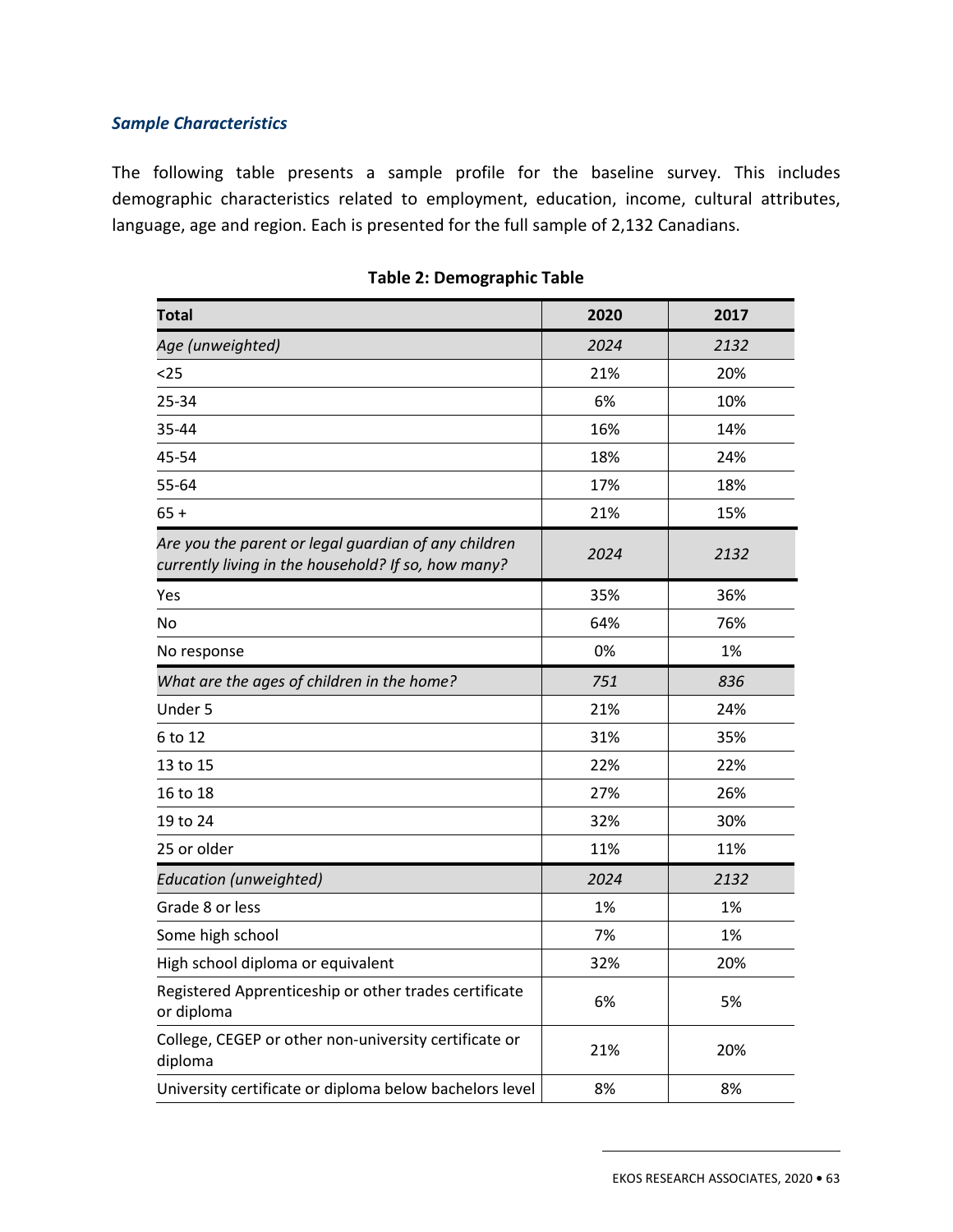### *Sample Characteristics*

The following table presents a sample profile for the baseline survey. This includes demographic characteristics related to employment, education, income, cultural attributes, language, age and region. Each is presented for the full sample of 2,132 Canadians.

**Table 2: Demographic Table**

| Total | 2020 | 2017 |
|---|---|---|
| *Age (unweighted)* | *2024* | *2132* |
| <25 | 21% | 20% |
| 25-34 | 6% | 10% |
| 35-44 | 16% | 14% |
| 45-54 | 18% | 24% |
| 55-64 | 17% | 18% |
| 65 + | 21% | 15% |
| *Are you the parent or legal guardian of any children currently living in the household? If so, how many?* | *2024* | *2132* |
| Yes | 35% | 36% |
| No | 64% | 76% |
| No response | 0% | 1% |
| *What are the ages of children in the home?* | *751* | *836* |
| Under 5 | 21% | 24% |
| 6 to 12 | 31% | 35% |
| 13 to 15 | 22% | 22% |
| 16 to 18 | 27% | 26% |
| 19 to 24 | 32% | 30% |
| 25 or older | 11% | 11% |
| *Education (unweighted)* | *2024* | *2132* |
| Grade 8 or less | 1% | 1% |
| Some high school | 7% | 1% |
| High school diploma or equivalent | 32% | 20% |
| Registered Apprenticeship or other trades certificate or diploma | 6% | 5% |
| College, CEGEP or other non-university certificate or diploma | 21% | 20% |
| University certificate or diploma below bachelors level | 8% | 8% |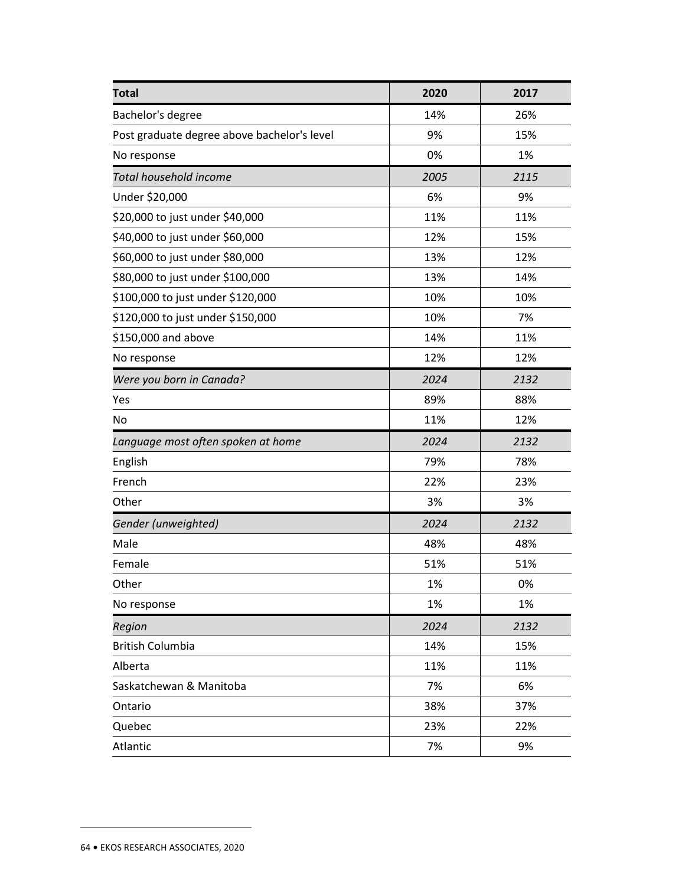| **Total** | **2020** | **2017** |
|---|---|---|
| Bachelor's degree | 14% | 26% |
| Post graduate degree above bachelor's level | 9% | 15% |
| No response | 0% | 1% |
| *Total household income* | *2005* | *2115* |
| Under $20,000 | 6% | 9% |
| $20,000 to just under $40,000 | 11% | 11% |
| $40,000 to just under $60,000 | 12% | 15% |
| $60,000 to just under $80,000 | 13% | 12% |
| $80,000 to just under $100,000 | 13% | 14% |
| $100,000 to just under $120,000 | 10% | 10% |
| $120,000 to just under $150,000 | 10% | 7% |
| $150,000 and above | 14% | 11% |
| No response | 12% | 12% |
| *Were you born in Canada?* | *2024* | *2132* |
| Yes | 89% | 88% |
| No | 11% | 12% |
| *Language most often spoken at home* | *2024* | *2132* |
| English | 79% | 78% |
| French | 22% | 23% |
| Other | 3% | 3% |
| *Gender (unweighted)* | *2024* | *2132* |
| Male | 48% | 48% |
| Female | 51% | 51% |
| Other | 1% | 0% |
| No response | 1% | 1% |
| *Region* | *2024* | *2132* |
| British Columbia | 14% | 15% |
| Alberta | 11% | 11% |
| Saskatchewan & Manitoba | 7% | 6% |
| Ontario | 38% | 37% |
| Quebec | 23% | 22% |
| Atlantic | 7% | 9% |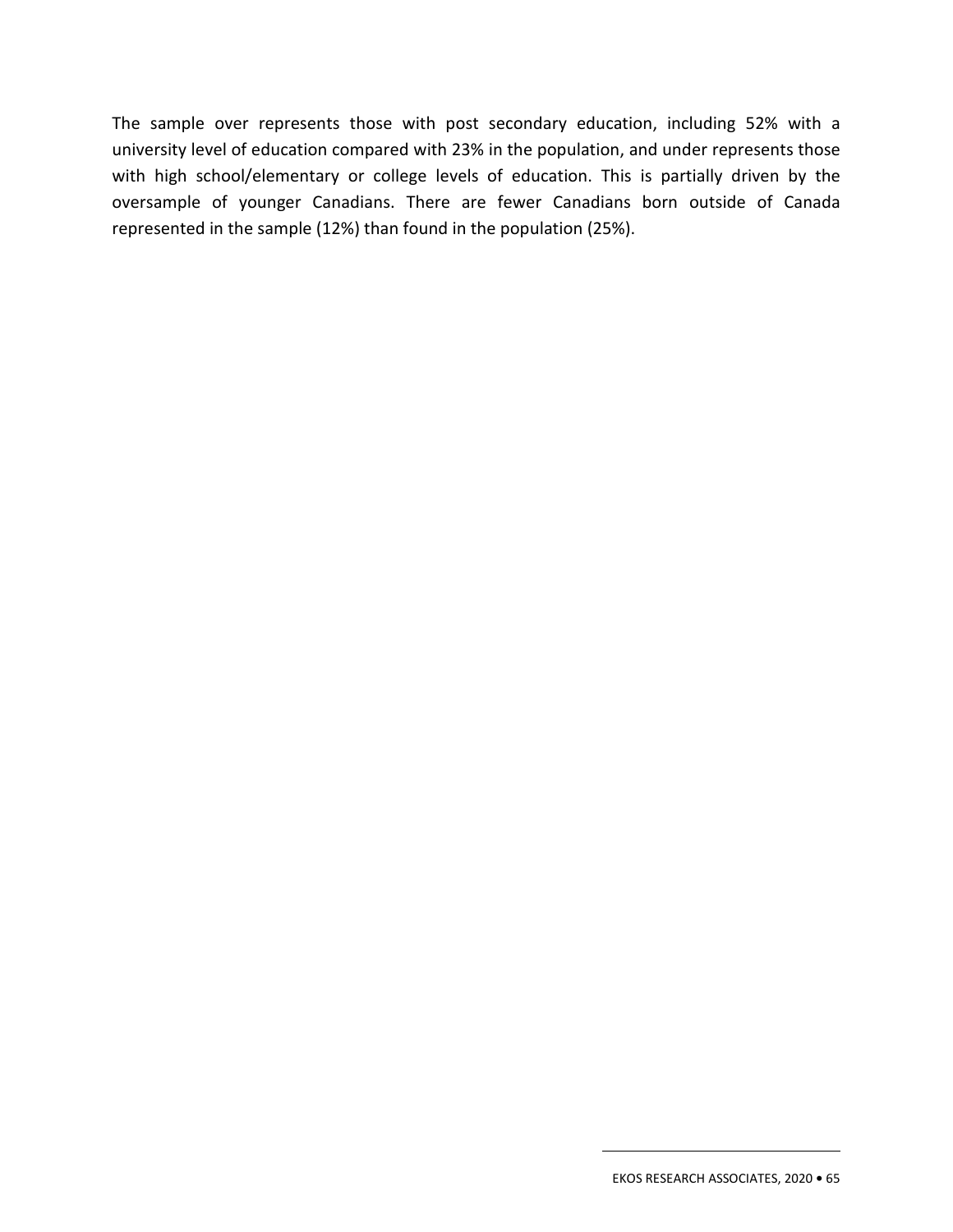The sample over represents those with post secondary education, including 52% with a university level of education compared with 23% in the population, and under represents those with high school/elementary or college levels of education. This is partially driven by the oversample of younger Canadians. There are fewer Canadians born outside of Canada represented in the sample (12%) than found in the population (25%).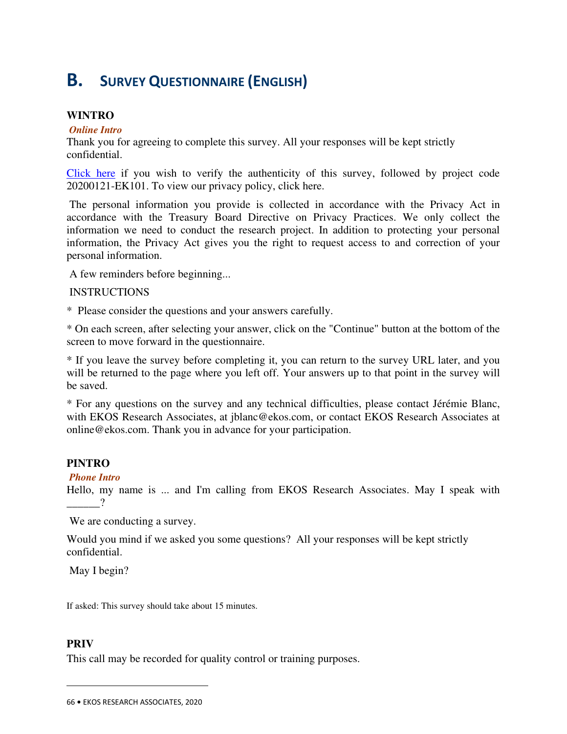# B. SURVEY QUESTIONNAIRE (ENGLISH)

**WINTRO**

***Online Intro***

Thank you for agreeing to complete this survey. All your responses will be kept strictly confidential.

Click here if you wish to verify the authenticity of this survey, followed by project code 20200121-EK101. To view our privacy policy, click here.

The personal information you provide is collected in accordance with the Privacy Act in accordance with the Treasury Board Directive on Privacy Practices. We only collect the information we need to conduct the research project. In addition to protecting your personal information, the Privacy Act gives you the right to request access to and correction of your personal information.

A few reminders before beginning...

INSTRUCTIONS

* Please consider the questions and your answers carefully.

* On each screen, after selecting your answer, click on the "Continue" button at the bottom of the screen to move forward in the questionnaire.

* If you leave the survey before completing it, you can return to the survey URL later, and you will be returned to the page where you left off. Your answers up to that point in the survey will be saved.

* For any questions on the survey and any technical difficulties, please contact Jérémie Blanc, with EKOS Research Associates, at jblanc@ekos.com, or contact EKOS Research Associates at online@ekos.com. Thank you in advance for your participation.

**PINTRO**

***Phone Intro***

Hello, my name is ... and I'm calling from EKOS Research Associates. May I speak with ______?

We are conducting a survey.

Would you mind if we asked you some questions? All your responses will be kept strictly confidential.

May I begin?

If asked: This survey should take about 15 minutes.

**PRIV**

This call may be recorded for quality control or training purposes.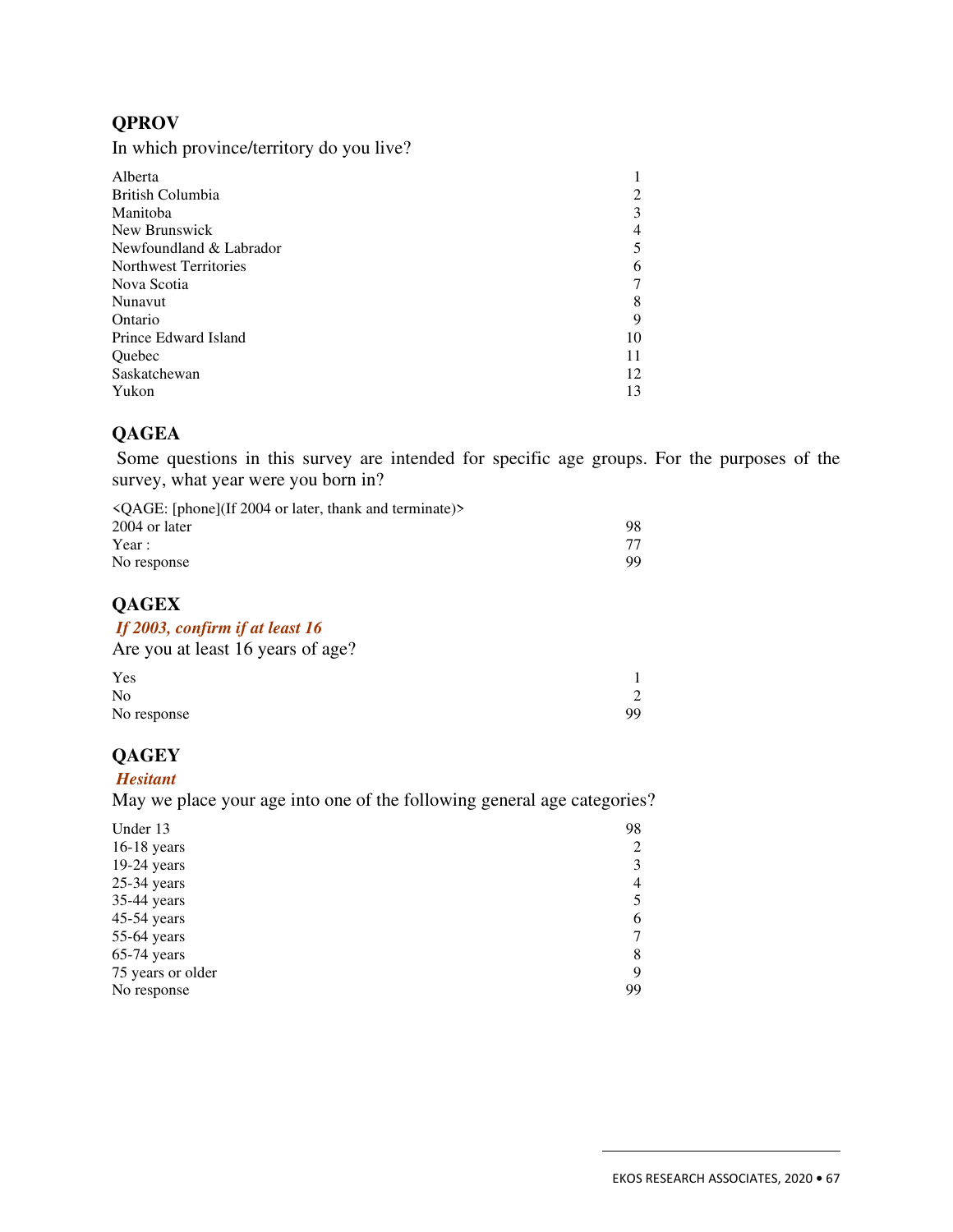## QPROV

In which province/territory do you live?

| | |
|---|---|
| Alberta | 1 |
| British Columbia | 2 |
| Manitoba | 3 |
| New Brunswick | 4 |
| Newfoundland & Labrador | 5 |
| Northwest Territories | 6 |
| Nova Scotia | 7 |
| Nunavut | 8 |
| Ontario | 9 |
| Prince Edward Island | 10 |
| Quebec | 11 |
| Saskatchewan | 12 |
| Yukon | 13 |

## QAGEA

Some questions in this survey are intended for specific age groups. For the purposes of the survey, what year were you born in?

<QAGE: [phone](If 2004 or later, thank and terminate)>

| | |
|---|---|
| 2004 or later | 98 |
| Year : | 77 |
| No response | 99 |

## QAGEX

***If 2003, confirm if at least 16***

Are you at least 16 years of age?

| | |
|---|---|
| Yes | 1 |
| No | 2 |
| No response | 99 |

## QAGEY

***Hesitant***

May we place your age into one of the following general age categories?

| | |
|---|---|
| Under 13 | 98 |
| 16-18 years | 2 |
| 19-24 years | 3 |
| 25-34 years | 4 |
| 35-44 years | 5 |
| 45-54 years | 6 |
| 55-64 years | 7 |
| 65-74 years | 8 |
| 75 years or older | 9 |
| No response | 99 |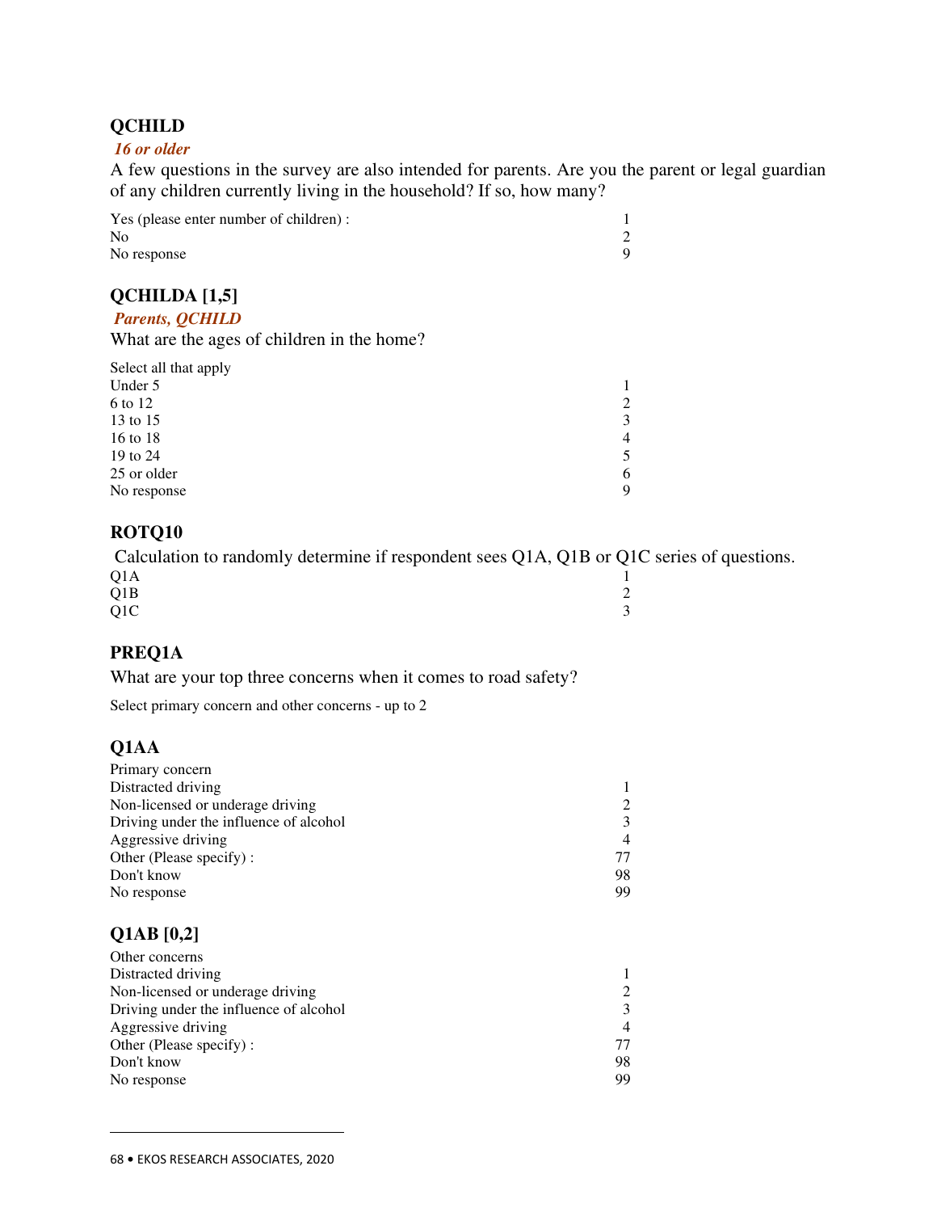### QCHILD

***16 or older***

A few questions in the survey are also intended for parents. Are you the parent or legal guardian of any children currently living in the household? If so, how many?

| | |
|---|---|
| Yes (please enter number of children) : | 1 |
| No | 2 |
| No response | 9 |

### QCHILDA [1,5]

***Parents, QCHILD***

What are the ages of children in the home?

| | |
|---|---|
| Select all that apply | |
| Under 5 | 1 |
| 6 to 12 | 2 |
| 13 to 15 | 3 |
| 16 to 18 | 4 |
| 19 to 24 | 5 |
| 25 or older | 6 |
| No response | 9 |

### ROTQ10

Calculation to randomly determine if respondent sees Q1A, Q1B or Q1C series of questions.

| | |
|---|---|
| Q1A | 1 |
| Q1B | 2 |
| Q1C | 3 |

### PREQ1A

What are your top three concerns when it comes to road safety?

Select primary concern and other concerns - up to 2

### Q1AA

| | |
|---|---|
| Primary concern | |
| Distracted driving | 1 |
| Non-licensed or underage driving | 2 |
| Driving under the influence of alcohol | 3 |
| Aggressive driving | 4 |
| Other (Please specify) : | 77 |
| Don't know | 98 |
| No response | 99 |

### Q1AB [0,2]

| | |
|---|---|
| Other concerns | |
| Distracted driving | 1 |
| Non-licensed or underage driving | 2 |
| Driving under the influence of alcohol | 3 |
| Aggressive driving | 4 |
| Other (Please specify) : | 77 |
| Don't know | 98 |
| No response | 99 |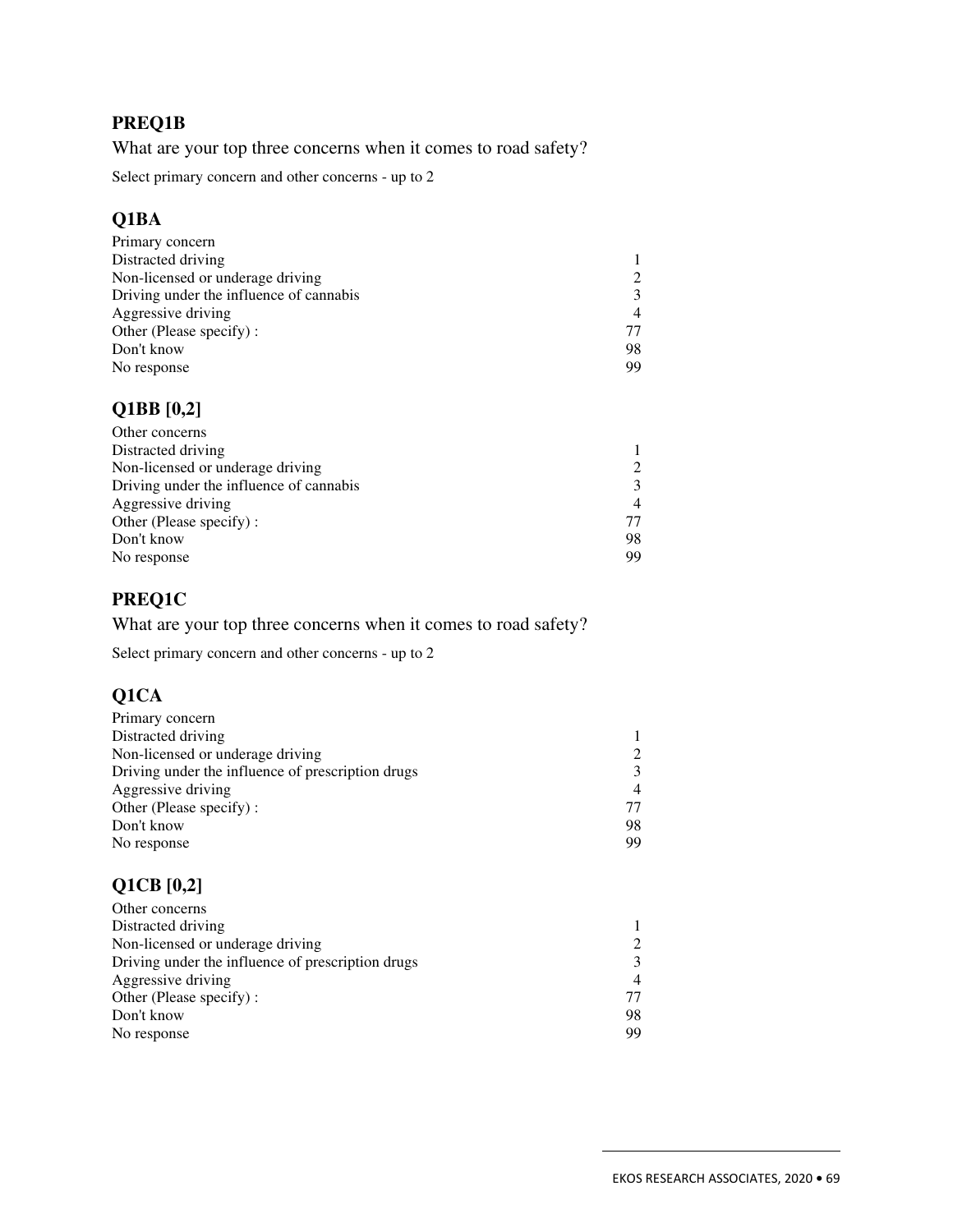## PREQ1B

What are your top three concerns when it comes to road safety?

Select primary concern and other concerns - up to 2

### Q1BA

| Primary concern | |
|---|---|
| Distracted driving | 1 |
| Non-licensed or underage driving | 2 |
| Driving under the influence of cannabis | 3 |
| Aggressive driving | 4 |
| Other (Please specify) : | 77 |
| Don't know | 98 |
| No response | 99 |

### Q1BB [0,2]

| Other concerns | |
|---|---|
| Distracted driving | 1 |
| Non-licensed or underage driving | 2 |
| Driving under the influence of cannabis | 3 |
| Aggressive driving | 4 |
| Other (Please specify) : | 77 |
| Don't know | 98 |
| No response | 99 |

## PREQ1C

What are your top three concerns when it comes to road safety?

Select primary concern and other concerns - up to 2

### Q1CA

| Primary concern | |
|---|---|
| Distracted driving | 1 |
| Non-licensed or underage driving | 2 |
| Driving under the influence of prescription drugs | 3 |
| Aggressive driving | 4 |
| Other (Please specify) : | 77 |
| Don't know | 98 |
| No response | 99 |

### Q1CB [0,2]

| Other concerns | |
|---|---|
| Distracted driving | 1 |
| Non-licensed or underage driving | 2 |
| Driving under the influence of prescription drugs | 3 |
| Aggressive driving | 4 |
| Other (Please specify) : | 77 |
| Don't know | 98 |
| No response | 99 |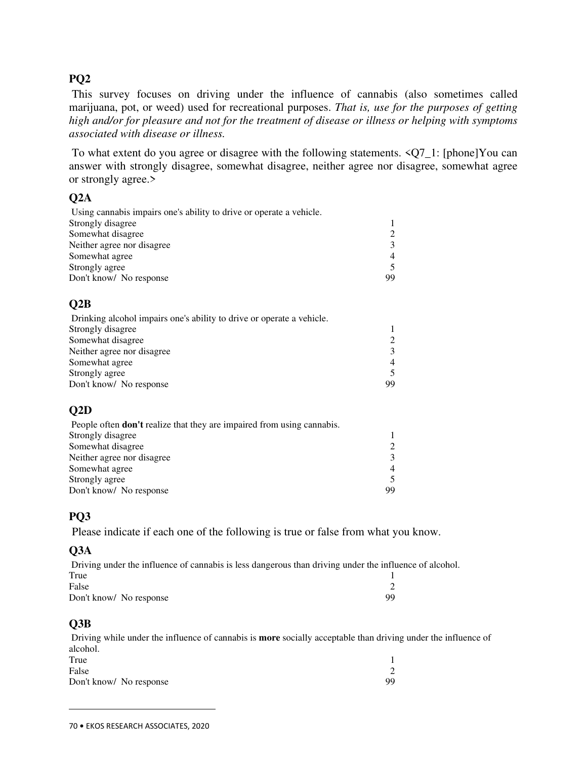**PQ2**

This survey focuses on driving under the influence of cannabis (also sometimes called marijuana, pot, or weed) used for recreational purposes. *That is, use for the purposes of getting high and/or for pleasure and not for the treatment of disease or illness or helping with symptoms associated with disease or illness.*

To what extent do you agree or disagree with the following statements. <Q7_1: [phone]You can answer with strongly disagree, somewhat disagree, neither agree nor disagree, somewhat agree or strongly agree.>

**Q2A**

Using cannabis impairs one's ability to drive or operate a vehicle.

| | |
|---|---|
| Strongly disagree | 1 |
| Somewhat disagree | 2 |
| Neither agree nor disagree | 3 |
| Somewhat agree | 4 |
| Strongly agree | 5 |
| Don't know/ No response | 99 |

**Q2B**

Drinking alcohol impairs one's ability to drive or operate a vehicle.

| | |
|---|---|
| Strongly disagree | 1 |
| Somewhat disagree | 2 |
| Neither agree nor disagree | 3 |
| Somewhat agree | 4 |
| Strongly agree | 5 |
| Don't know/ No response | 99 |

**Q2D**

People often **don't** realize that they are impaired from using cannabis.

| | |
|---|---|
| Strongly disagree | 1 |
| Somewhat disagree | 2 |
| Neither agree nor disagree | 3 |
| Somewhat agree | 4 |
| Strongly agree | 5 |
| Don't know/ No response | 99 |

**PQ3**

Please indicate if each one of the following is true or false from what you know.

**Q3A**

Driving under the influence of cannabis is less dangerous than driving under the influence of alcohol.

| | |
|---|---|
| True | 1 |
| False | 2 |
| Don't know/ No response | 99 |

**Q3B**

Driving while under the influence of cannabis is **more** socially acceptable than driving under the influence of alcohol.

| | |
|---|---|
| True | 1 |
| False | 2 |
| Don't know/ No response | 99 |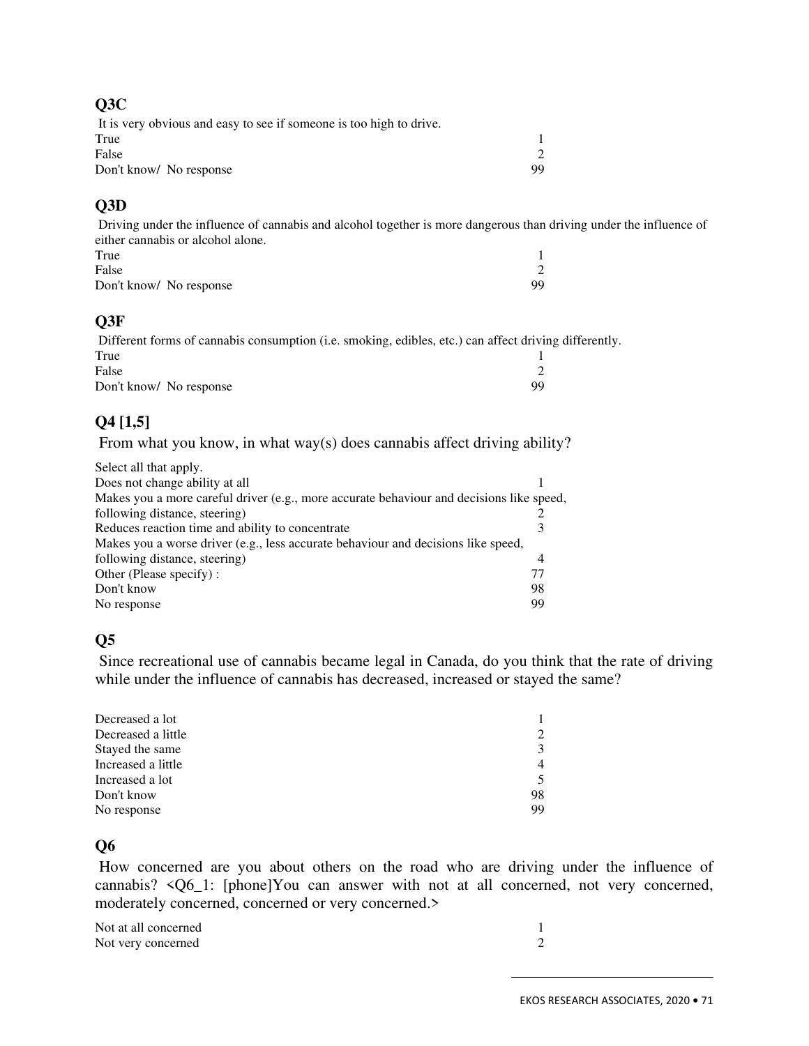### Q3C

It is very obvious and easy to see if someone is too high to drive.

| | |
|---|---|
| True | 1 |
| False | 2 |
| Don't know/ No response | 99 |

### Q3D

Driving under the influence of cannabis and alcohol together is more dangerous than driving under the influence of either cannabis or alcohol alone.

| | |
|---|---|
| True | 1 |
| False | 2 |
| Don't know/ No response | 99 |

### Q3F

Different forms of cannabis consumption (i.e. smoking, edibles, etc.) can affect driving differently.

| | |
|---|---|
| True | 1 |
| False | 2 |
| Don't know/ No response | 99 |

### Q4 [1,5]

From what you know, in what way(s) does cannabis affect driving ability?

Select all that apply.

| | |
|---|---|
| Does not change ability at all | 1 |
| Makes you a more careful driver (e.g., more accurate behaviour and decisions like speed, following distance, steering) | 2 |
| Reduces reaction time and ability to concentrate | 3 |
| Makes you a worse driver (e.g., less accurate behaviour and decisions like speed, following distance, steering) | 4 |
| Other (Please specify) : | 77 |
| Don't know | 98 |
| No response | 99 |

### Q5

Since recreational use of cannabis became legal in Canada, do you think that the rate of driving while under the influence of cannabis has decreased, increased or stayed the same?

| | |
|---|---|
| Decreased a lot | 1 |
| Decreased a little | 2 |
| Stayed the same | 3 |
| Increased a little | 4 |
| Increased a lot | 5 |
| Don't know | 98 |
| No response | 99 |

### Q6

How concerned are you about others on the road who are driving under the influence of cannabis? <Q6_1: [phone]You can answer with not at all concerned, not very concerned, moderately concerned, concerned or very concerned.>

| | |
|---|---|
| Not at all concerned | 1 |
| Not very concerned | 2 |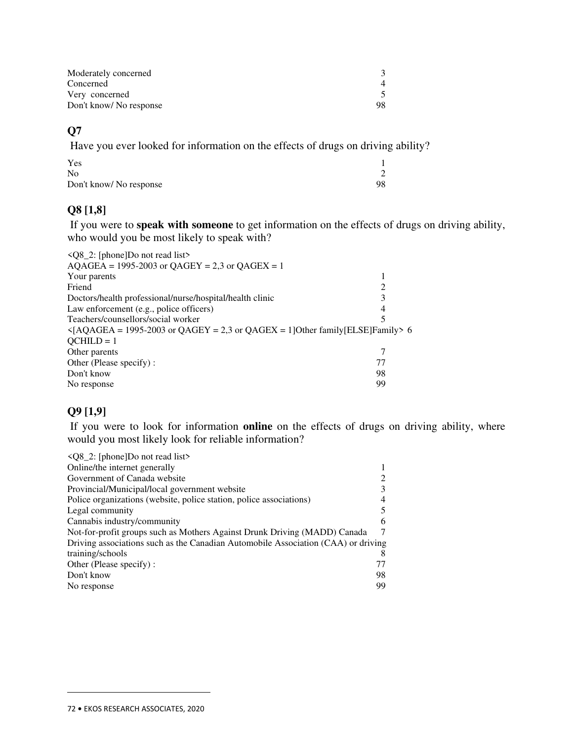| | |
|---|---|
| Moderately concerned | 3 |
| Concerned | 4 |
| Very concerned | 5 |
| Don't know/ No response | 98 |

## Q7

Have you ever looked for information on the effects of drugs on driving ability?

| | |
|---|---|
| Yes | 1 |
| No | 2 |
| Don't know/ No response | 98 |

## Q8 [1,8]

If you were to **speak with someone** to get information on the effects of drugs on driving ability, who would you be most likely to speak with?

<Q8_2: [phone]Do not read list>

AQAGEA = 1995-2003 or QAGEY = 2,3 or QAGEX = 1

| | |
|---|---|
| Your parents | 1 |
| Friend | 2 |
| Doctors/health professional/nurse/hospital/health clinic | 3 |
| Law enforcement (e.g., police officers) | 4 |
| Teachers/counsellors/social worker | 5 |
| <[AQAGEA = 1995-2003 or QAGEY = 2,3 or QAGEX = 1]Other family[ELSE]Family> | 6 |

QCHILD = 1

| | |
|---|---|
| Other parents | 7 |
| Other (Please specify) : | 77 |
| Don't know | 98 |
| No response | 99 |

## Q9 [1,9]

If you were to look for information **online** on the effects of drugs on driving ability, where would you most likely look for reliable information?

<Q8_2: [phone]Do not read list>

| | |
|---|---|
| Online/the internet generally | 1 |
| Government of Canada website | 2 |
| Provincial/Municipal/local government website | 3 |
| Police organizations (website, police station, police associations) | 4 |
| Legal community | 5 |
| Cannabis industry/community | 6 |
| Not-for-profit groups such as Mothers Against Drunk Driving (MADD) Canada | 7 |
| Driving associations such as the Canadian Automobile Association (CAA) or driving training/schools | 8 |
| Other (Please specify) : | 77 |
| Don't know | 98 |
| No response | 99 |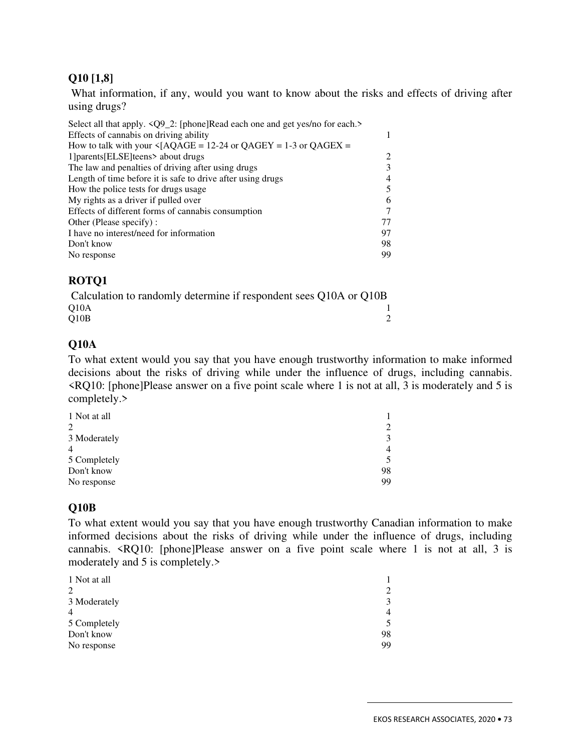## Q10 [1,8]

What information, if any, would you want to know about the risks and effects of driving after using drugs?

Select all that apply. <Q9_2: [phone]Read each one and get yes/no for each.>

| | |
|---|---|
| Effects of cannabis on driving ability | 1 |
| How to talk with your <[AQAGE = 12-24 or QAGEY = 1-3 or QAGEX = 1]parents[ELSE]teens> about drugs | 2 |
| The law and penalties of driving after using drugs | 3 |
| Length of time before it is safe to drive after using drugs | 4 |
| How the police tests for drugs usage | 5 |
| My rights as a driver if pulled over | 6 |
| Effects of different forms of cannabis consumption | 7 |
| Other (Please specify) : | 77 |
| I have no interest/need for information | 97 |
| Don't know | 98 |
| No response | 99 |

## ROTQ1

Calculation to randomly determine if respondent sees Q10A or Q10B

| | |
|---|---|
| Q10A | 1 |
| Q10B | 2 |

## Q10A

To what extent would you say that you have enough trustworthy information to make informed decisions about the risks of driving while under the influence of drugs, including cannabis. <RQ10: [phone]Please answer on a five point scale where 1 is not at all, 3 is moderately and 5 is completely.>

| | |
|---|---|
| 1 Not at all | 1 |
| 2 | 2 |
| 3 Moderately | 3 |
| 4 | 4 |
| 5 Completely | 5 |
| Don't know | 98 |
| No response | 99 |

## Q10B

To what extent would you say that you have enough trustworthy Canadian information to make informed decisions about the risks of driving while under the influence of drugs, including cannabis. <RQ10: [phone]Please answer on a five point scale where 1 is not at all, 3 is moderately and 5 is completely.>

| | |
|---|---|
| 1 Not at all | 1 |
| 2 | 2 |
| 3 Moderately | 3 |
| 4 | 4 |
| 5 Completely | 5 |
| Don't know | 98 |
| No response | 99 |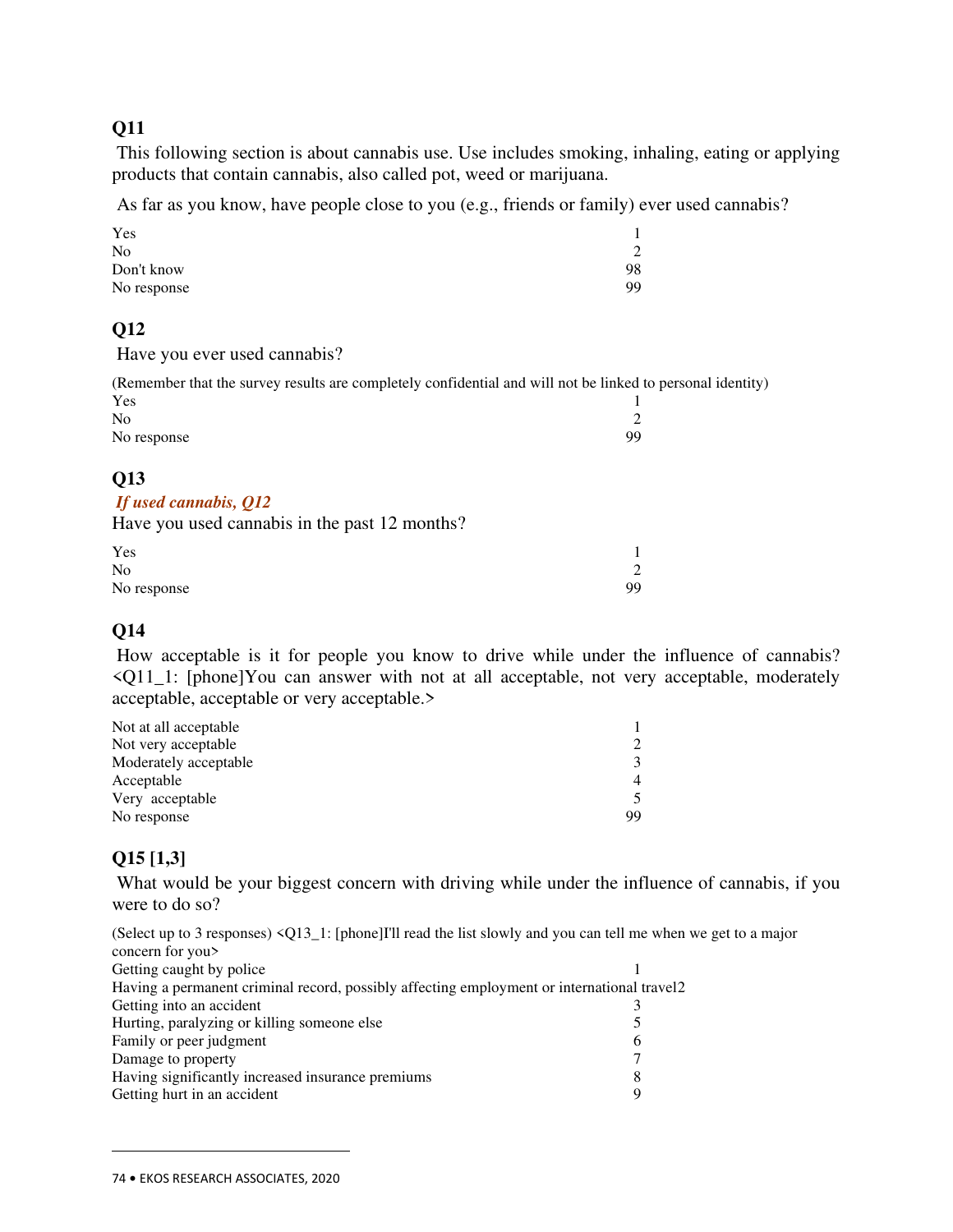### Q11

This following section is about cannabis use. Use includes smoking, inhaling, eating or applying products that contain cannabis, also called pot, weed or marijuana.

As far as you know, have people close to you (e.g., friends or family) ever used cannabis?

| | |
|---|---|
| Yes | 1 |
| No | 2 |
| Don't know | 98 |
| No response | 99 |

### Q12

Have you ever used cannabis?

(Remember that the survey results are completely confidential and will not be linked to personal identity)

| | |
|---|---|
| Yes | 1 |
| No | 2 |
| No response | 99 |

### Q13

***If used cannabis, Q12***

Have you used cannabis in the past 12 months?

| | |
|---|---|
| Yes | 1 |
| No | 2 |
| No response | 99 |

### Q14

How acceptable is it for people you know to drive while under the influence of cannabis? <Q11_1: [phone]You can answer with not at all acceptable, not very acceptable, moderately acceptable, acceptable or very acceptable.>

| | |
|---|---|
| Not at all acceptable | 1 |
| Not very acceptable | 2 |
| Moderately acceptable | 3 |
| Acceptable | 4 |
| Very acceptable | 5 |
| No response | 99 |

### Q15 [1,3]

What would be your biggest concern with driving while under the influence of cannabis, if you were to do so?

(Select up to 3 responses) <Q13_1: [phone]I'll read the list slowly and you can tell me when we get to a major concern for you>

| | |
|---|---|
| Getting caught by police | 1 |
| Having a permanent criminal record, possibly affecting employment or international travel | 2 |
| Getting into an accident | 3 |
| Hurting, paralyzing or killing someone else | 5 |
| Family or peer judgment | 6 |
| Damage to property | 7 |
| Having significantly increased insurance premiums | 8 |
| Getting hurt in an accident | 9 |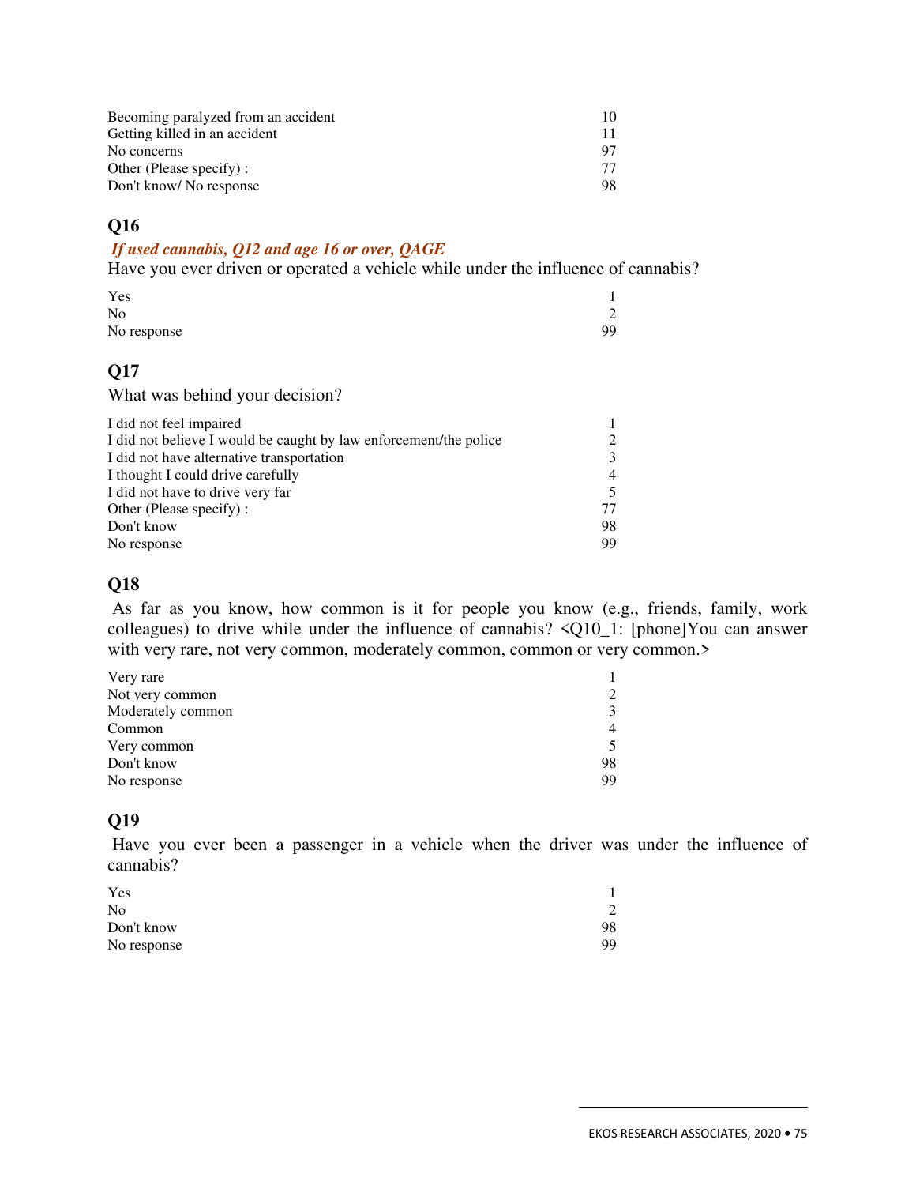| | |
|---|---|
| Becoming paralyzed from an accident | 10 |
| Getting killed in an accident | 11 |
| No concerns | 97 |
| Other (Please specify) : | 77 |
| Don't know/ No response | 98 |

## Q16

*If used cannabis, Q12 and age 16 or over, QAGE*

Have you ever driven or operated a vehicle while under the influence of cannabis?

| | |
|---|---|
| Yes | 1 |
| No | 2 |
| No response | 99 |

## Q17

What was behind your decision?

| | |
|---|---|
| I did not feel impaired | 1 |
| I did not believe I would be caught by law enforcement/the police | 2 |
| I did not have alternative transportation | 3 |
| I thought I could drive carefully | 4 |
| I did not have to drive very far | 5 |
| Other (Please specify) : | 77 |
| Don't know | 98 |
| No response | 99 |

## Q18

As far as you know, how common is it for people you know (e.g., friends, family, work colleagues) to drive while under the influence of cannabis? <Q10_1: [phone]You can answer with very rare, not very common, moderately common, common or very common.>

| | |
|---|---|
| Very rare | 1 |
| Not very common | 2 |
| Moderately common | 3 |
| Common | 4 |
| Very common | 5 |
| Don't know | 98 |
| No response | 99 |

## Q19

Have you ever been a passenger in a vehicle when the driver was under the influence of cannabis?

| | |
|---|---|
| Yes | 1 |
| No | 2 |
| Don't know | 98 |
| No response | 99 |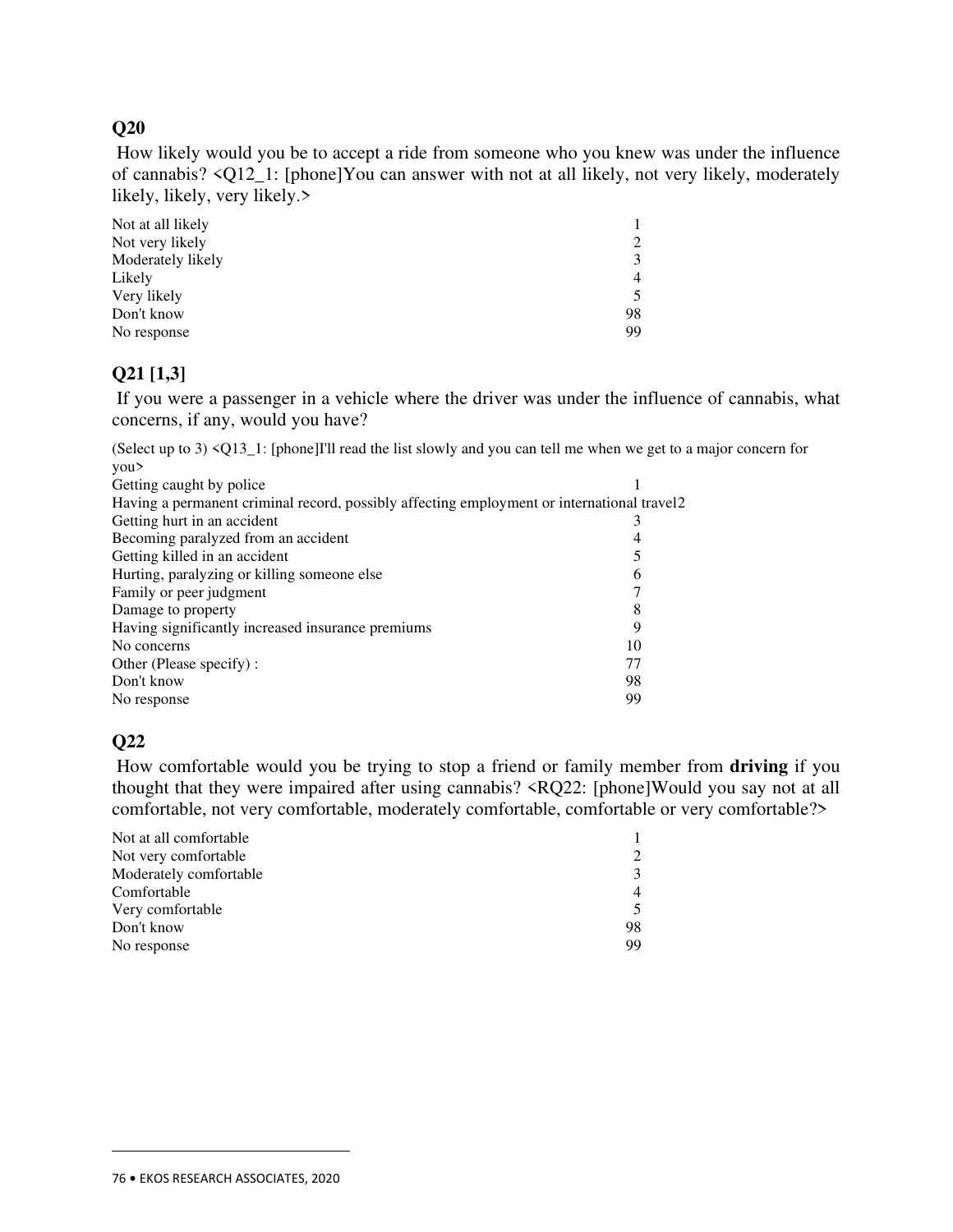## Q20

How likely would you be to accept a ride from someone who you knew was under the influence of cannabis? <Q12_1: [phone]You can answer with not at all likely, not very likely, moderately likely, likely, very likely.>

| | |
|---|---|
| Not at all likely | 1 |
| Not very likely | 2 |
| Moderately likely | 3 |
| Likely | 4 |
| Very likely | 5 |
| Don't know | 98 |
| No response | 99 |

## Q21 [1,3]

If you were a passenger in a vehicle where the driver was under the influence of cannabis, what concerns, if any, would you have?

(Select up to 3) <Q13_1: [phone]I'll read the list slowly and you can tell me when we get to a major concern for you>

| | |
|---|---|
| Getting caught by police | 1 |
| Having a permanent criminal record, possibly affecting employment or international travel | 2 |
| Getting hurt in an accident | 3 |
| Becoming paralyzed from an accident | 4 |
| Getting killed in an accident | 5 |
| Hurting, paralyzing or killing someone else | 6 |
| Family or peer judgment | 7 |
| Damage to property | 8 |
| Having significantly increased insurance premiums | 9 |
| No concerns | 10 |
| Other (Please specify) : | 77 |
| Don't know | 98 |
| No response | 99 |

## Q22

How comfortable would you be trying to stop a friend or family member from **driving** if you thought that they were impaired after using cannabis? <RQ22: [phone]Would you say not at all comfortable, not very comfortable, moderately comfortable, comfortable or very comfortable?>

| | |
|---|---|
| Not at all comfortable | 1 |
| Not very comfortable | 2 |
| Moderately comfortable | 3 |
| Comfortable | 4 |
| Very comfortable | 5 |
| Don't know | 98 |
| No response | 99 |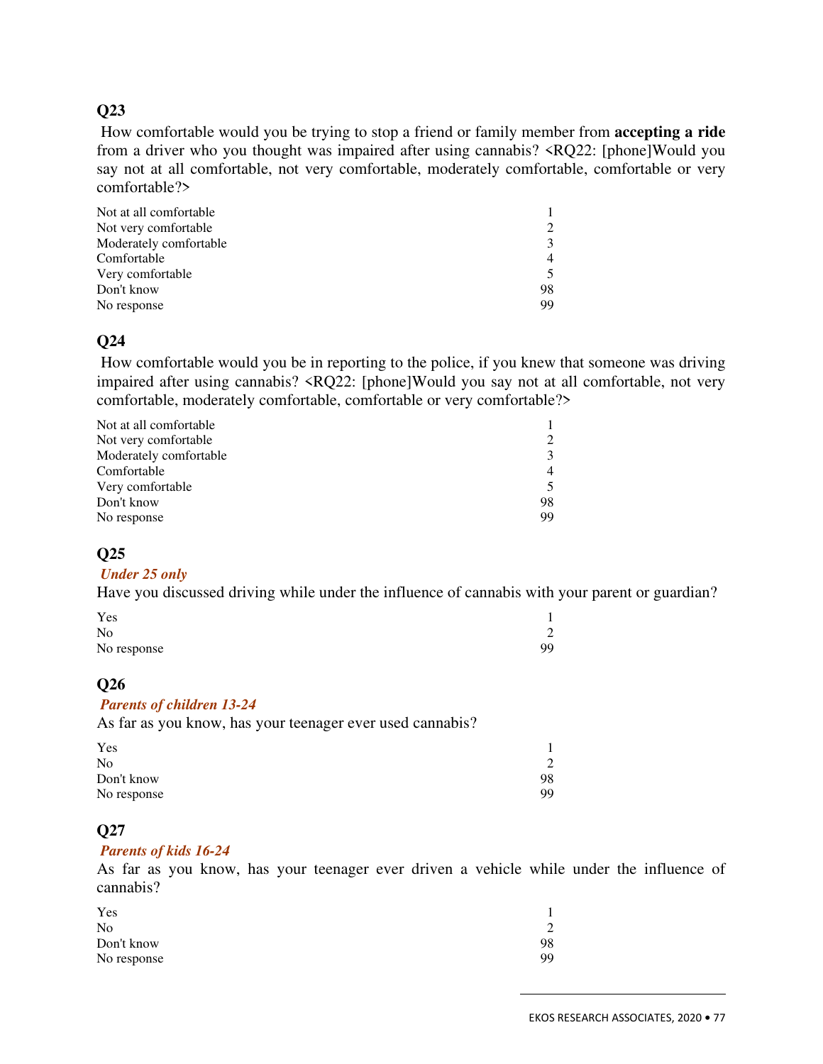### Q23

How comfortable would you be trying to stop a friend or family member from **accepting a ride** from a driver who you thought was impaired after using cannabis? <RQ22: [phone]Would you say not at all comfortable, not very comfortable, moderately comfortable, comfortable or very comfortable?>

| | |
|---|---|
| Not at all comfortable | 1 |
| Not very comfortable | 2 |
| Moderately comfortable | 3 |
| Comfortable | 4 |
| Very comfortable | 5 |
| Don't know | 98 |
| No response | 99 |

### Q24

How comfortable would you be in reporting to the police, if you knew that someone was driving impaired after using cannabis? <RQ22: [phone]Would you say not at all comfortable, not very comfortable, moderately comfortable, comfortable or very comfortable?>

| | |
|---|---|
| Not at all comfortable | 1 |
| Not very comfortable | 2 |
| Moderately comfortable | 3 |
| Comfortable | 4 |
| Very comfortable | 5 |
| Don't know | 98 |
| No response | 99 |

### Q25

***Under 25 only***

Have you discussed driving while under the influence of cannabis with your parent or guardian?

| | |
|---|---|
| Yes | 1 |
| No | 2 |
| No response | 99 |

### Q26

***Parents of children 13-24***

As far as you know, has your teenager ever used cannabis?

| | |
|---|---|
| Yes | 1 |
| No | 2 |
| Don't know | 98 |
| No response | 99 |

### Q27

***Parents of kids 16-24***

As far as you know, has your teenager ever driven a vehicle while under the influence of cannabis?

| | |
|---|---|
| Yes | 1 |
| No | 2 |
| Don't know | 98 |
| No response | 99 |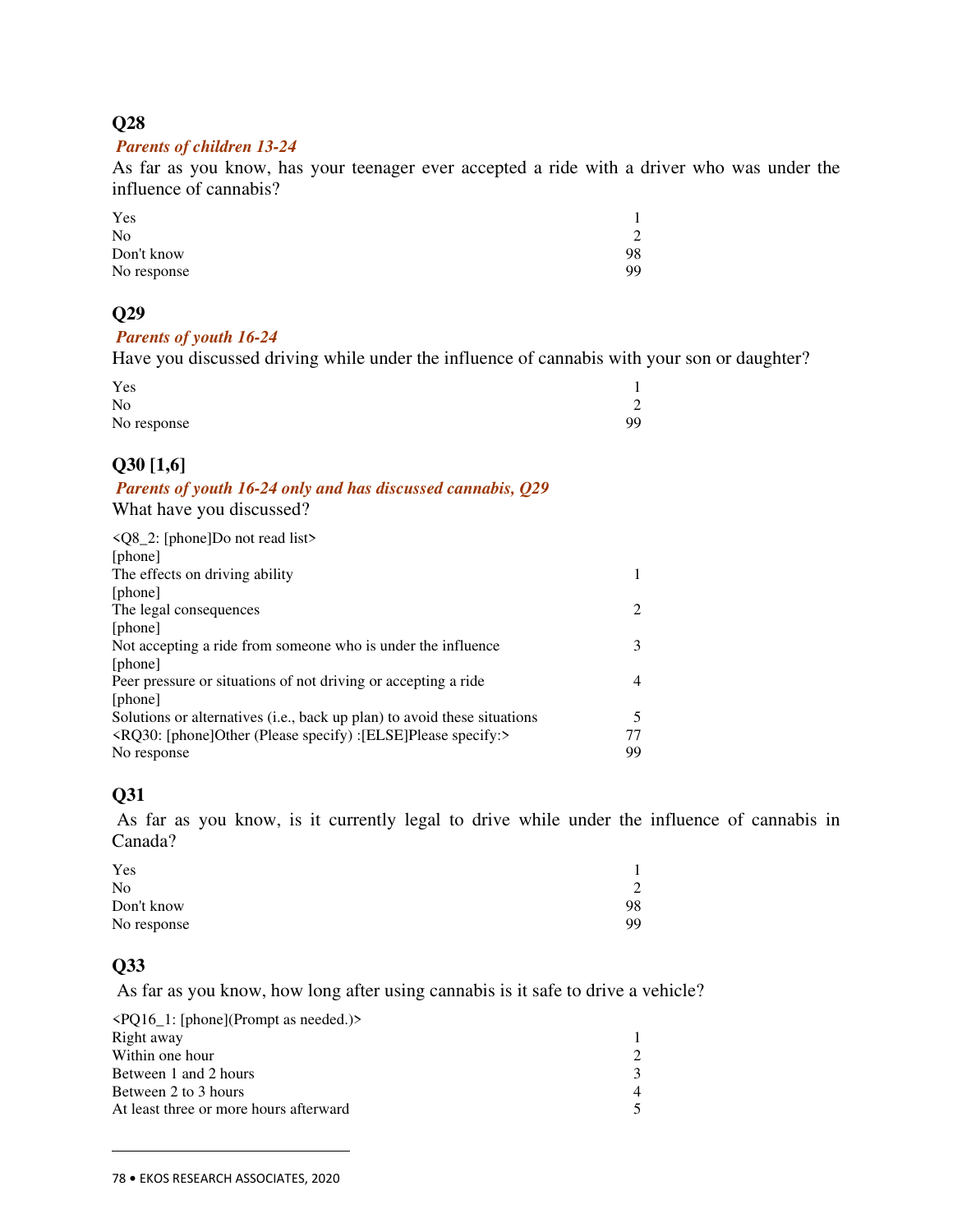### Q28

***Parents of children 13-24***

As far as you know, has your teenager ever accepted a ride with a driver who was under the influence of cannabis?

| | |
|---|---|
| Yes | 1 |
| No | 2 |
| Don't know | 98 |
| No response | 99 |

### Q29

***Parents of youth 16-24***

Have you discussed driving while under the influence of cannabis with your son or daughter?

| | |
|---|---|
| Yes | 1 |
| No | 2 |
| No response | 99 |

### Q30 [1,6]

***Parents of youth 16-24 only and has discussed cannabis, Q29***

What have you discussed?

| | |
|---|---|
| <Q8_2: [phone]Do not read list> | |
| [phone] | |
| The effects on driving ability | 1 |
| [phone] | |
| The legal consequences | 2 |
| [phone] | |
| Not accepting a ride from someone who is under the influence | 3 |
| [phone] | |
| Peer pressure or situations of not driving or accepting a ride | 4 |
| [phone] | |
| Solutions or alternatives (i.e., back up plan) to avoid these situations | 5 |
| <RQ30: [phone]Other (Please specify) :[ELSE]Please specify:> | 77 |
| No response | 99 |

### Q31

As far as you know, is it currently legal to drive while under the influence of cannabis in Canada?

| | |
|---|---|
| Yes | 1 |
| No | 2 |
| Don't know | 98 |
| No response | 99 |

### Q33

As far as you know, how long after using cannabis is it safe to drive a vehicle?

| | |
|---|---|
| <PQ16_1: [phone](Prompt as needed.)> | |
| Right away | 1 |
| Within one hour | 2 |
| Between 1 and 2 hours | 3 |
| Between 2 to 3 hours | 4 |
| At least three or more hours afterward | 5 |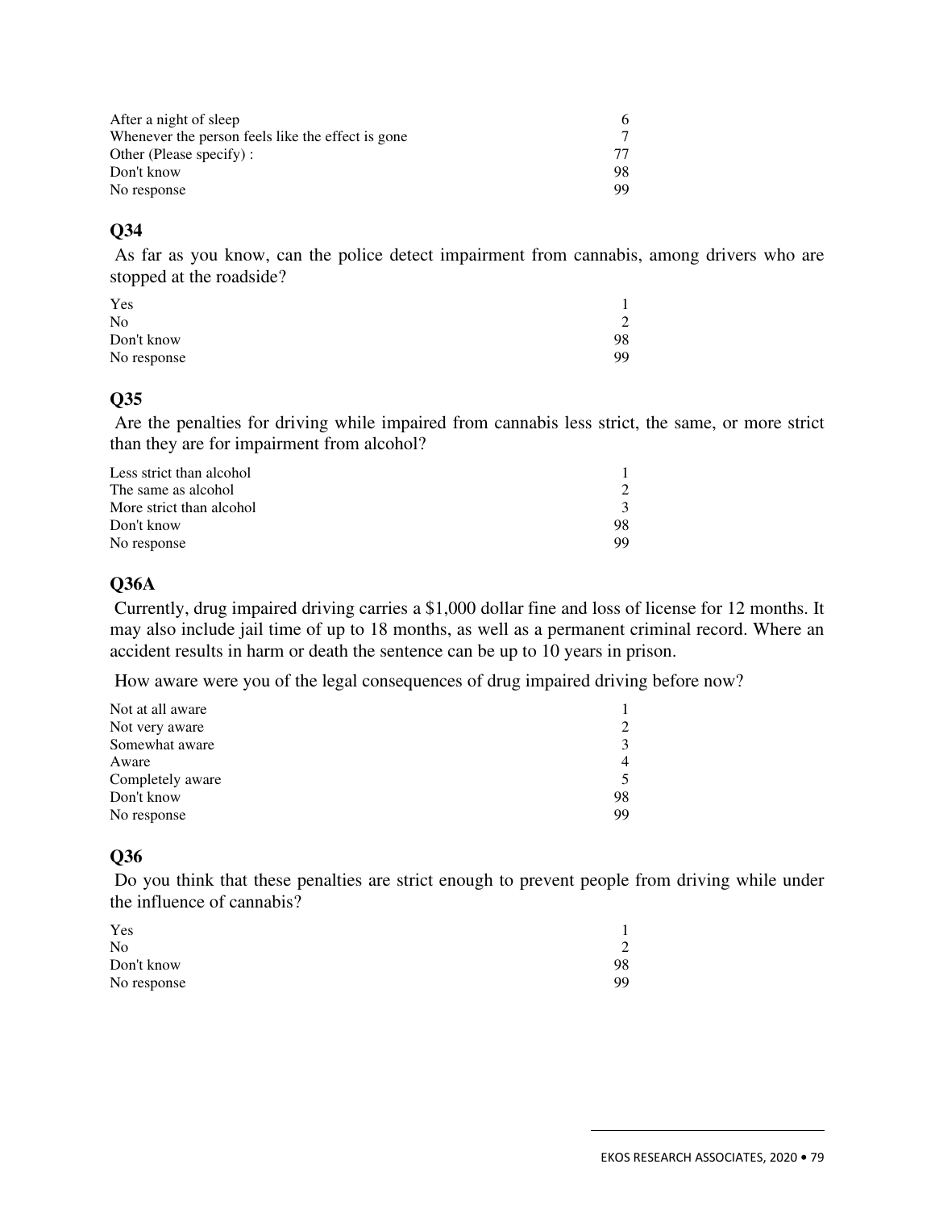| | |
|---|---|
| After a night of sleep | 6 |
| Whenever the person feels like the effect is gone | 7 |
| Other (Please specify) : | 77 |
| Don't know | 98 |
| No response | 99 |

## Q34

As far as you know, can the police detect impairment from cannabis, among drivers who are stopped at the roadside?

| | |
|---|---|
| Yes | 1 |
| No | 2 |
| Don't know | 98 |
| No response | 99 |

## Q35

Are the penalties for driving while impaired from cannabis less strict, the same, or more strict than they are for impairment from alcohol?

| | |
|---|---|
| Less strict than alcohol | 1 |
| The same as alcohol | 2 |
| More strict than alcohol | 3 |
| Don't know | 98 |
| No response | 99 |

## Q36A

Currently, drug impaired driving carries a $1,000 dollar fine and loss of license for 12 months. It may also include jail time of up to 18 months, as well as a permanent criminal record. Where an accident results in harm or death the sentence can be up to 10 years in prison.

How aware were you of the legal consequences of drug impaired driving before now?

| | |
|---|---|
| Not at all aware | 1 |
| Not very aware | 2 |
| Somewhat aware | 3 |
| Aware | 4 |
| Completely aware | 5 |
| Don't know | 98 |
| No response | 99 |

## Q36

Do you think that these penalties are strict enough to prevent people from driving while under the influence of cannabis?

| | |
|---|---|
| Yes | 1 |
| No | 2 |
| Don't know | 98 |
| No response | 99 |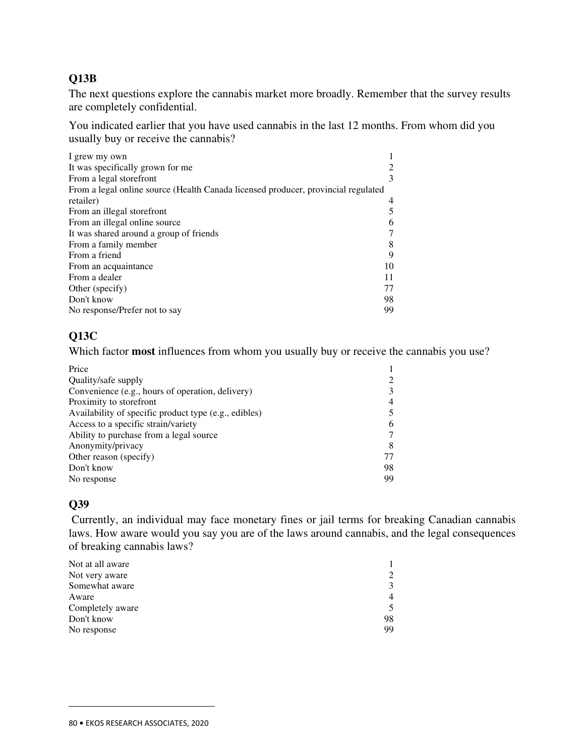### Q13B

The next questions explore the cannabis market more broadly. Remember that the survey results are completely confidential.

You indicated earlier that you have used cannabis in the last 12 months. From whom did you usually buy or receive the cannabis?

| | |
|---|---|
| I grew my own | 1 |
| It was specifically grown for me | 2 |
| From a legal storefront | 3 |
| From a legal online source (Health Canada licensed producer, provincial regulated retailer) | 4 |
| From an illegal storefront | 5 |
| From an illegal online source | 6 |
| It was shared around a group of friends | 7 |
| From a family member | 8 |
| From a friend | 9 |
| From an acquaintance | 10 |
| From a dealer | 11 |
| Other (specify) | 77 |
| Don't know | 98 |
| No response/Prefer not to say | 99 |

### Q13C

Which factor **most** influences from whom you usually buy or receive the cannabis you use?

| | |
|---|---|
| Price | 1 |
| Quality/safe supply | 2 |
| Convenience (e.g., hours of operation, delivery) | 3 |
| Proximity to storefront | 4 |
| Availability of specific product type (e.g., edibles) | 5 |
| Access to a specific strain/variety | 6 |
| Ability to purchase from a legal source | 7 |
| Anonymity/privacy | 8 |
| Other reason (specify) | 77 |
| Don't know | 98 |
| No response | 99 |

### Q39

Currently, an individual may face monetary fines or jail terms for breaking Canadian cannabis laws. How aware would you say you are of the laws around cannabis, and the legal consequences of breaking cannabis laws?

| | |
|---|---|
| Not at all aware | 1 |
| Not very aware | 2 |
| Somewhat aware | 3 |
| Aware | 4 |
| Completely aware | 5 |
| Don't know | 98 |
| No response | 99 |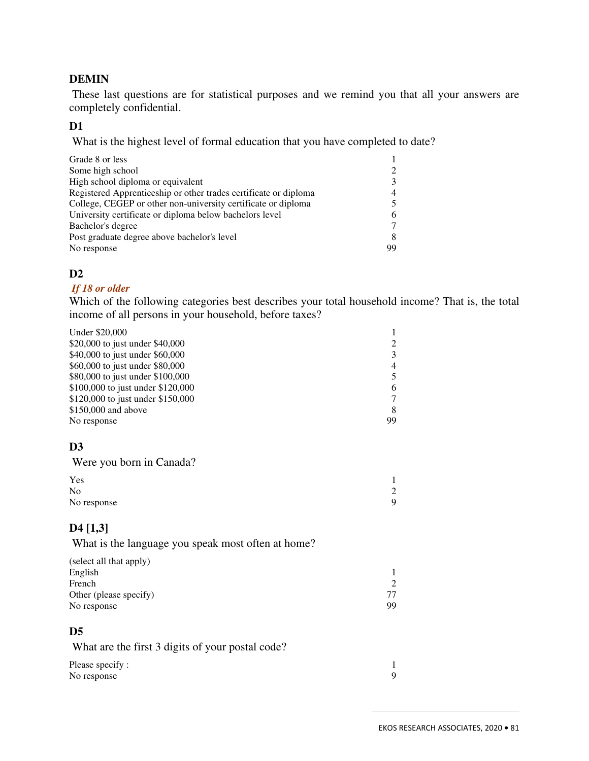## DEMIN

These last questions are for statistical purposes and we remind you that all your answers are completely confidential.

### D1

What is the highest level of formal education that you have completed to date?

| | |
|---|---|
| Grade 8 or less | 1 |
| Some high school | 2 |
| High school diploma or equivalent | 3 |
| Registered Apprenticeship or other trades certificate or diploma | 4 |
| College, CEGEP or other non-university certificate or diploma | 5 |
| University certificate or diploma below bachelors level | 6 |
| Bachelor's degree | 7 |
| Post graduate degree above bachelor's level | 8 |
| No response | 99 |

### D2

***If 18 or older***

Which of the following categories best describes your total household income? That is, the total income of all persons in your household, before taxes?

| | |
|---|---|
| Under $20,000 | 1 |
| $20,000 to just under $40,000 | 2 |
| $40,000 to just under $60,000 | 3 |
| $60,000 to just under $80,000 | 4 |
| $80,000 to just under $100,000 | 5 |
| $100,000 to just under $120,000 | 6 |
| $120,000 to just under $150,000 | 7 |
| $150,000 and above | 8 |
| No response | 99 |

### D3

Were you born in Canada?

| | |
|---|---|
| Yes | 1 |
| No | 2 |
| No response | 9 |

### D4 [1,3]

What is the language you speak most often at home?

(select all that apply)

| | |
|---|---|
| English | 1 |
| French | 2 |
| Other (please specify) | 77 |
| No response | 99 |

### D5

What are the first 3 digits of your postal code?

| | |
|---|---|
| Please specify : | 1 |
| No response | 9 |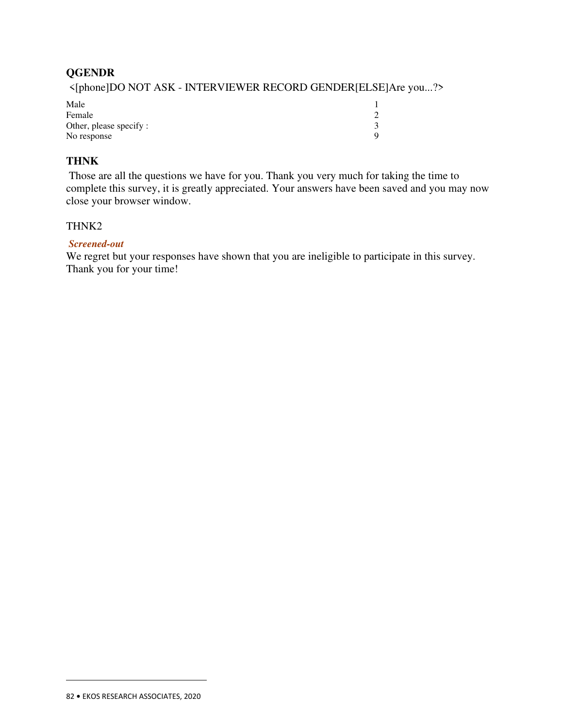### QGENDR

<[phone]DO NOT ASK - INTERVIEWER RECORD GENDER[ELSE]Are you...?>

| | |
|---|---|
| Male | 1 |
| Female | 2 |
| Other, please specify : | 3 |
| No response | 9 |

### THNK

Those are all the questions we have for you. Thank you very much for taking the time to complete this survey, it is greatly appreciated. Your answers have been saved and you may now close your browser window.

THNK2

***Screened-out***

We regret but your responses have shown that you are ineligible to participate in this survey. Thank you for your time!